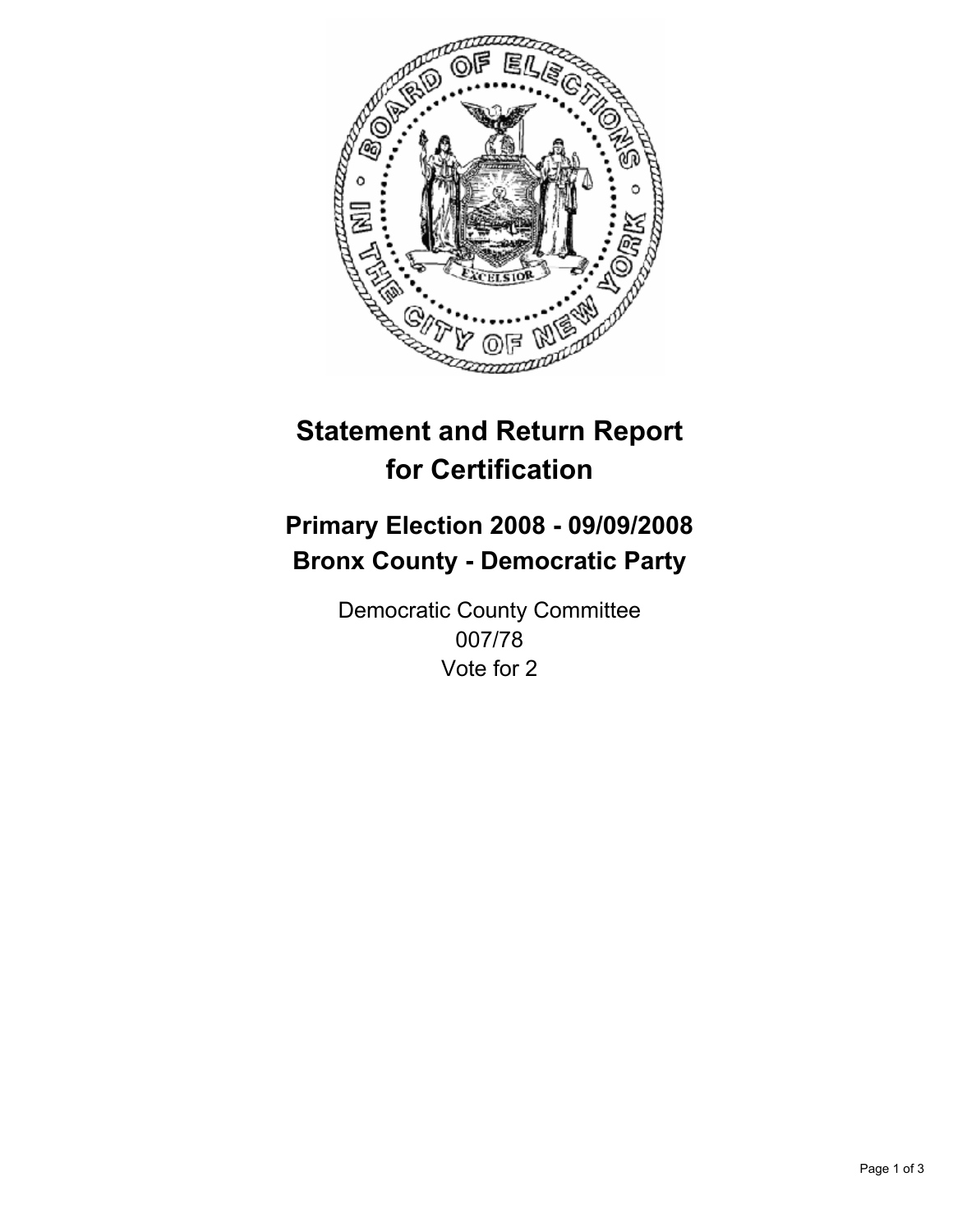# Statement and Return Report for Certification

## Primary Election 2008 - 09/09/2008
## Bronx County - Democratic Party

Democratic County Committee
007/78
Vote for 2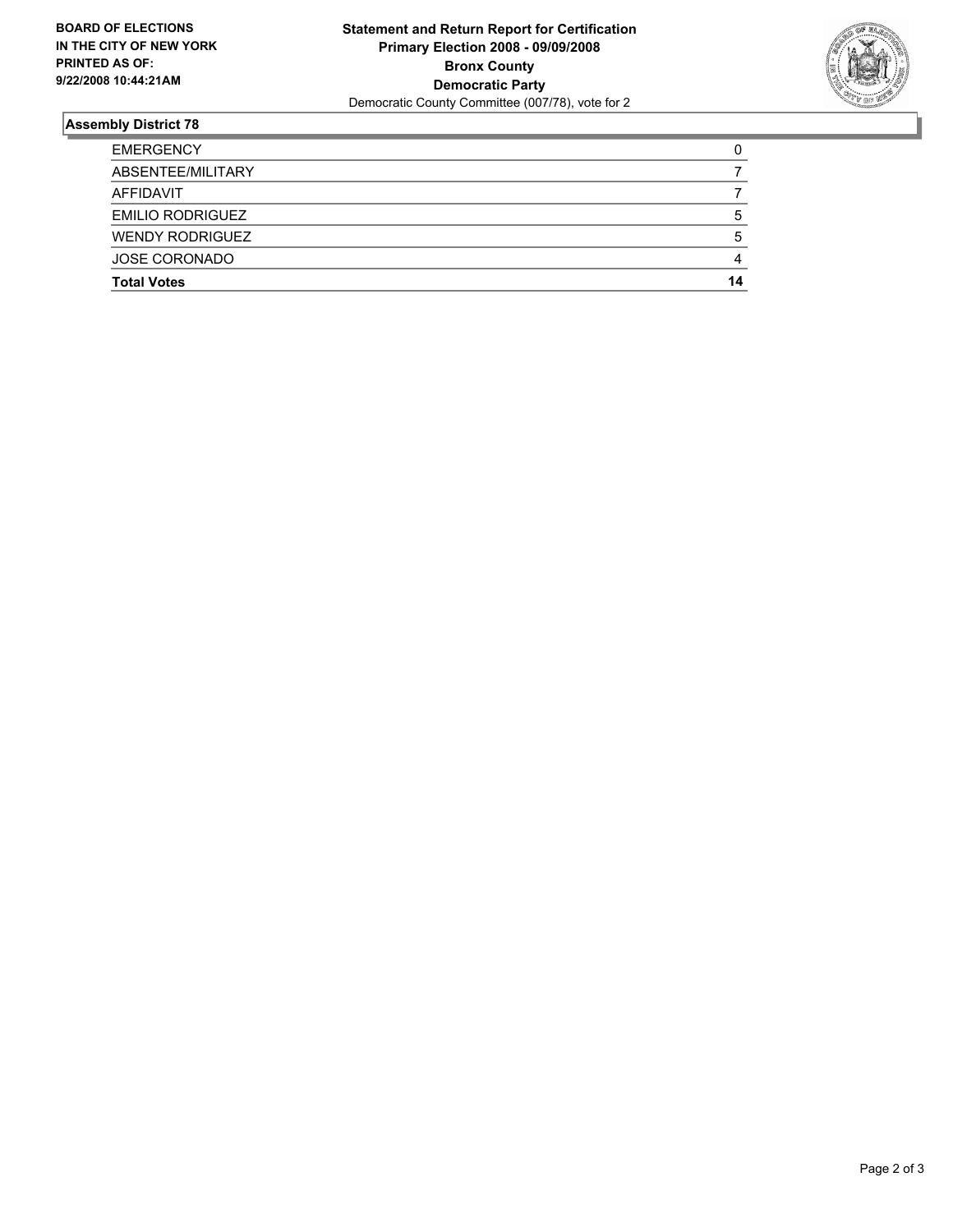**BOARD OF ELECTIONS IN THE CITY OF NEW YORK PRINTED AS OF: 9/22/2008 10:44:21AM**

**Statement and Return Report for Certification**
**Primary Election 2008 - 09/09/2008**
**Bronx County**
**Democratic Party**
Democratic County Committee (007/78), vote for 2

## Assembly District 78

| | |
|---|---|
| EMERGENCY | 0 |
| ABSENTEE/MILITARY | 7 |
| AFFIDAVIT | 7 |
| EMILIO RODRIGUEZ | 5 |
| WENDY RODRIGUEZ | 5 |
| JOSE CORONADO | 4 |
| **Total Votes** | **14** |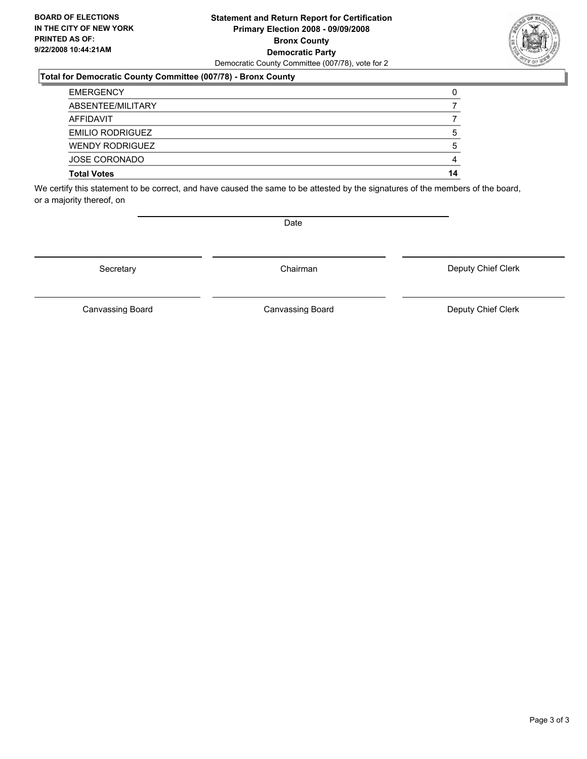**BOARD OF ELECTIONS IN THE CITY OF NEW YORK PRINTED AS OF: 9/22/2008 10:44:21AM**

**Statement and Return Report for Certification**
**Primary Election 2008 - 09/09/2008**
**Bronx County**
**Democratic Party**
Democratic County Committee (007/78), vote for 2

### Total for Democratic County Committee (007/78) - Bronx County

| | |
|---|---|
| EMERGENCY | 0 |
| ABSENTEE/MILITARY | 7 |
| AFFIDAVIT | 7 |
| EMILIO RODRIGUEZ | 5 |
| WENDY RODRIGUEZ | 5 |
| JOSE CORONADO | 4 |
| **Total Votes** | **14** |

We certify this statement to be correct, and have caused the same to be attested by the signatures of the members of the board, or a majority thereof, on

Date

| | | |
|---|---|---|
| Secretary | Chairman | Deputy Chief Clerk |
| Canvassing Board | Canvassing Board | Deputy Chief Clerk |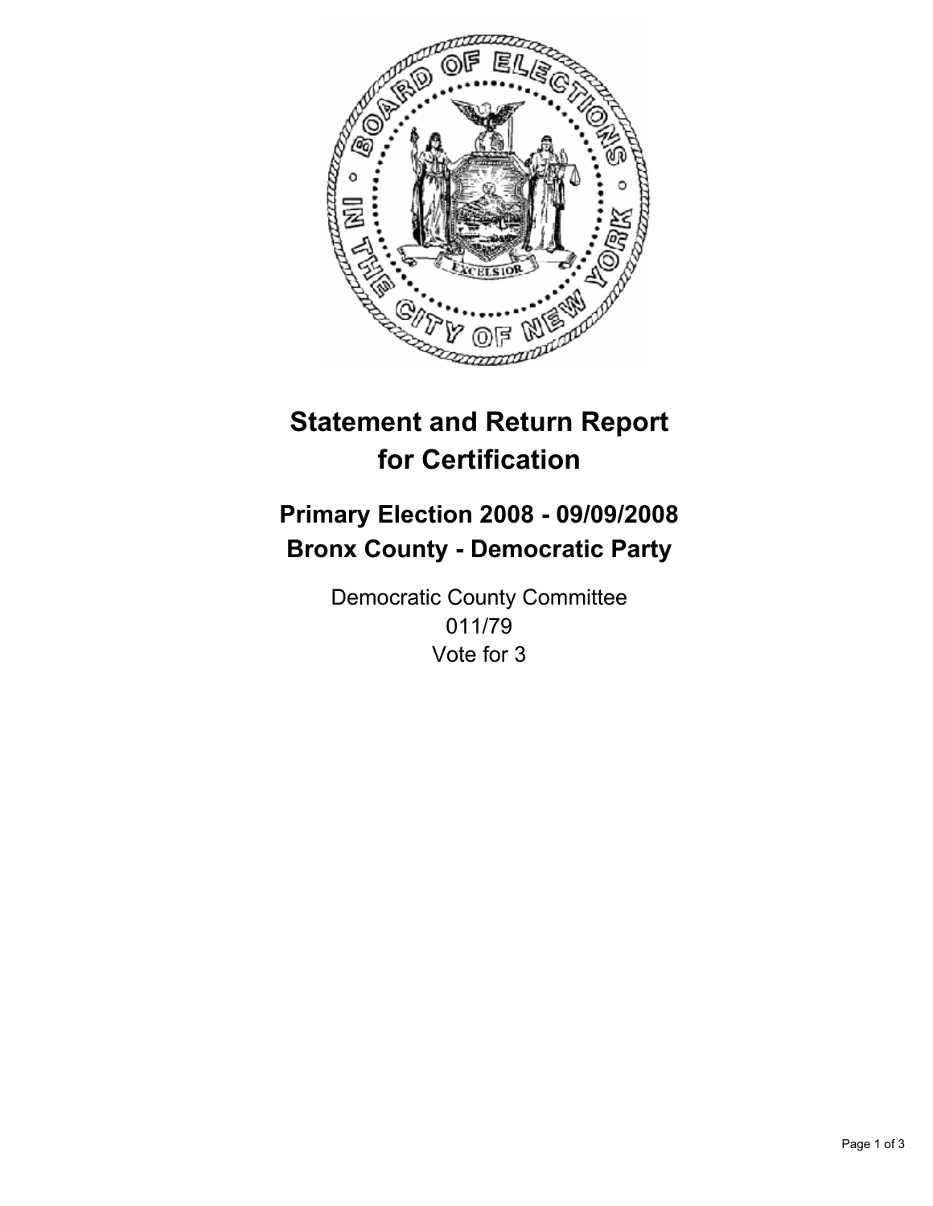# Statement and Return Report for Certification

## Primary Election 2008 - 09/09/2008
## Bronx County - Democratic Party

Democratic County Committee
011/79
Vote for 3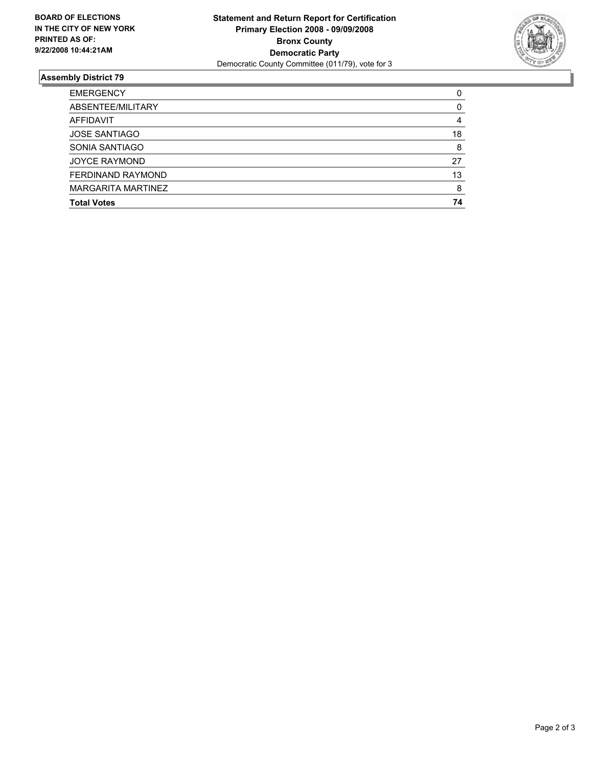**BOARD OF ELECTIONS IN THE CITY OF NEW YORK PRINTED AS OF: 9/22/2008 10:44:21AM**

**Statement and Return Report for Certification**
**Primary Election 2008 - 09/09/2008**
**Bronx County**
**Democratic Party**
Democratic County Committee (011/79), vote for 3

## Assembly District 79

| | |
|---|---|
| EMERGENCY | 0 |
| ABSENTEE/MILITARY | 0 |
| AFFIDAVIT | 4 |
| JOSE SANTIAGO | 18 |
| SONIA SANTIAGO | 8 |
| JOYCE RAYMOND | 27 |
| FERDINAND RAYMOND | 13 |
| MARGARITA MARTINEZ | 8 |
| **Total Votes** | **74** |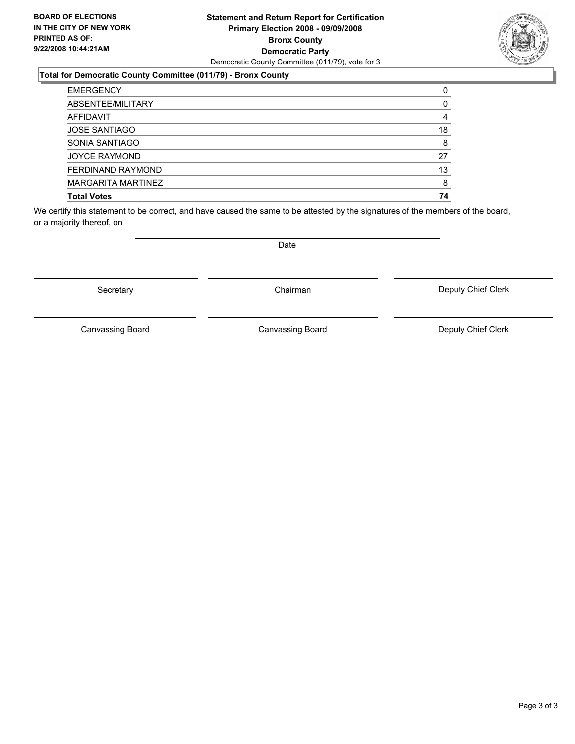**BOARD OF ELECTIONS IN THE CITY OF NEW YORK PRINTED AS OF: 9/22/2008 10:44:21AM**

**Statement and Return Report for Certification**
**Primary Election 2008 - 09/09/2008**
**Bronx County**
**Democratic Party**
Democratic County Committee (011/79), vote for 3

**Total for Democratic County Committee (011/79) - Bronx County**

| | |
|---|---|
| EMERGENCY | 0 |
| ABSENTEE/MILITARY | 0 |
| AFFIDAVIT | 4 |
| JOSE SANTIAGO | 18 |
| SONIA SANTIAGO | 8 |
| JOYCE RAYMOND | 27 |
| FERDINAND RAYMOND | 13 |
| MARGARITA MARTINEZ | 8 |
| **Total Votes** | **74** |

We certify this statement to be correct, and have caused the same to be attested by the signatures of the members of the board, or a majority thereof, on

Date

Secretary | Chairman | Deputy Chief Clerk

Canvassing Board | Canvassing Board | Deputy Chief Clerk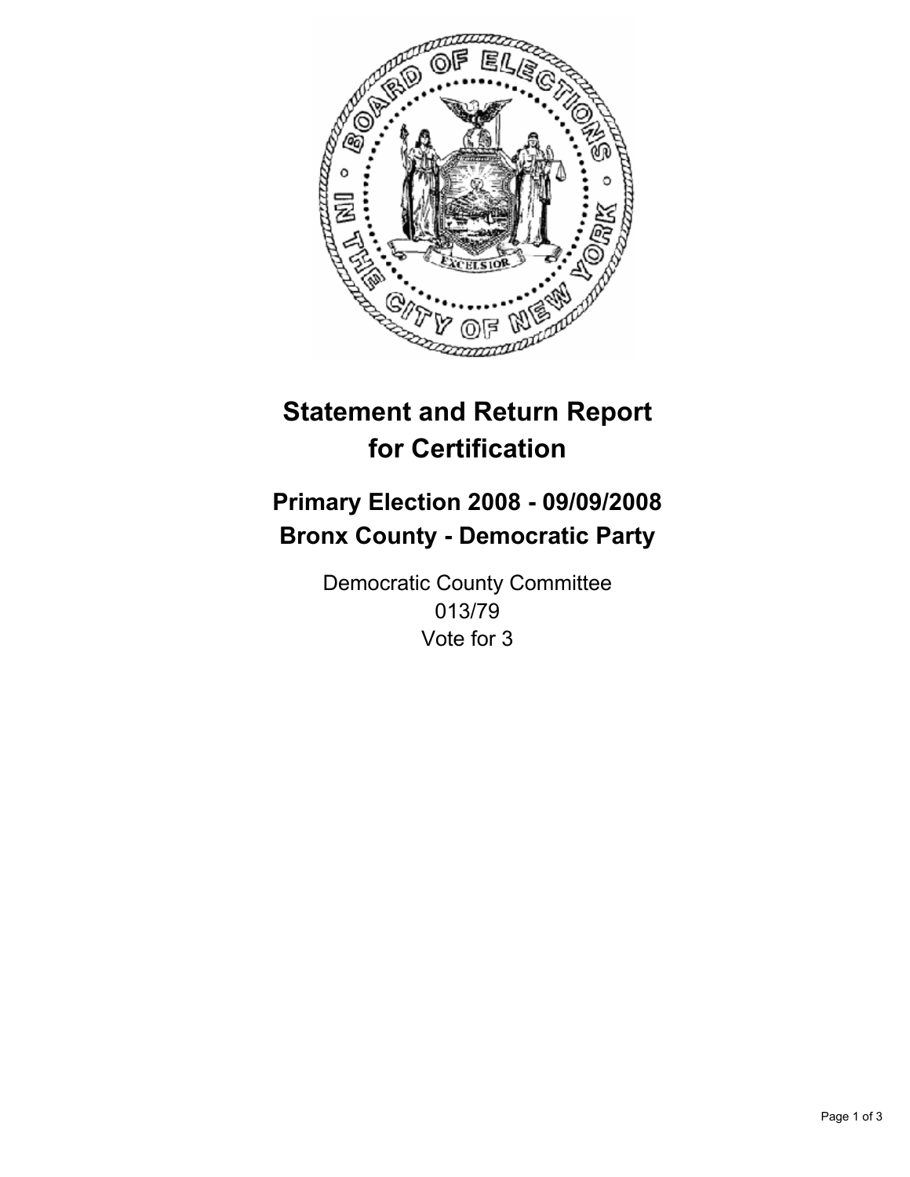# Statement and Return Report for Certification

## Primary Election 2008 - 09/09/2008
## Bronx County - Democratic Party

Democratic County Committee
013/79
Vote for 3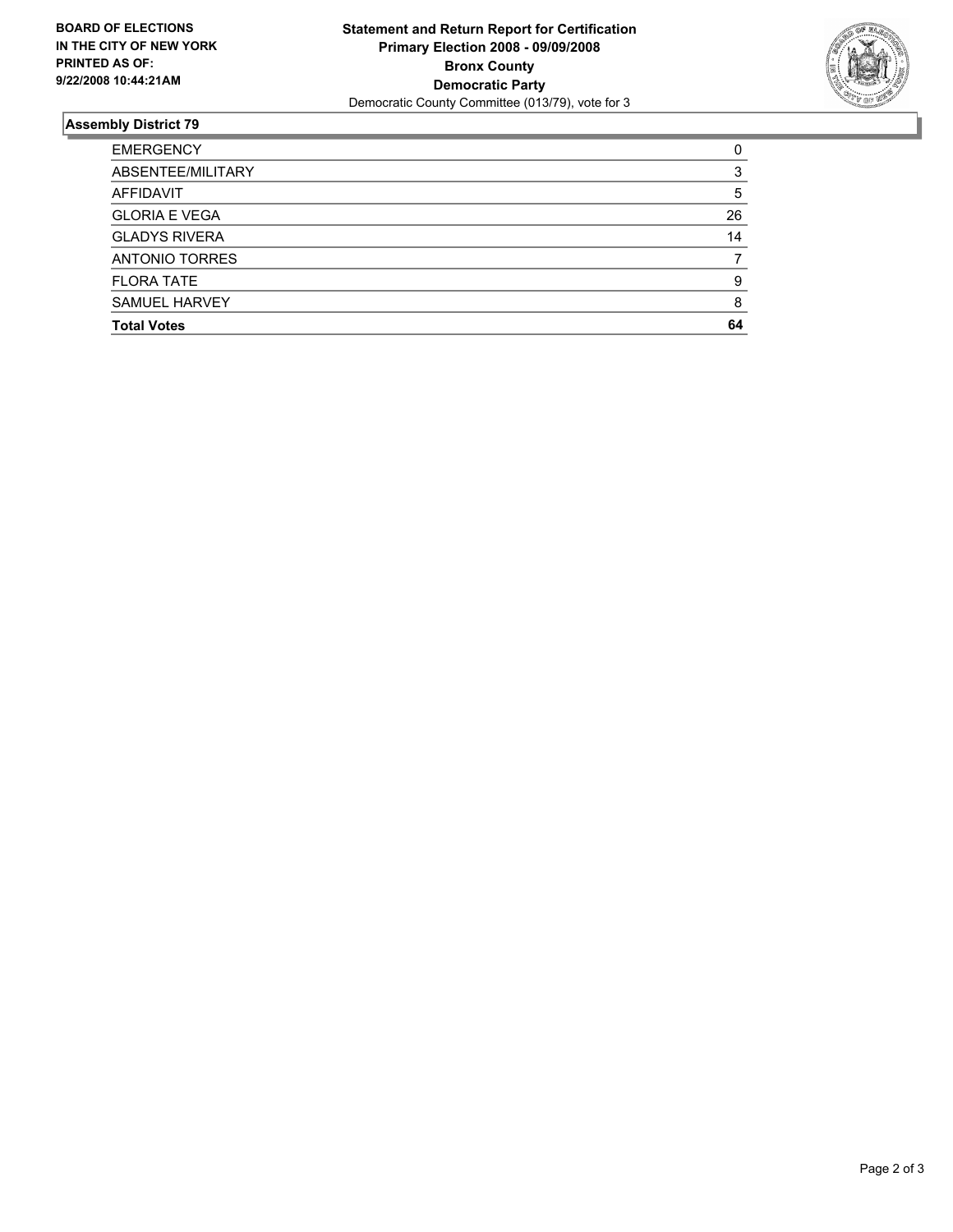**BOARD OF ELECTIONS IN THE CITY OF NEW YORK PRINTED AS OF: 9/22/2008 10:44:21AM**

**Statement and Return Report for Certification**
**Primary Election 2008 - 09/09/2008**
**Bronx County**
**Democratic Party**
Democratic County Committee (013/79), vote for 3

## Assembly District 79

| | |
|---|---|
| EMERGENCY | 0 |
| ABSENTEE/MILITARY | 3 |
| AFFIDAVIT | 5 |
| GLORIA E VEGA | 26 |
| GLADYS RIVERA | 14 |
| ANTONIO TORRES | 7 |
| FLORA TATE | 9 |
| SAMUEL HARVEY | 8 |
| **Total Votes** | **64** |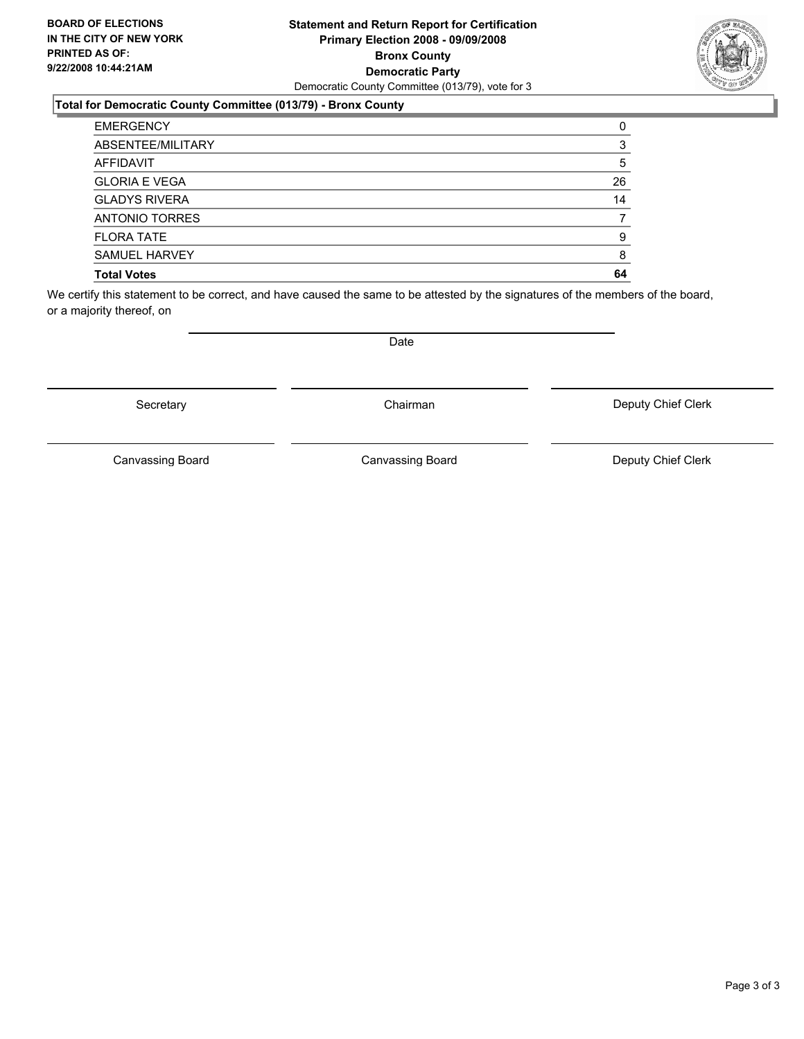**BOARD OF ELECTIONS IN THE CITY OF NEW YORK PRINTED AS OF: 9/22/2008 10:44:21AM**

**Statement and Return Report for Certification**
**Primary Election 2008 - 09/09/2008**
**Bronx County**
**Democratic Party**
Democratic County Committee (013/79), vote for 3

### Total for Democratic County Committee (013/79) - Bronx County

| | |
|---|---|
| EMERGENCY | 0 |
| ABSENTEE/MILITARY | 3 |
| AFFIDAVIT | 5 |
| GLORIA E VEGA | 26 |
| GLADYS RIVERA | 14 |
| ANTONIO TORRES | 7 |
| FLORA TATE | 9 |
| SAMUEL HARVEY | 8 |
| **Total Votes** | **64** |

We certify this statement to be correct, and have caused the same to be attested by the signatures of the members of the board, or a majority thereof, on

Date

Secretary | Chairman | Deputy Chief Clerk

Canvassing Board | Canvassing Board | Deputy Chief Clerk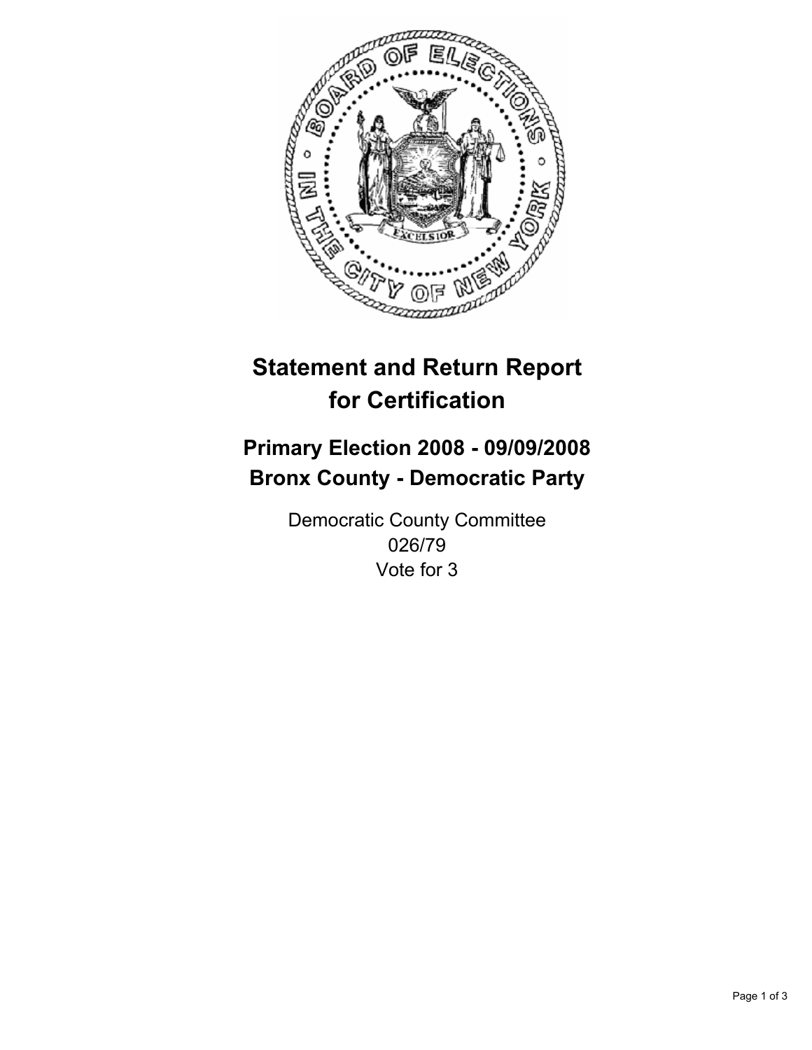# Statement and Return Report for Certification

## Primary Election 2008 - 09/09/2008
## Bronx County - Democratic Party

Democratic County Committee
026/79
Vote for 3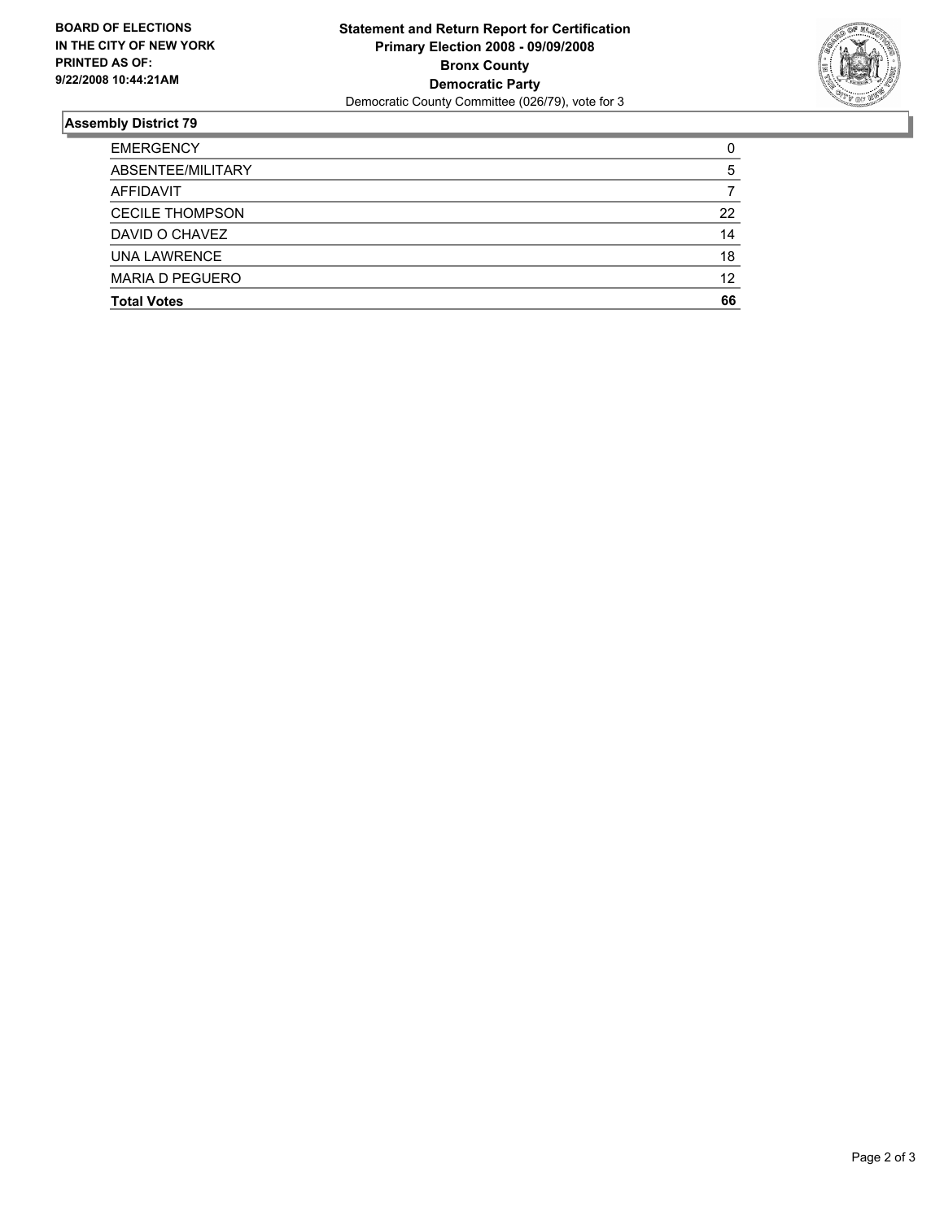**BOARD OF ELECTIONS IN THE CITY OF NEW YORK PRINTED AS OF: 9/22/2008 10:44:21AM**

**Statement and Return Report for Certification**
**Primary Election 2008 - 09/09/2008**
**Bronx County**
**Democratic Party**
Democratic County Committee (026/79), vote for 3

## Assembly District 79

| | |
|---|---|
| EMERGENCY | 0 |
| ABSENTEE/MILITARY | 5 |
| AFFIDAVIT | 7 |
| CECILE THOMPSON | 22 |
| DAVID O CHAVEZ | 14 |
| UNA LAWRENCE | 18 |
| MARIA D PEGUERO | 12 |
| **Total Votes** | **66** |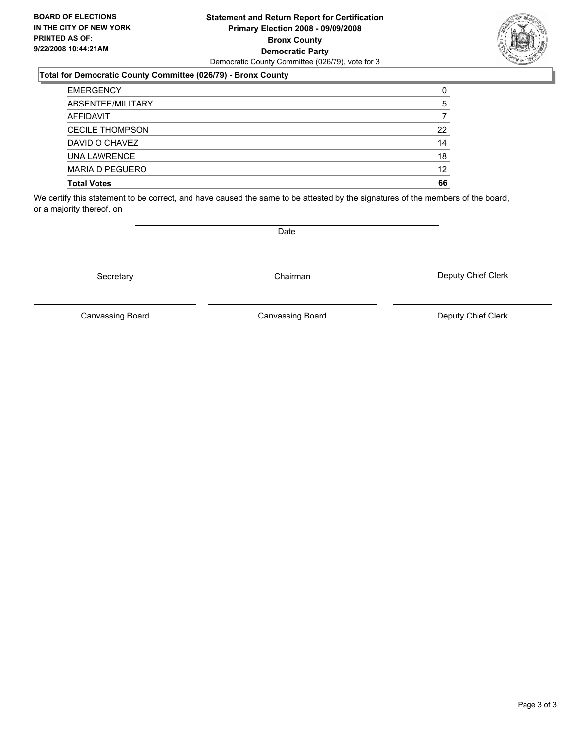**BOARD OF ELECTIONS IN THE CITY OF NEW YORK PRINTED AS OF: 9/22/2008 10:44:21AM**

**Statement and Return Report for Certification**
**Primary Election 2008 - 09/09/2008**
**Bronx County**
**Democratic Party**
Democratic County Committee (026/79), vote for 3

### Total for Democratic County Committee (026/79) - Bronx County

| | |
|---|---|
| EMERGENCY | 0 |
| ABSENTEE/MILITARY | 5 |
| AFFIDAVIT | 7 |
| CECILE THOMPSON | 22 |
| DAVID O CHAVEZ | 14 |
| UNA LAWRENCE | 18 |
| MARIA D PEGUERO | 12 |
| **Total Votes** | **66** |

We certify this statement to be correct, and have caused the same to be attested by the signatures of the members of the board, or a majority thereof, on

Date

| | | |
|---|---|---|
| Secretary | Chairman | Deputy Chief Clerk |
| Canvassing Board | Canvassing Board | Deputy Chief Clerk |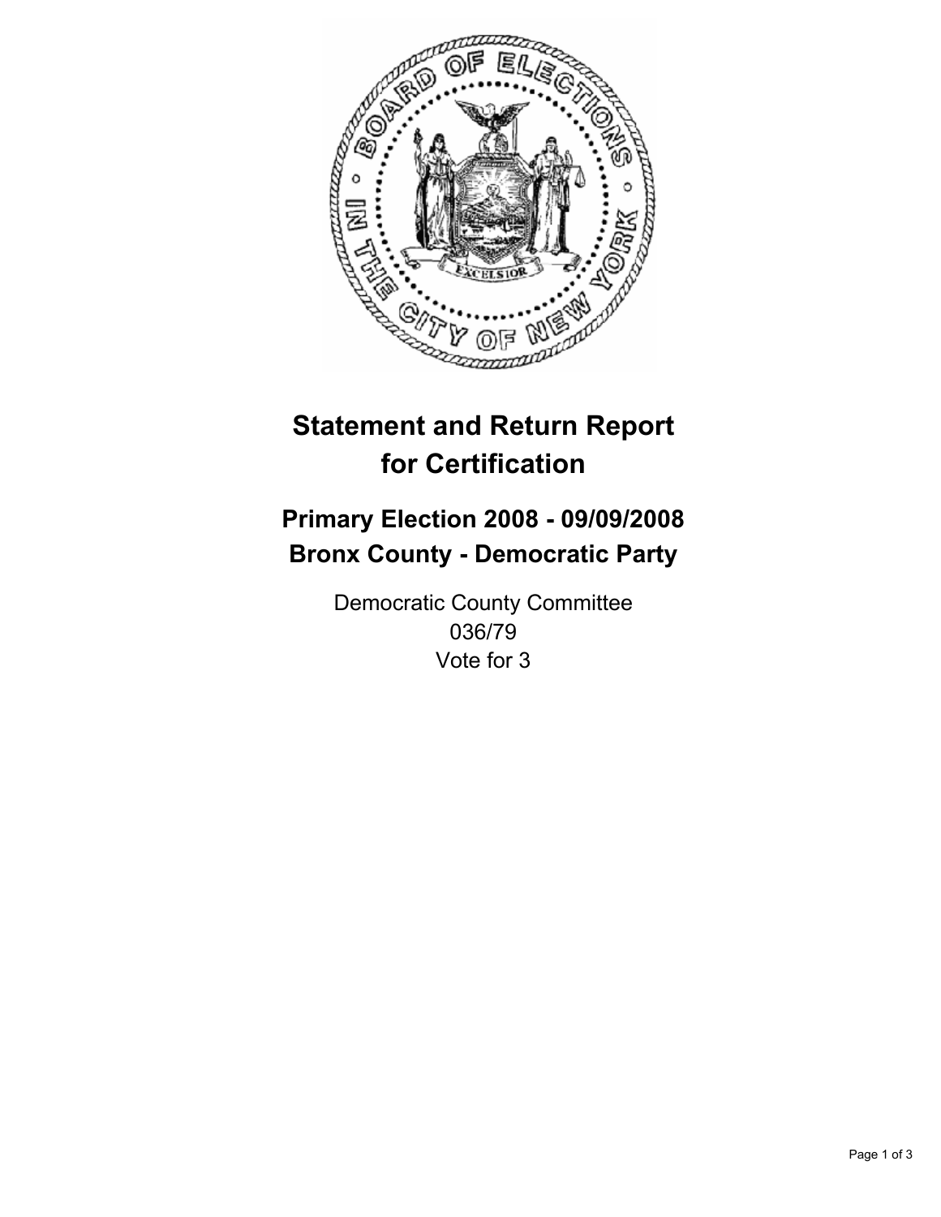# Statement and Return Report for Certification

## Primary Election 2008 - 09/09/2008
## Bronx County - Democratic Party

Democratic County Committee
036/79
Vote for 3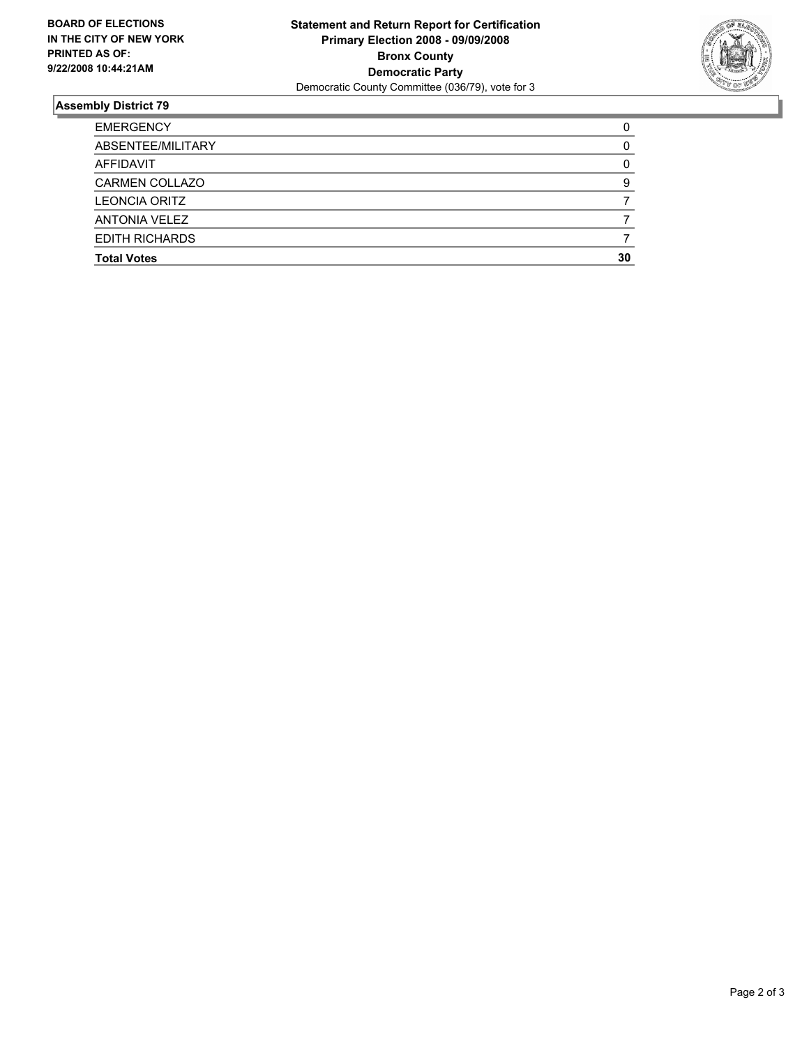**BOARD OF ELECTIONS IN THE CITY OF NEW YORK PRINTED AS OF: 9/22/2008 10:44:21AM**

# Statement and Return Report for Certification
## Primary Election 2008 - 09/09/2008
## Bronx County
## Democratic Party

Democratic County Committee (036/79), vote for 3

### Assembly District 79

| | |
|---|---|
| EMERGENCY | 0 |
| ABSENTEE/MILITARY | 0 |
| AFFIDAVIT | 0 |
| CARMEN COLLAZO | 9 |
| LEONCIA ORITZ | 7 |
| ANTONIA VELEZ | 7 |
| EDITH RICHARDS | 7 |
| **Total Votes** | **30** |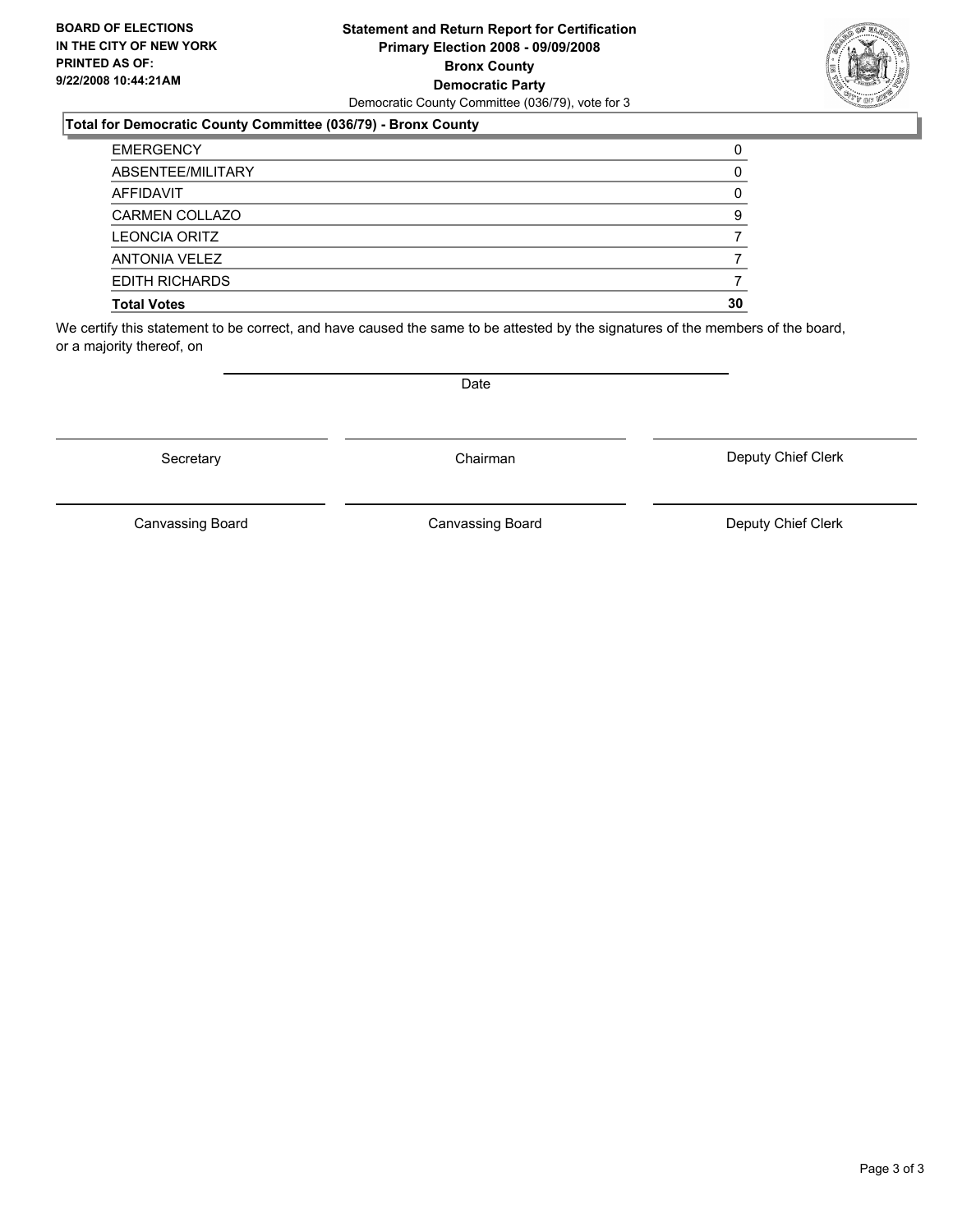**BOARD OF ELECTIONS IN THE CITY OF NEW YORK PRINTED AS OF: 9/22/2008 10:44:21AM**

**Statement and Return Report for Certification**
**Primary Election 2008 - 09/09/2008**
**Bronx County**
**Democratic Party**
Democratic County Committee (036/79), vote for 3

**Total for Democratic County Committee (036/79) - Bronx County**

| | |
|---|---|
| EMERGENCY | 0 |
| ABSENTEE/MILITARY | 0 |
| AFFIDAVIT | 0 |
| CARMEN COLLAZO | 9 |
| LEONCIA ORITZ | 7 |
| ANTONIA VELEZ | 7 |
| EDITH RICHARDS | 7 |
| **Total Votes** | **30** |

We certify this statement to be correct, and have caused the same to be attested by the signatures of the members of the board, or a majority thereof, on

Date

Secretary | Chairman | Deputy Chief Clerk

Canvassing Board | Canvassing Board | Deputy Chief Clerk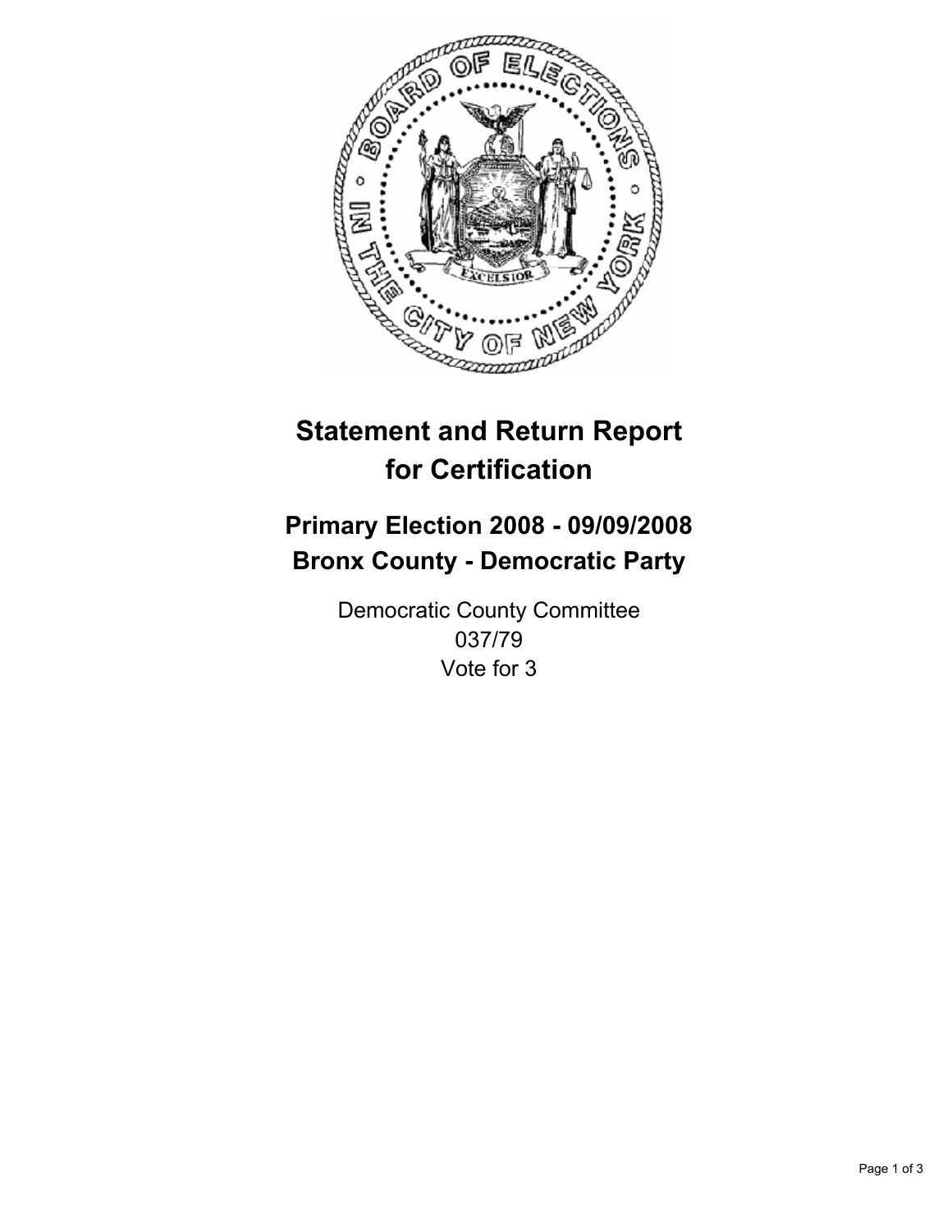# Statement and Return Report for Certification

## Primary Election 2008 - 09/09/2008
## Bronx County - Democratic Party

Democratic County Committee
037/79
Vote for 3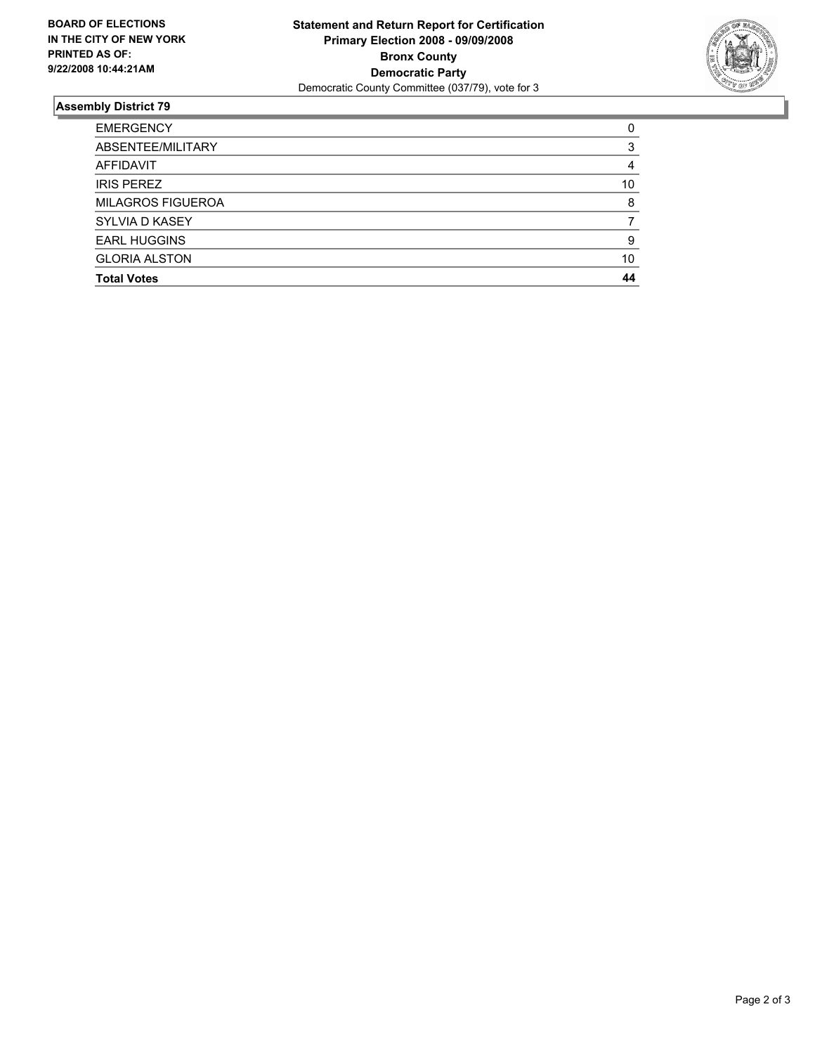**BOARD OF ELECTIONS IN THE CITY OF NEW YORK PRINTED AS OF: 9/22/2008 10:44:21AM**

**Statement and Return Report for Certification**
**Primary Election 2008 - 09/09/2008**
**Bronx County**
**Democratic Party**
Democratic County Committee (037/79), vote for 3

## Assembly District 79

| | |
|---|---|
| EMERGENCY | 0 |
| ABSENTEE/MILITARY | 3 |
| AFFIDAVIT | 4 |
| IRIS PEREZ | 10 |
| MILAGROS FIGUEROA | 8 |
| SYLVIA D KASEY | 7 |
| EARL HUGGINS | 9 |
| GLORIA ALSTON | 10 |
| **Total Votes** | **44** |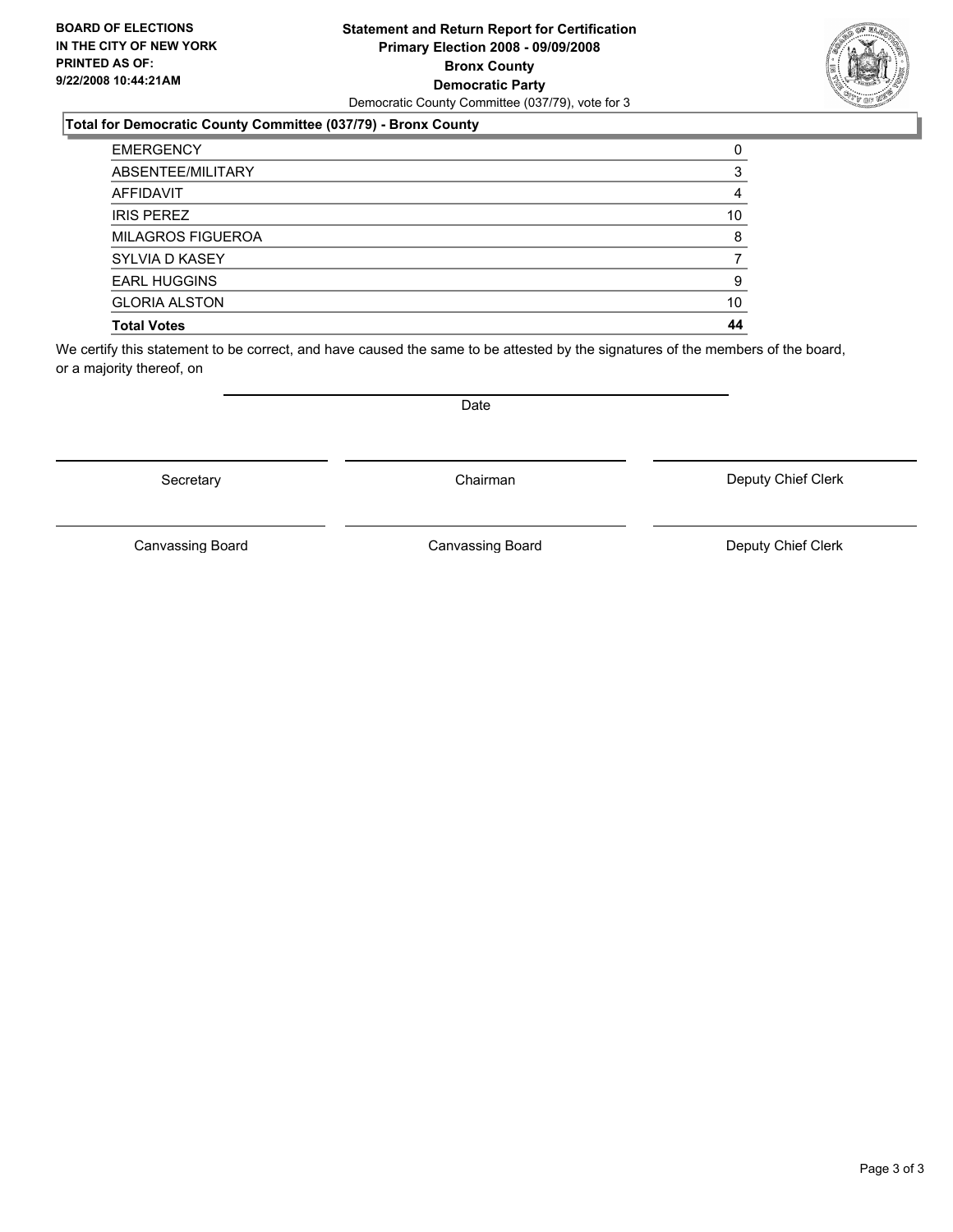**BOARD OF ELECTIONS IN THE CITY OF NEW YORK PRINTED AS OF: 9/22/2008 10:44:21AM**

**Statement and Return Report for Certification**
**Primary Election 2008 - 09/09/2008**
**Bronx County**
**Democratic Party**
Democratic County Committee (037/79), vote for 3

### Total for Democratic County Committee (037/79) - Bronx County

| | |
|---|---|
| EMERGENCY | 0 |
| ABSENTEE/MILITARY | 3 |
| AFFIDAVIT | 4 |
| IRIS PEREZ | 10 |
| MILAGROS FIGUEROA | 8 |
| SYLVIA D KASEY | 7 |
| EARL HUGGINS | 9 |
| GLORIA ALSTON | 10 |
| **Total Votes** | **44** |

We certify this statement to be correct, and have caused the same to be attested by the signatures of the members of the board, or a majority thereof, on

Date

Secretary | Chairman | Deputy Chief Clerk

Canvassing Board | Canvassing Board | Deputy Chief Clerk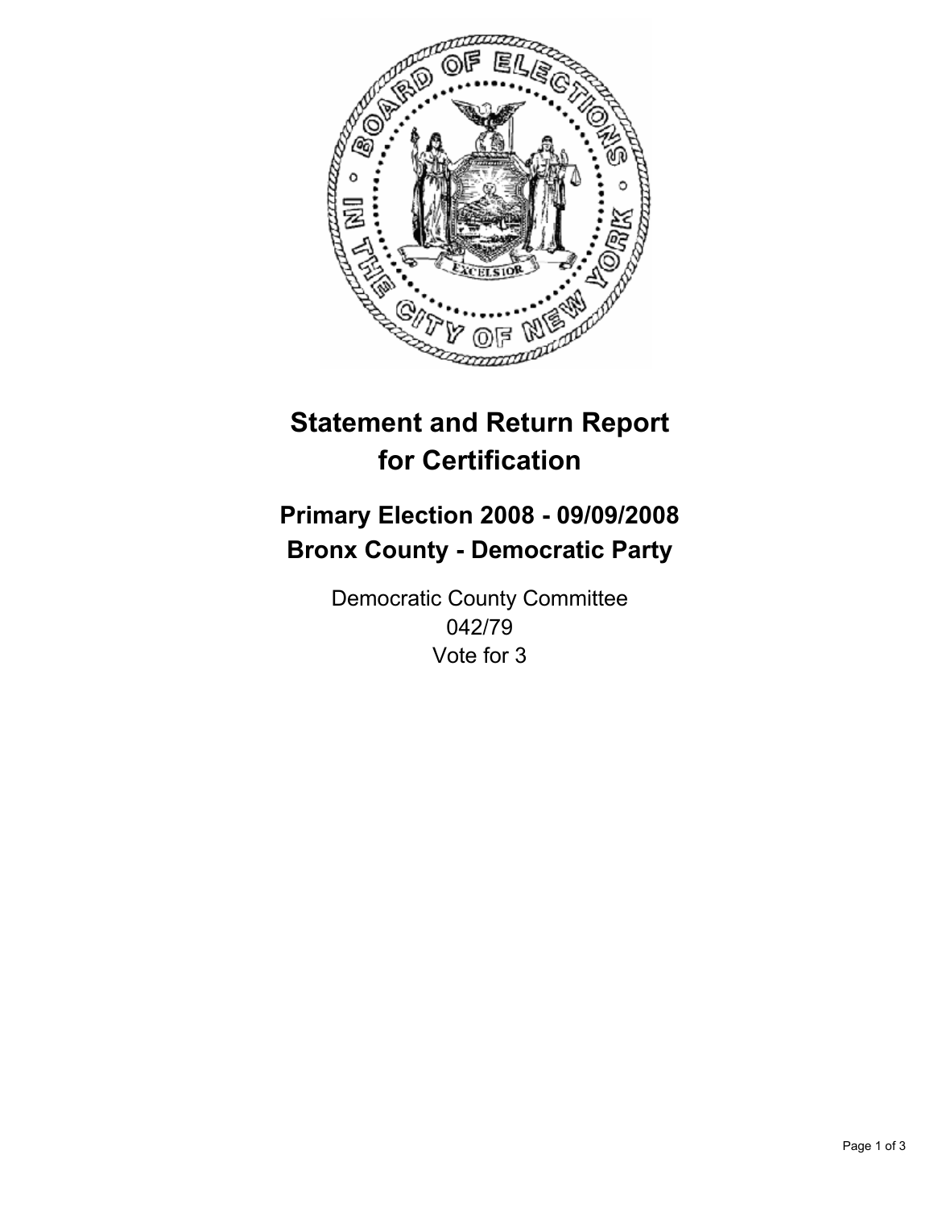# Statement and Return Report for Certification

## Primary Election 2008 - 09/09/2008
## Bronx County - Democratic Party

Democratic County Committee
042/79
Vote for 3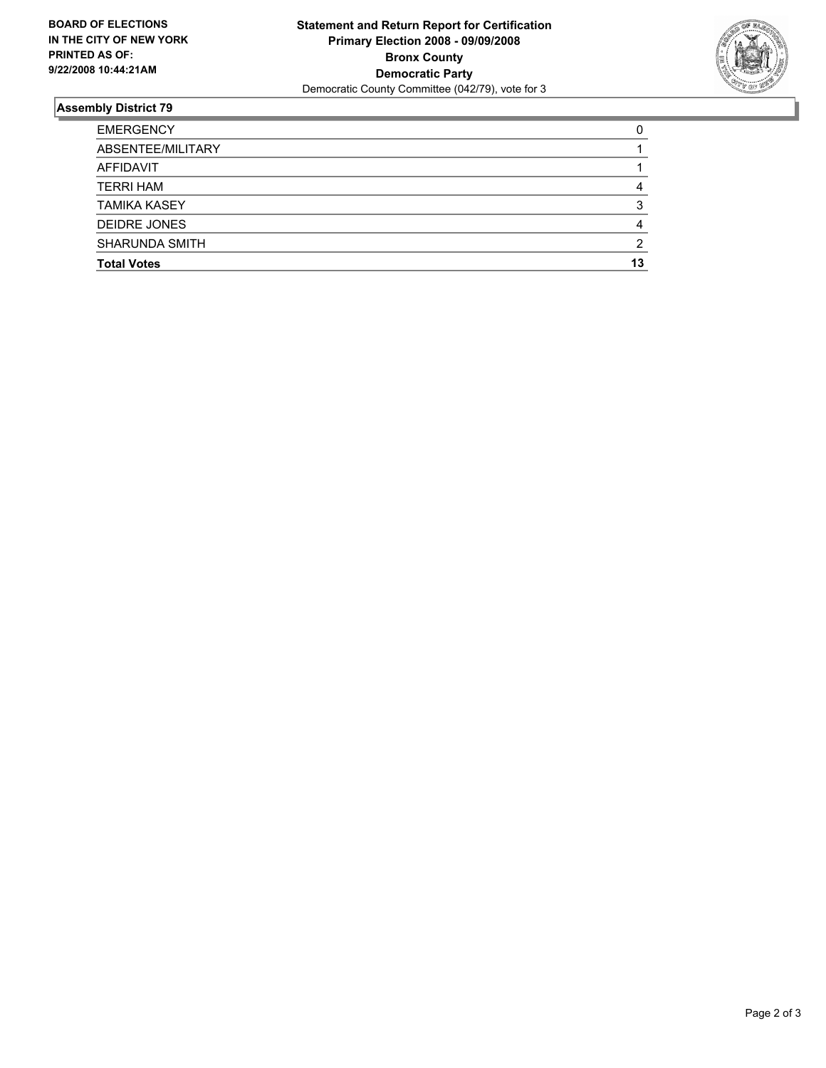**BOARD OF ELECTIONS IN THE CITY OF NEW YORK PRINTED AS OF: 9/22/2008 10:44:21AM**

**Statement and Return Report for Certification**
**Primary Election 2008 - 09/09/2008**
**Bronx County**
**Democratic Party**
Democratic County Committee (042/79), vote for 3

## Assembly District 79

| | |
|---|---|
| EMERGENCY | 0 |
| ABSENTEE/MILITARY | 1 |
| AFFIDAVIT | 1 |
| TERRI HAM | 4 |
| TAMIKA KASEY | 3 |
| DEIDRE JONES | 4 |
| SHARUNDA SMITH | 2 |
| **Total Votes** | **13** |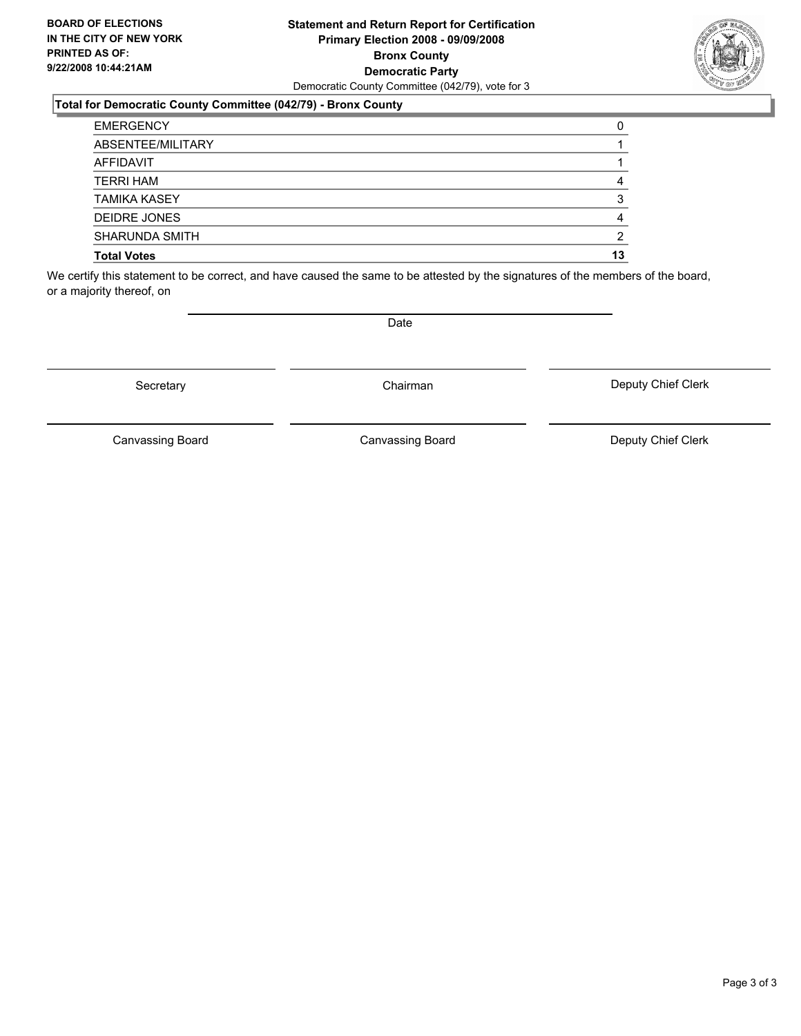**BOARD OF ELECTIONS IN THE CITY OF NEW YORK PRINTED AS OF: 9/22/2008 10:44:21AM**

**Statement and Return Report for Certification**
**Primary Election 2008 - 09/09/2008**
**Bronx County**
**Democratic Party**
Democratic County Committee (042/79), vote for 3

### Total for Democratic County Committee (042/79) - Bronx County

| | |
|---|---|
| EMERGENCY | 0 |
| ABSENTEE/MILITARY | 1 |
| AFFIDAVIT | 1 |
| TERRI HAM | 4 |
| TAMIKA KASEY | 3 |
| DEIDRE JONES | 4 |
| SHARUNDA SMITH | 2 |
| **Total Votes** | **13** |

We certify this statement to be correct, and have caused the same to be attested by the signatures of the members of the board, or a majority thereof, on

Date

Secretary | Chairman | Deputy Chief Clerk

Canvassing Board | Canvassing Board | Deputy Chief Clerk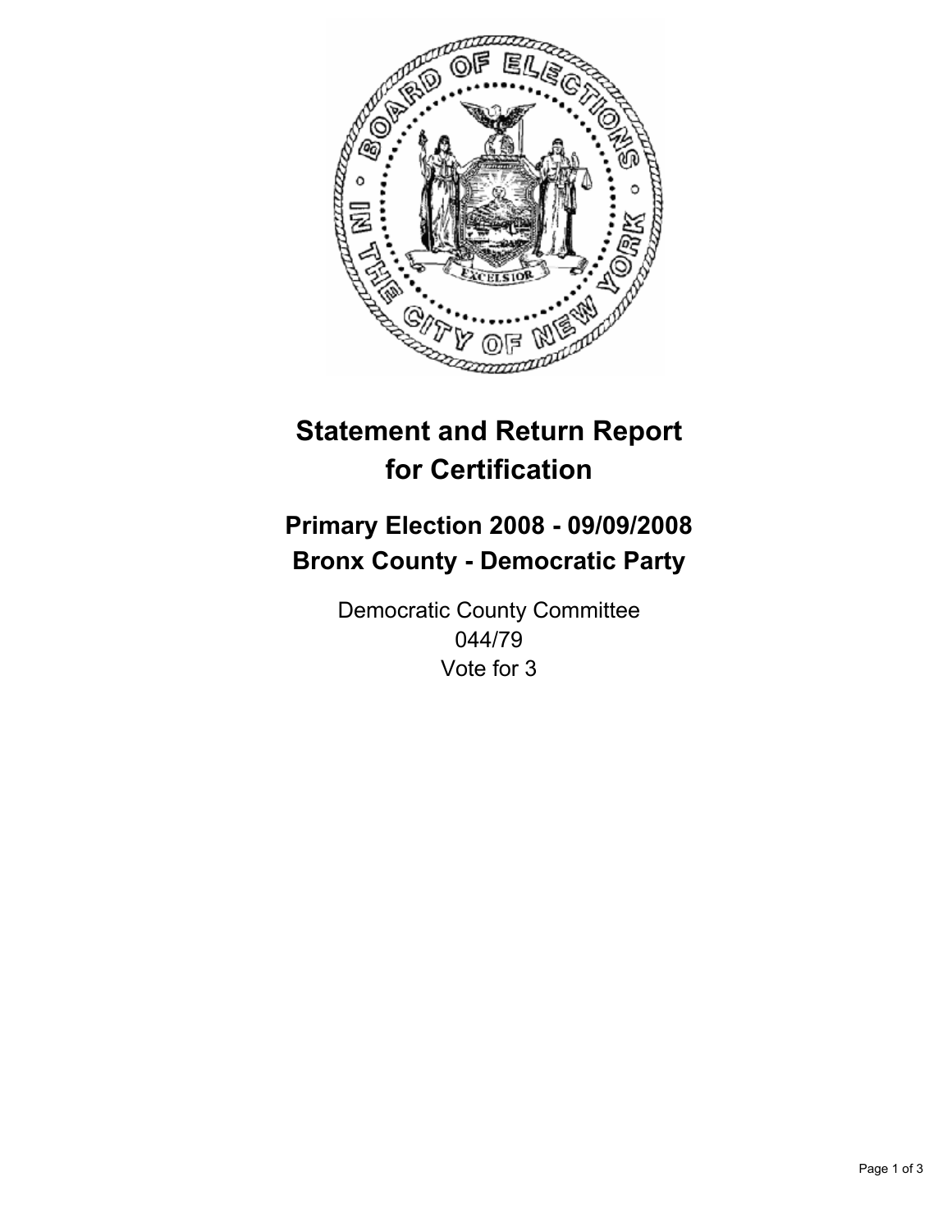# Statement and Return Report for Certification

## Primary Election 2008 - 09/09/2008
## Bronx County - Democratic Party

Democratic County Committee
044/79
Vote for 3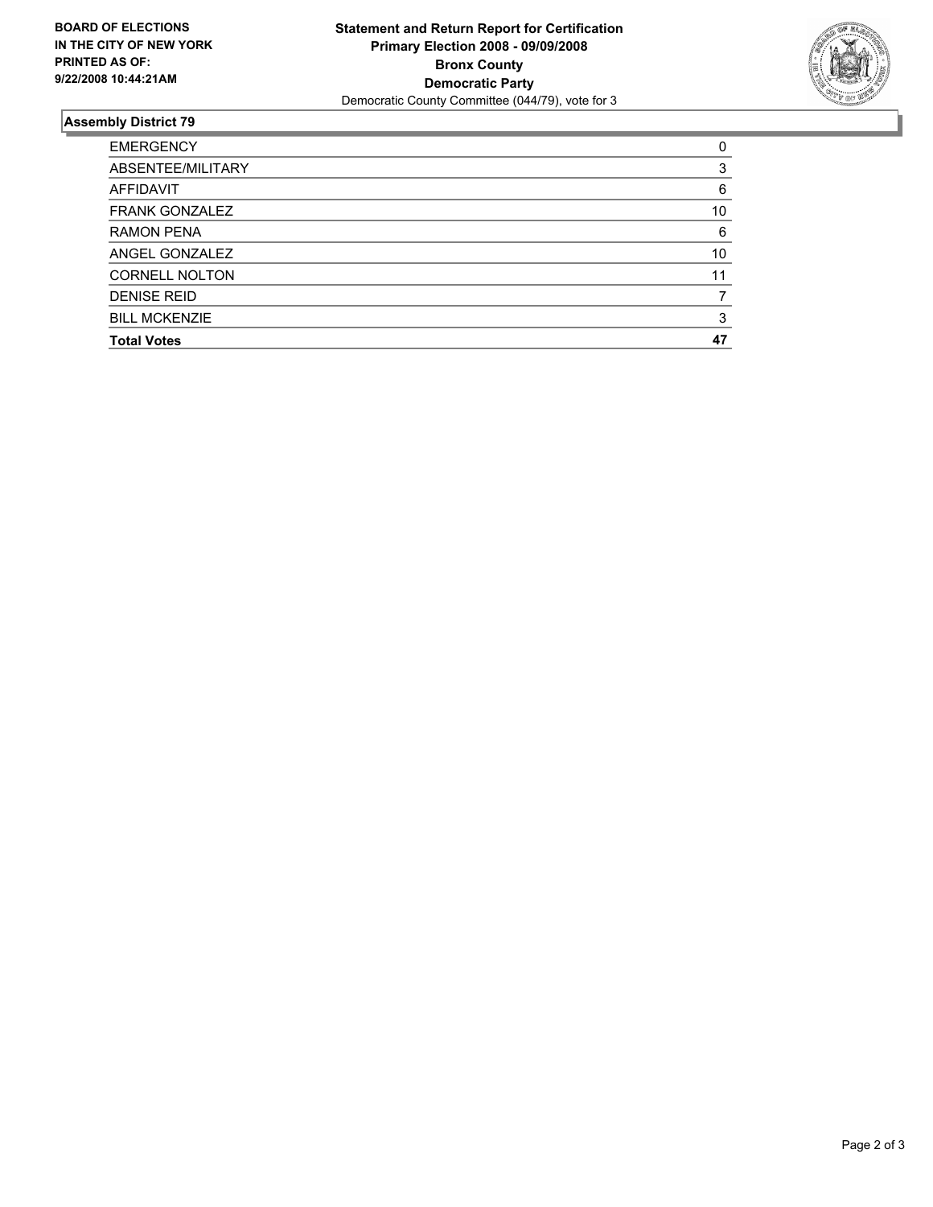**BOARD OF ELECTIONS IN THE CITY OF NEW YORK PRINTED AS OF: 9/22/2008 10:44:21AM**

**Statement and Return Report for Certification**
**Primary Election 2008 - 09/09/2008**
**Bronx County**
**Democratic Party**
Democratic County Committee (044/79), vote for 3

## Assembly District 79

| | |
|---|---|
| EMERGENCY | 0 |
| ABSENTEE/MILITARY | 3 |
| AFFIDAVIT | 6 |
| FRANK GONZALEZ | 10 |
| RAMON PENA | 6 |
| ANGEL GONZALEZ | 10 |
| CORNELL NOLTON | 11 |
| DENISE REID | 7 |
| BILL MCKENZIE | 3 |
| **Total Votes** | **47** |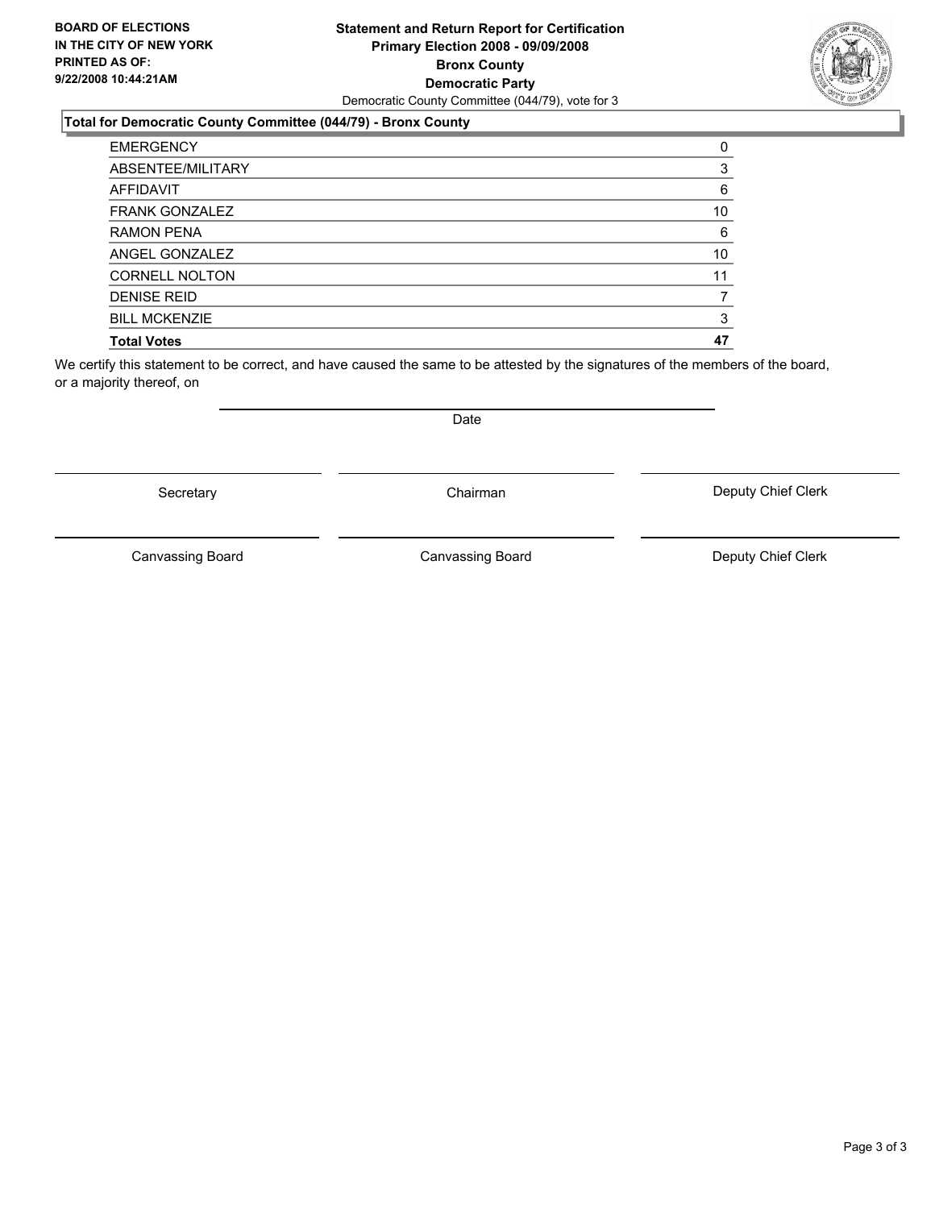**BOARD OF ELECTIONS IN THE CITY OF NEW YORK PRINTED AS OF: 9/22/2008 10:44:21AM**

**Statement and Return Report for Certification Primary Election 2008 - 09/09/2008 Bronx County Democratic Party**

Democratic County Committee (044/79), vote for 3

### Total for Democratic County Committee (044/79) - Bronx County

| | |
|---|---|
| EMERGENCY | 0 |
| ABSENTEE/MILITARY | 3 |
| AFFIDAVIT | 6 |
| FRANK GONZALEZ | 10 |
| RAMON PENA | 6 |
| ANGEL GONZALEZ | 10 |
| CORNELL NOLTON | 11 |
| DENISE REID | 7 |
| BILL MCKENZIE | 3 |
| **Total Votes** | **47** |

We certify this statement to be correct, and have caused the same to be attested by the signatures of the members of the board, or a majority thereof, on

Date

Secretary | Chairman | Deputy Chief Clerk

Canvassing Board | Canvassing Board | Deputy Chief Clerk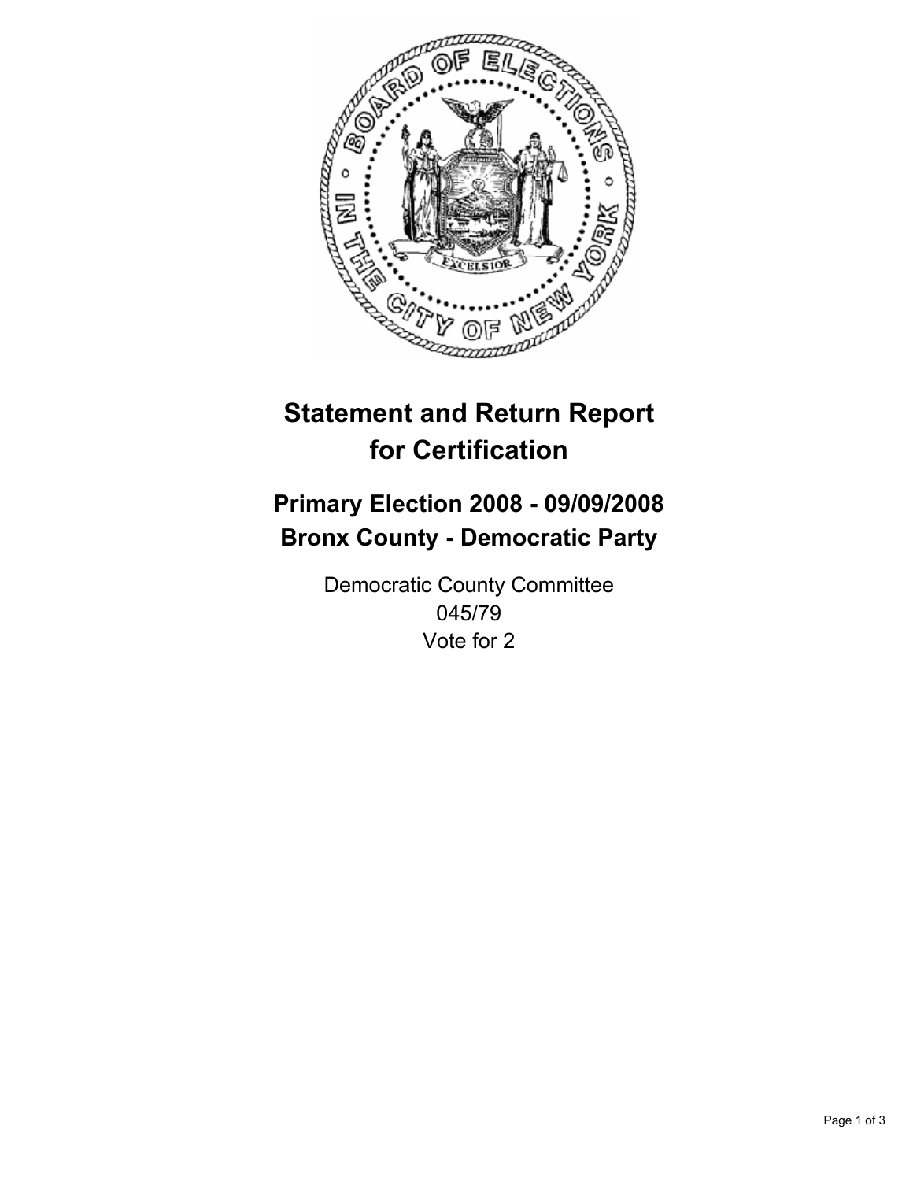# Statement and Return Report for Certification

## Primary Election 2008 - 09/09/2008
## Bronx County - Democratic Party

Democratic County Committee
045/79
Vote for 2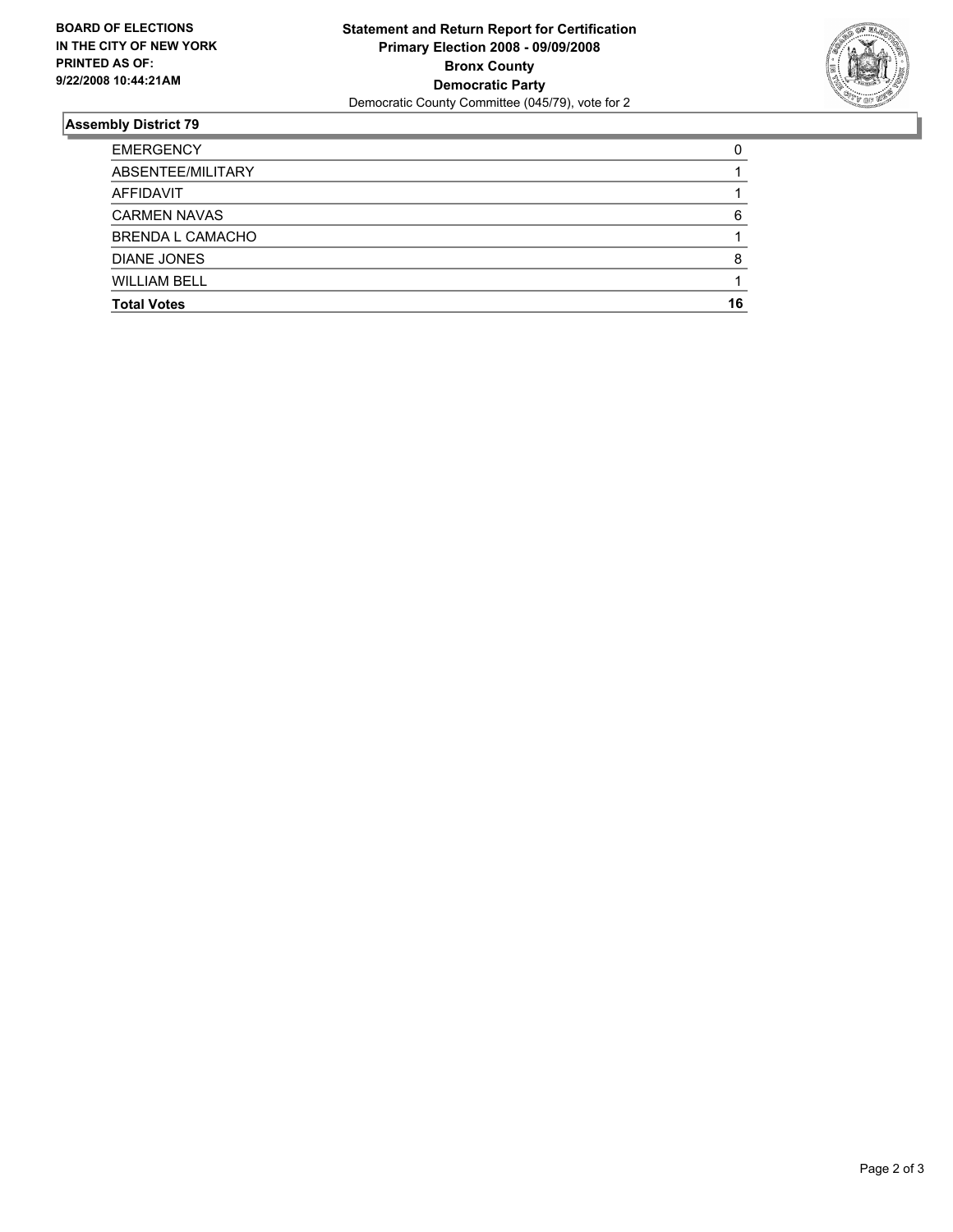**BOARD OF ELECTIONS IN THE CITY OF NEW YORK PRINTED AS OF: 9/22/2008 10:44:21AM**

**Statement and Return Report for Certification**
**Primary Election 2008 - 09/09/2008**
**Bronx County**
**Democratic Party**
Democratic County Committee (045/79), vote for 2

## Assembly District 79

| | |
|---|---|
| EMERGENCY | 0 |
| ABSENTEE/MILITARY | 1 |
| AFFIDAVIT | 1 |
| CARMEN NAVAS | 6 |
| BRENDA L CAMACHO | 1 |
| DIANE JONES | 8 |
| WILLIAM BELL | 1 |
| **Total Votes** | **16** |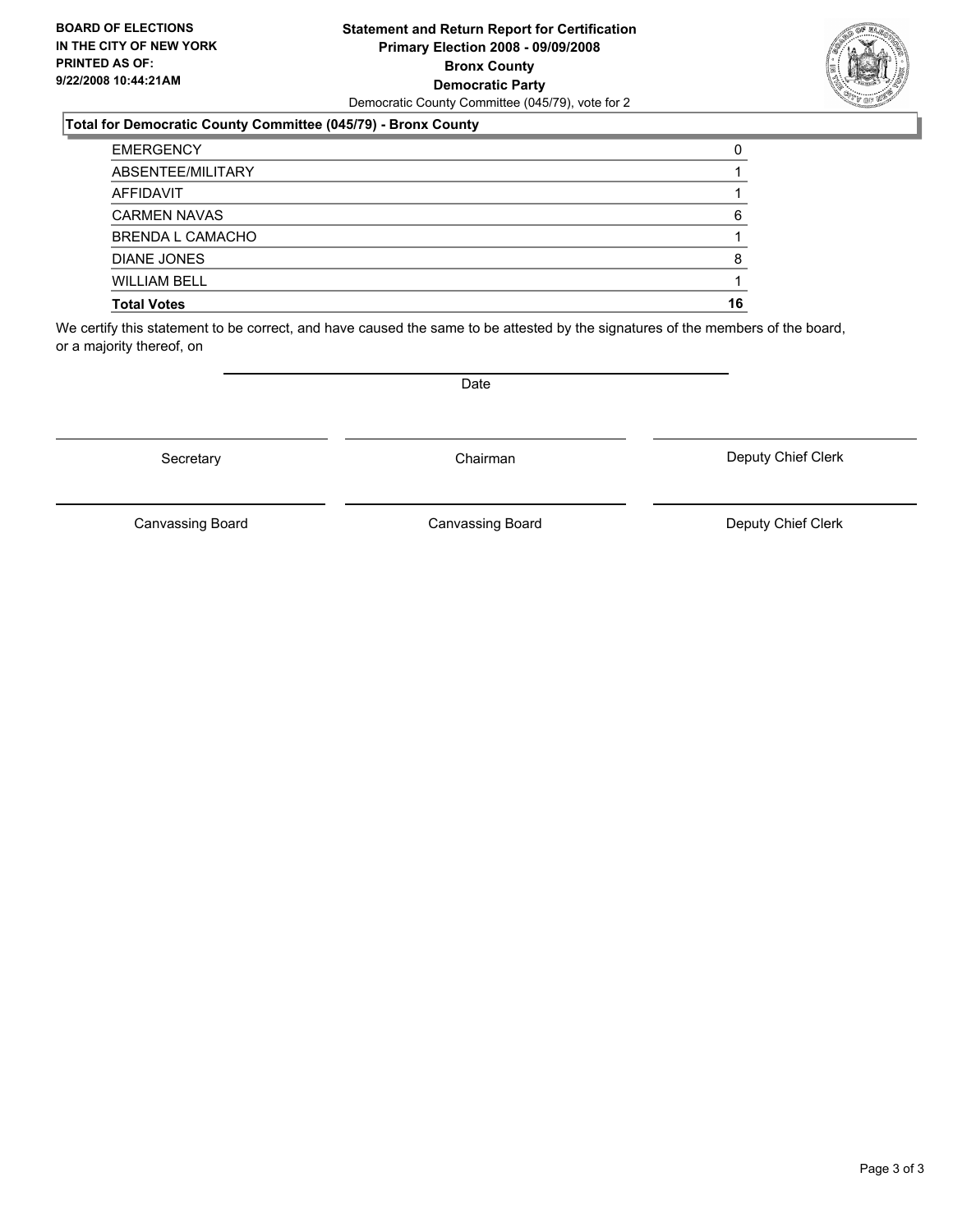**BOARD OF ELECTIONS IN THE CITY OF NEW YORK PRINTED AS OF: 9/22/2008 10:44:21AM**

**Statement and Return Report for Certification**
**Primary Election 2008 - 09/09/2008**
**Bronx County**
**Democratic Party**
Democratic County Committee (045/79), vote for 2

### Total for Democratic County Committee (045/79) - Bronx County

| | |
|---|---|
| EMERGENCY | 0 |
| ABSENTEE/MILITARY | 1 |
| AFFIDAVIT | 1 |
| CARMEN NAVAS | 6 |
| BRENDA L CAMACHO | 1 |
| DIANE JONES | 8 |
| WILLIAM BELL | 1 |
| **Total Votes** | **16** |

We certify this statement to be correct, and have caused the same to be attested by the signatures of the members of the board, or a majority thereof, on

Date

Secretary | Chairman | Deputy Chief Clerk

Canvassing Board | Canvassing Board | Deputy Chief Clerk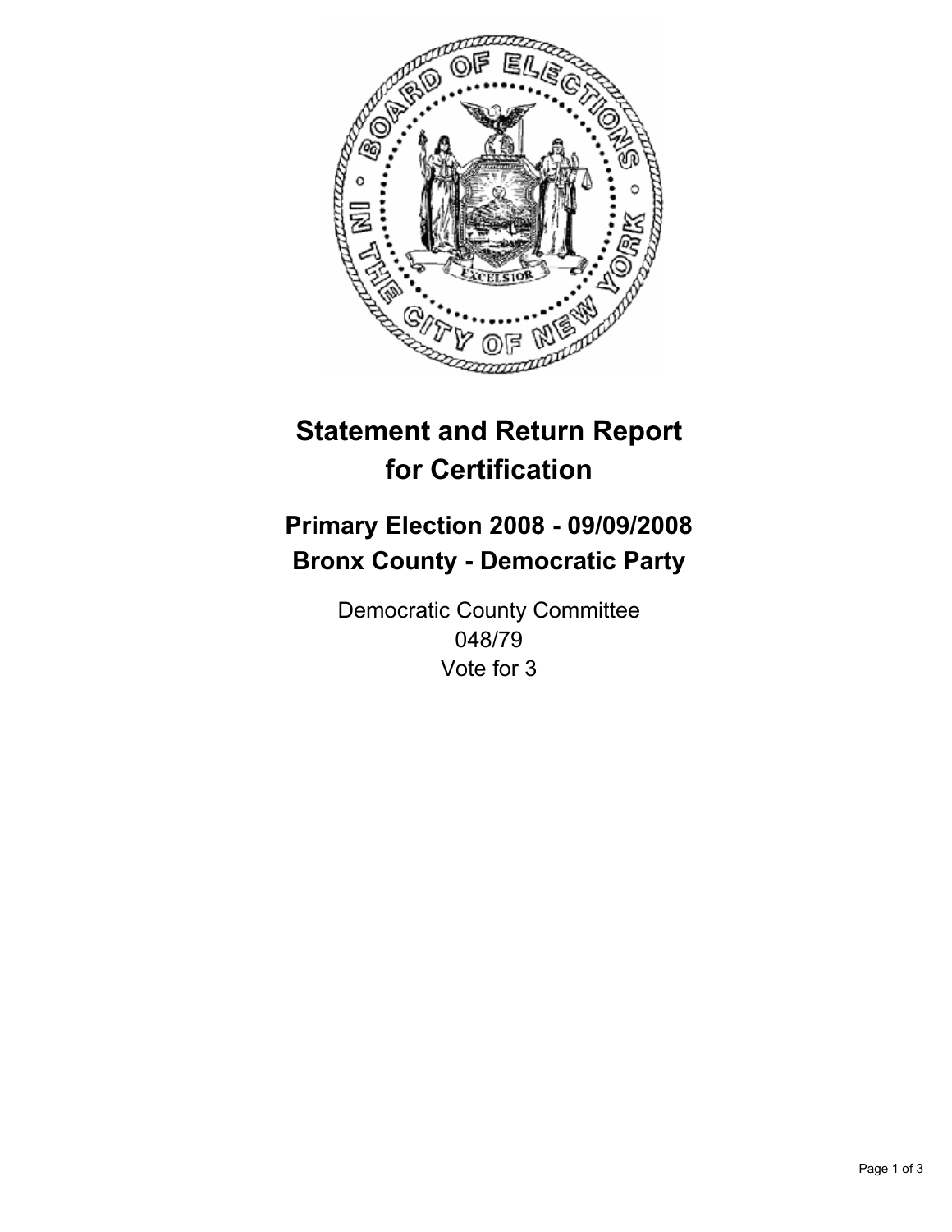# Statement and Return Report for Certification

## Primary Election 2008 - 09/09/2008
## Bronx County - Democratic Party

Democratic County Committee
048/79
Vote for 3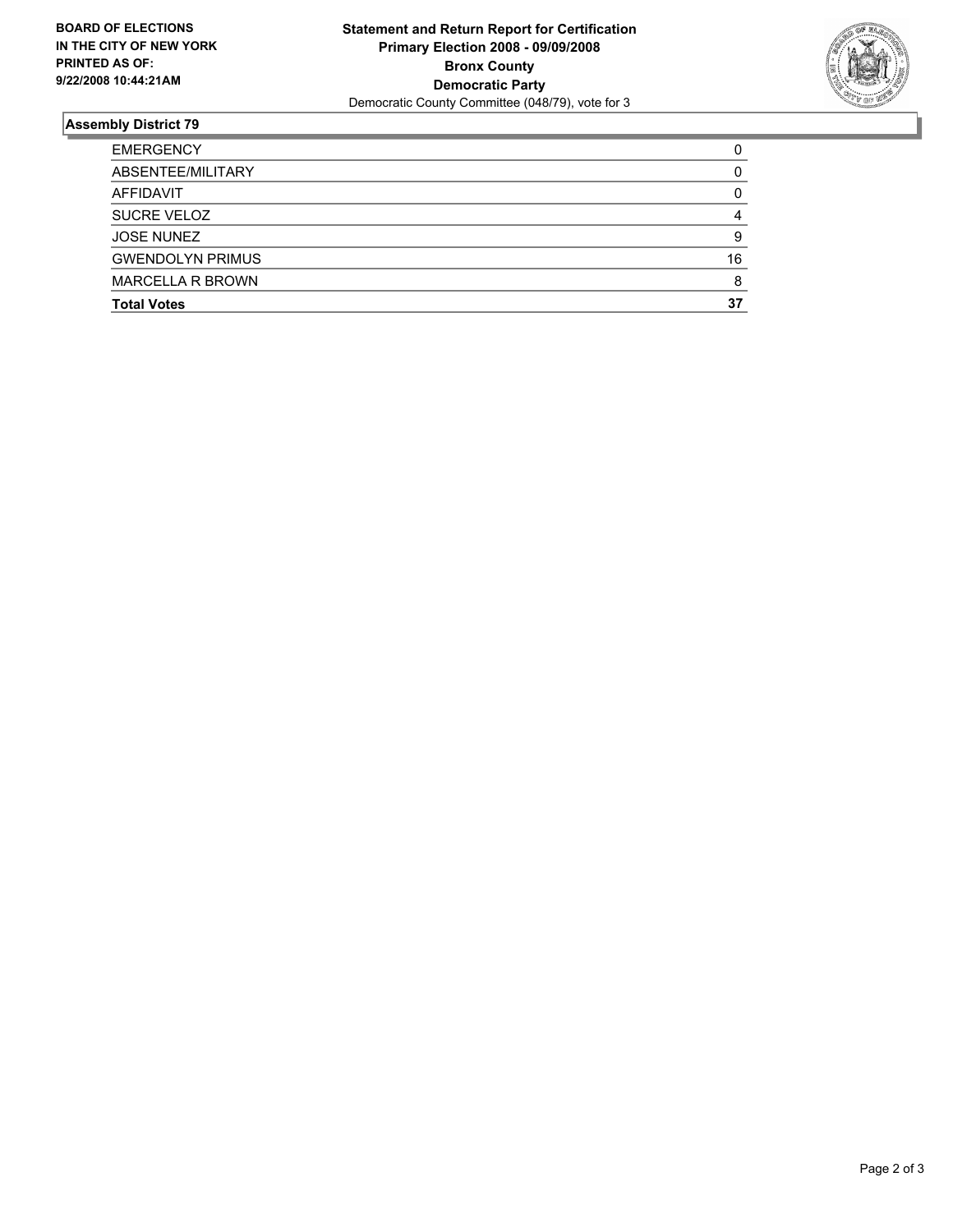**BOARD OF ELECTIONS IN THE CITY OF NEW YORK PRINTED AS OF: 9/22/2008 10:44:21AM**

**Statement and Return Report for Certification**
**Primary Election 2008 - 09/09/2008**
**Bronx County**
**Democratic Party**
Democratic County Committee (048/79), vote for 3

## Assembly District 79

| | |
|---|---|
| EMERGENCY | 0 |
| ABSENTEE/MILITARY | 0 |
| AFFIDAVIT | 0 |
| SUCRE VELOZ | 4 |
| JOSE NUNEZ | 9 |
| GWENDOLYN PRIMUS | 16 |
| MARCELLA R BROWN | 8 |
| **Total Votes** | **37** |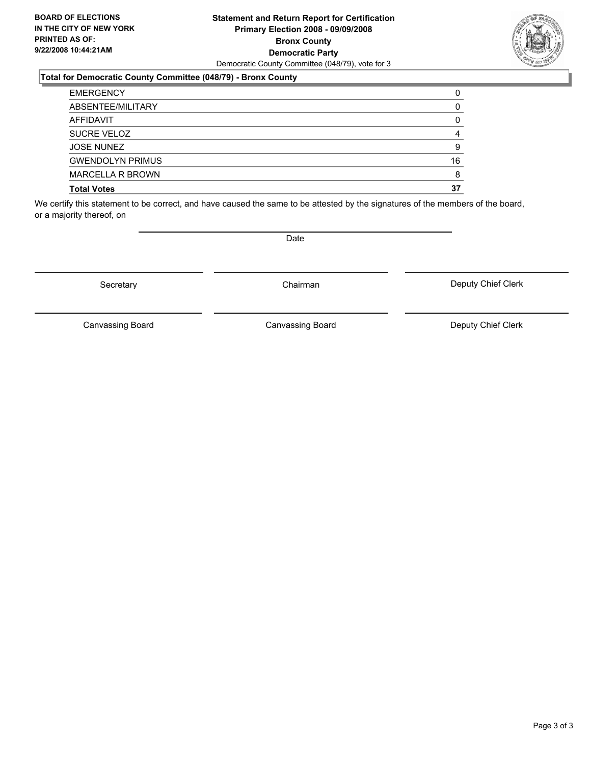**BOARD OF ELECTIONS IN THE CITY OF NEW YORK PRINTED AS OF: 9/22/2008 10:44:21AM**

**Statement and Return Report for Certification**
**Primary Election 2008 - 09/09/2008**
**Bronx County**
**Democratic Party**
Democratic County Committee (048/79), vote for 3

### Total for Democratic County Committee (048/79) - Bronx County

| | |
|---|---|
| EMERGENCY | 0 |
| ABSENTEE/MILITARY | 0 |
| AFFIDAVIT | 0 |
| SUCRE VELOZ | 4 |
| JOSE NUNEZ | 9 |
| GWENDOLYN PRIMUS | 16 |
| MARCELLA R BROWN | 8 |
| **Total Votes** | **37** |

We certify this statement to be correct, and have caused the same to be attested by the signatures of the members of the board, or a majority thereof, on

Date

Secretary | Chairman | Deputy Chief Clerk

Canvassing Board | Canvassing Board | Deputy Chief Clerk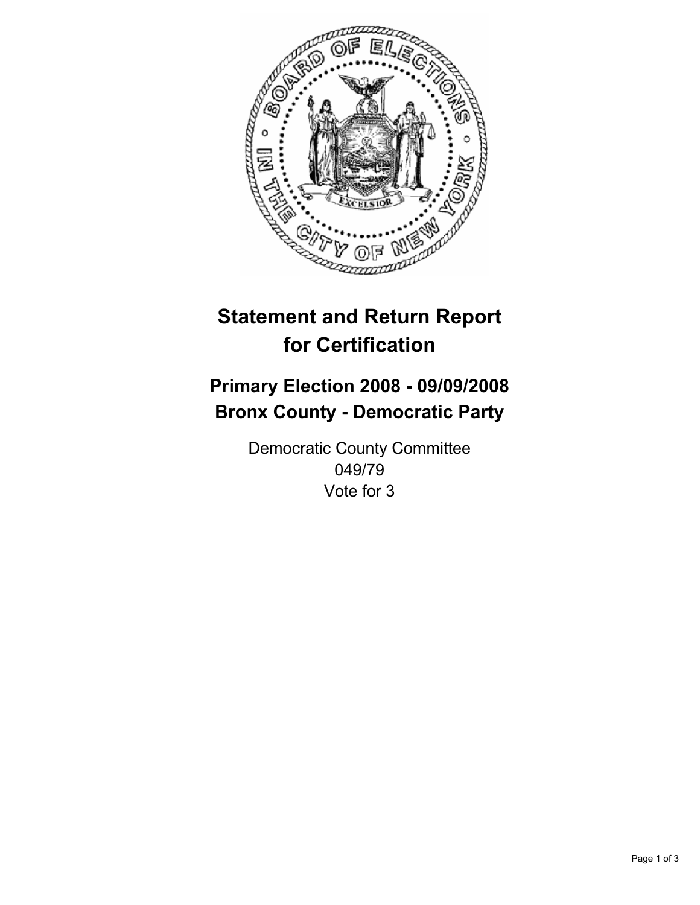# Statement and Return Report for Certification

## Primary Election 2008 - 09/09/2008
## Bronx County - Democratic Party

Democratic County Committee
049/79
Vote for 3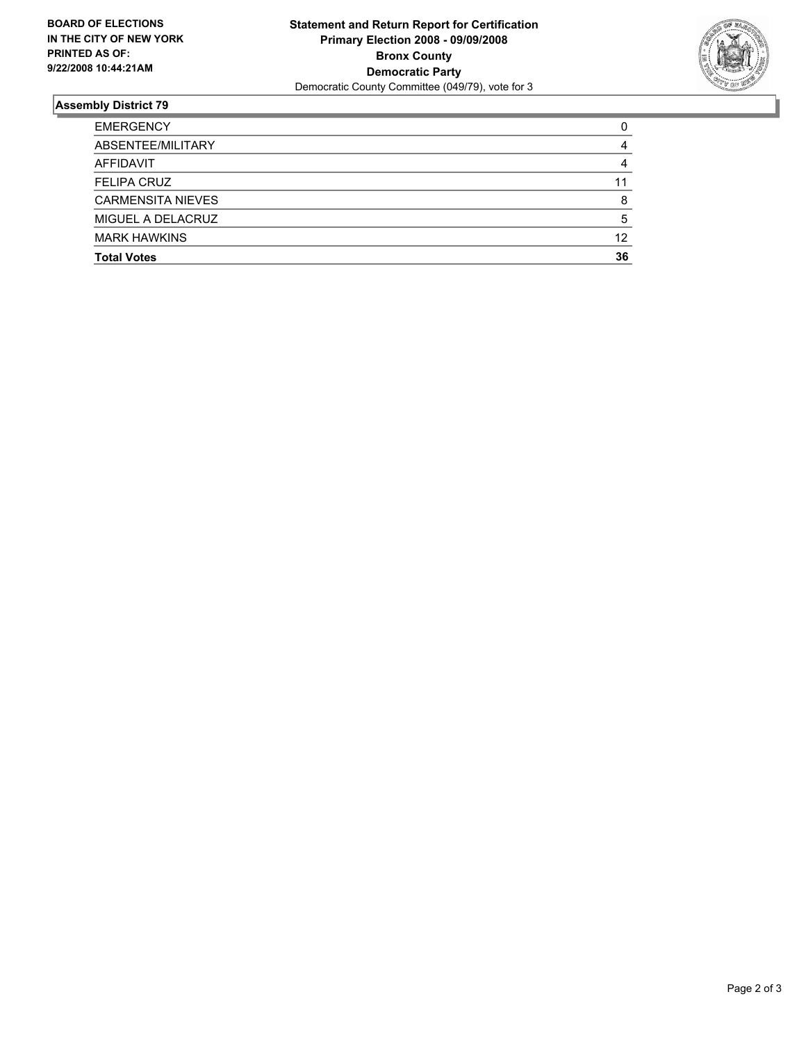**BOARD OF ELECTIONS IN THE CITY OF NEW YORK PRINTED AS OF: 9/22/2008 10:44:21AM**

**Statement and Return Report for Certification**
**Primary Election 2008 - 09/09/2008**
**Bronx County**
**Democratic Party**
Democratic County Committee (049/79), vote for 3

## Assembly District 79

| | |
|---|---|
| EMERGENCY | 0 |
| ABSENTEE/MILITARY | 4 |
| AFFIDAVIT | 4 |
| FELIPA CRUZ | 11 |
| CARMENSITA NIEVES | 8 |
| MIGUEL A DELACRUZ | 5 |
| MARK HAWKINS | 12 |
| **Total Votes** | **36** |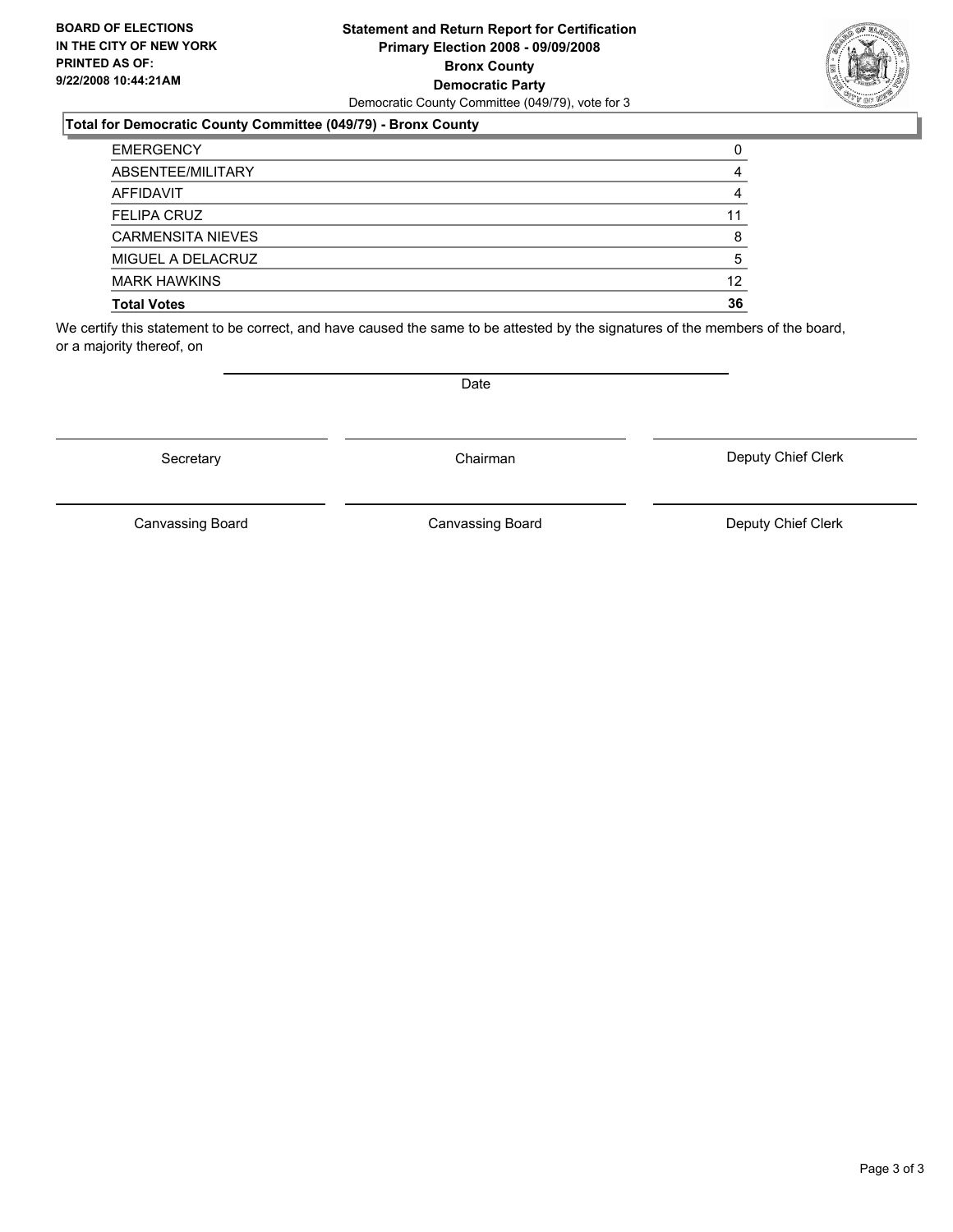**BOARD OF ELECTIONS IN THE CITY OF NEW YORK PRINTED AS OF: 9/22/2008 10:44:21AM**

**Statement and Return Report for Certification Primary Election 2008 - 09/09/2008 Bronx County Democratic Party**

Democratic County Committee (049/79), vote for 3

### Total for Democratic County Committee (049/79) - Bronx County

| | |
|---|---|
| EMERGENCY | 0 |
| ABSENTEE/MILITARY | 4 |
| AFFIDAVIT | 4 |
| FELIPA CRUZ | 11 |
| CARMENSITA NIEVES | 8 |
| MIGUEL A DELACRUZ | 5 |
| MARK HAWKINS | 12 |
| **Total Votes** | **36** |

We certify this statement to be correct, and have caused the same to be attested by the signatures of the members of the board, or a majority thereof, on

Date

Secretary | Chairman | Deputy Chief Clerk

Canvassing Board | Canvassing Board | Deputy Chief Clerk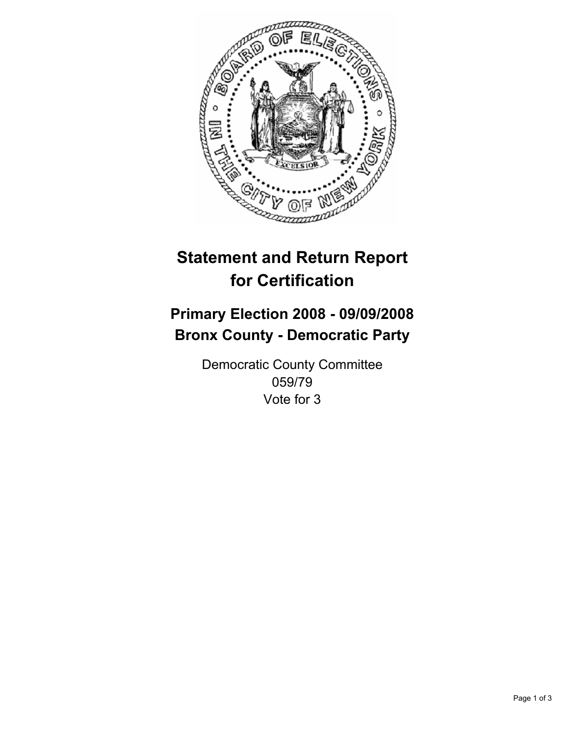# Statement and Return Report for Certification

## Primary Election 2008 - 09/09/2008
## Bronx County - Democratic Party

Democratic County Committee
059/79
Vote for 3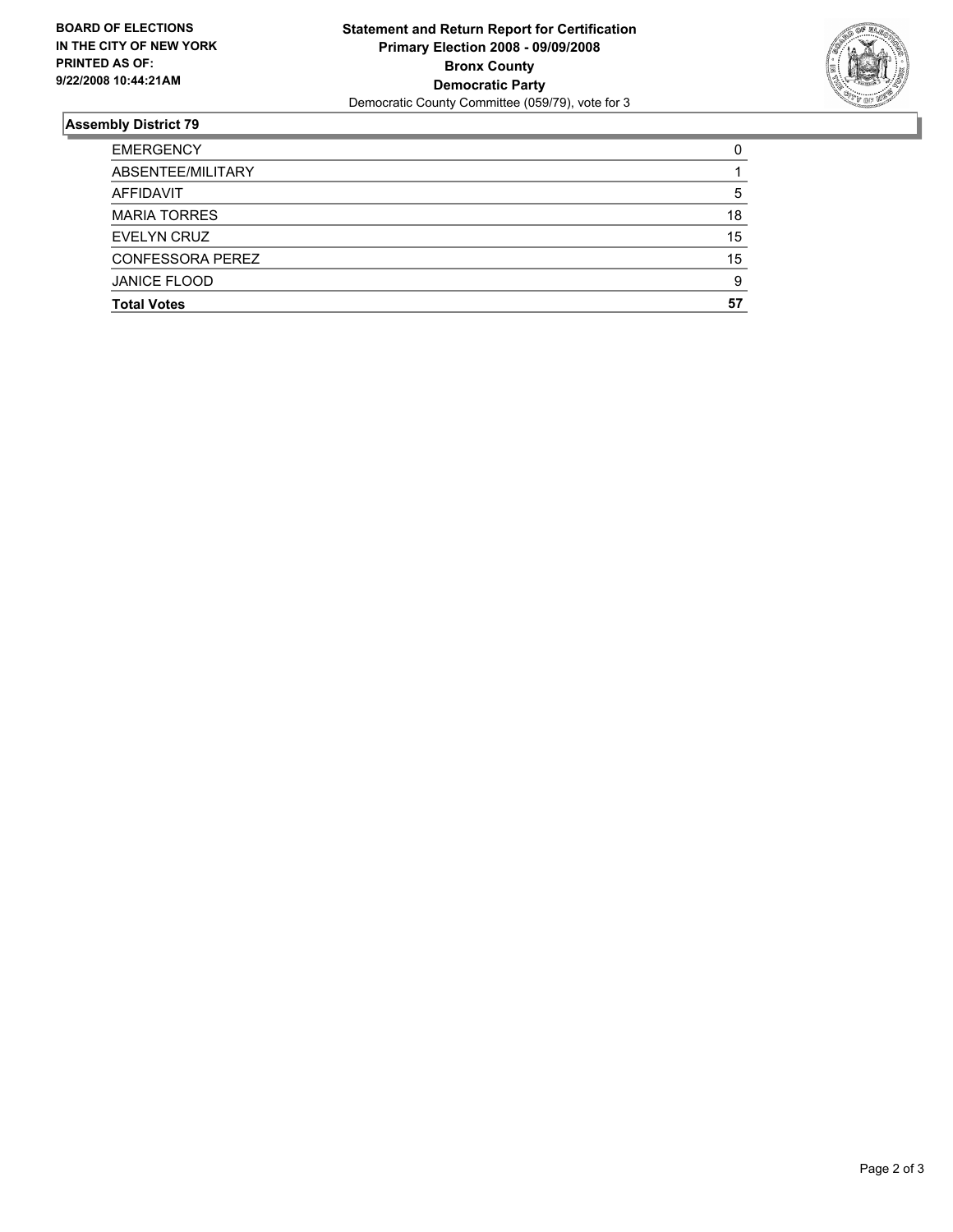**BOARD OF ELECTIONS IN THE CITY OF NEW YORK PRINTED AS OF: 9/22/2008 10:44:21AM**

**Statement and Return Report for Certification**
**Primary Election 2008 - 09/09/2008**
**Bronx County**
**Democratic Party**
Democratic County Committee (059/79), vote for 3

## Assembly District 79

| | |
|---|---|
| EMERGENCY | 0 |
| ABSENTEE/MILITARY | 1 |
| AFFIDAVIT | 5 |
| MARIA TORRES | 18 |
| EVELYN CRUZ | 15 |
| CONFESSORA PEREZ | 15 |
| JANICE FLOOD | 9 |
| **Total Votes** | **57** |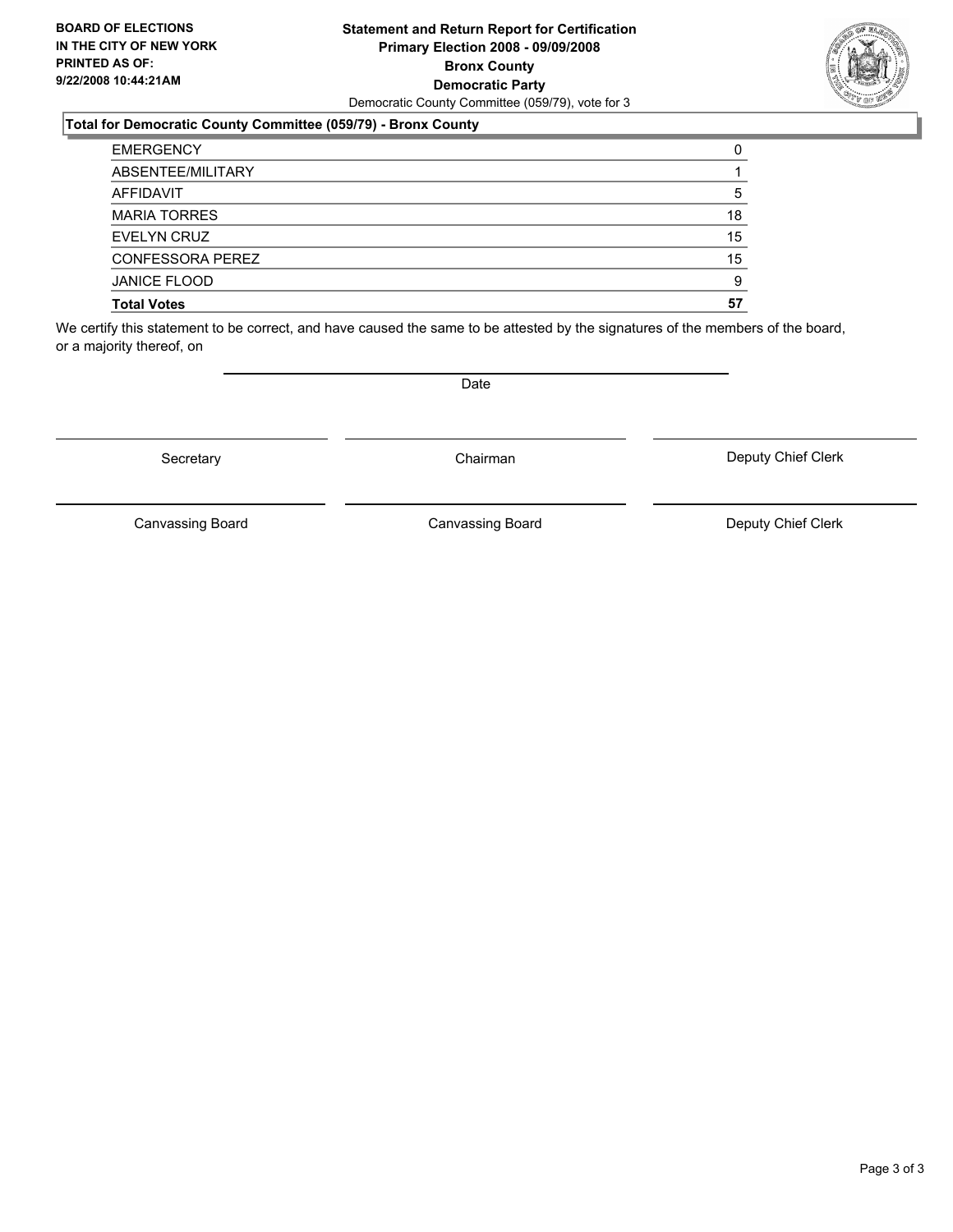**BOARD OF ELECTIONS IN THE CITY OF NEW YORK PRINTED AS OF: 9/22/2008 10:44:21AM**

**Statement and Return Report for Certification**
**Primary Election 2008 - 09/09/2008**
**Bronx County**
**Democratic Party**
Democratic County Committee (059/79), vote for 3

### Total for Democratic County Committee (059/79) - Bronx County

| | |
|---|---|
| EMERGENCY | 0 |
| ABSENTEE/MILITARY | 1 |
| AFFIDAVIT | 5 |
| MARIA TORRES | 18 |
| EVELYN CRUZ | 15 |
| CONFESSORA PEREZ | 15 |
| JANICE FLOOD | 9 |
| **Total Votes** | **57** |

We certify this statement to be correct, and have caused the same to be attested by the signatures of the members of the board, or a majority thereof, on

Date

Secretary | Chairman | Deputy Chief Clerk

Canvassing Board | Canvassing Board | Deputy Chief Clerk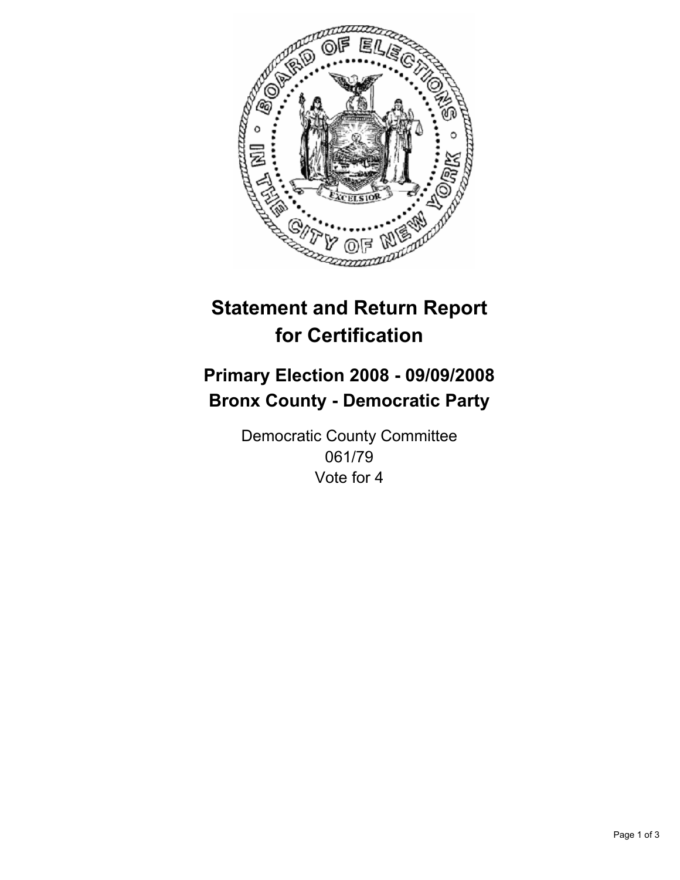# Statement and Return Report for Certification

## Primary Election 2008 - 09/09/2008
## Bronx County - Democratic Party

Democratic County Committee
061/79
Vote for 4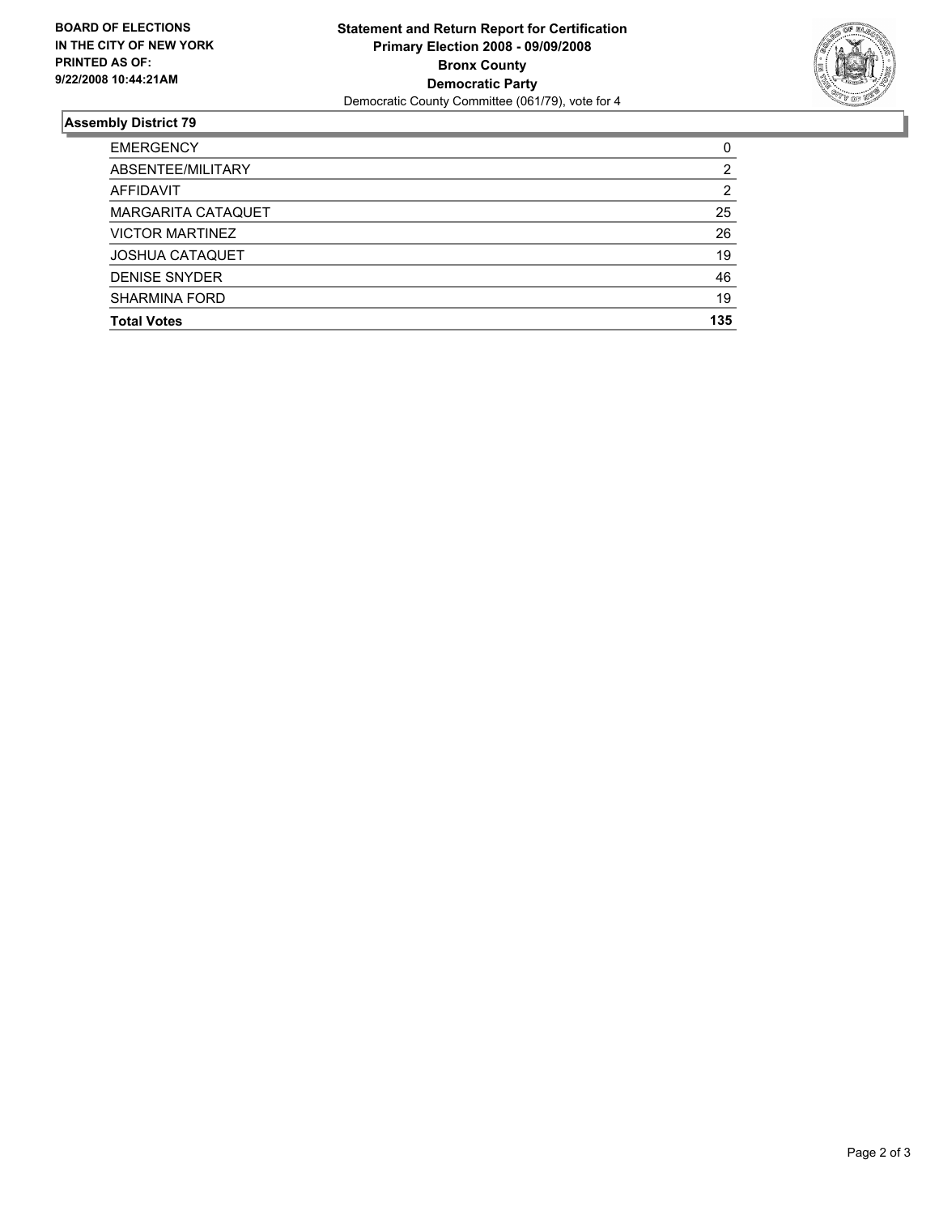**BOARD OF ELECTIONS IN THE CITY OF NEW YORK PRINTED AS OF: 9/22/2008 10:44:21AM**

**Statement and Return Report for Certification**
**Primary Election 2008 - 09/09/2008**
**Bronx County**
**Democratic Party**
Democratic County Committee (061/79), vote for 4

## Assembly District 79

| | |
|---|---|
| EMERGENCY | 0 |
| ABSENTEE/MILITARY | 2 |
| AFFIDAVIT | 2 |
| MARGARITA CATAQUET | 25 |
| VICTOR MARTINEZ | 26 |
| JOSHUA CATAQUET | 19 |
| DENISE SNYDER | 46 |
| SHARMINA FORD | 19 |
| **Total Votes** | **135** |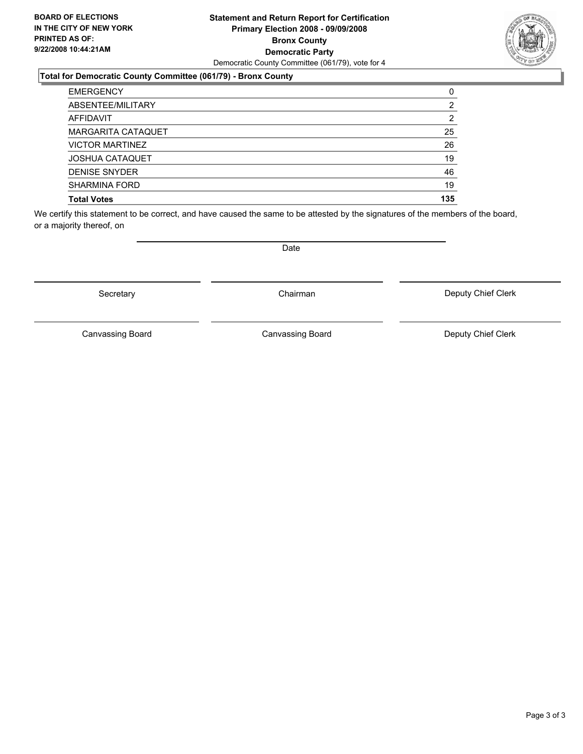**BOARD OF ELECTIONS IN THE CITY OF NEW YORK PRINTED AS OF: 9/22/2008 10:44:21AM**

**Statement and Return Report for Certification**
**Primary Election 2008 - 09/09/2008**
**Bronx County**
**Democratic Party**
Democratic County Committee (061/79), vote for 4

## Total for Democratic County Committee (061/79) - Bronx County

| | |
|---|---|
| EMERGENCY | 0 |
| ABSENTEE/MILITARY | 2 |
| AFFIDAVIT | 2 |
| MARGARITA CATAQUET | 25 |
| VICTOR MARTINEZ | 26 |
| JOSHUA CATAQUET | 19 |
| DENISE SNYDER | 46 |
| SHARMINA FORD | 19 |
| **Total Votes** | **135** |

We certify this statement to be correct, and have caused the same to be attested by the signatures of the members of the board, or a majority thereof, on

Date

| | | |
|---|---|---|
| Secretary | Chairman | Deputy Chief Clerk |
| Canvassing Board | Canvassing Board | Deputy Chief Clerk |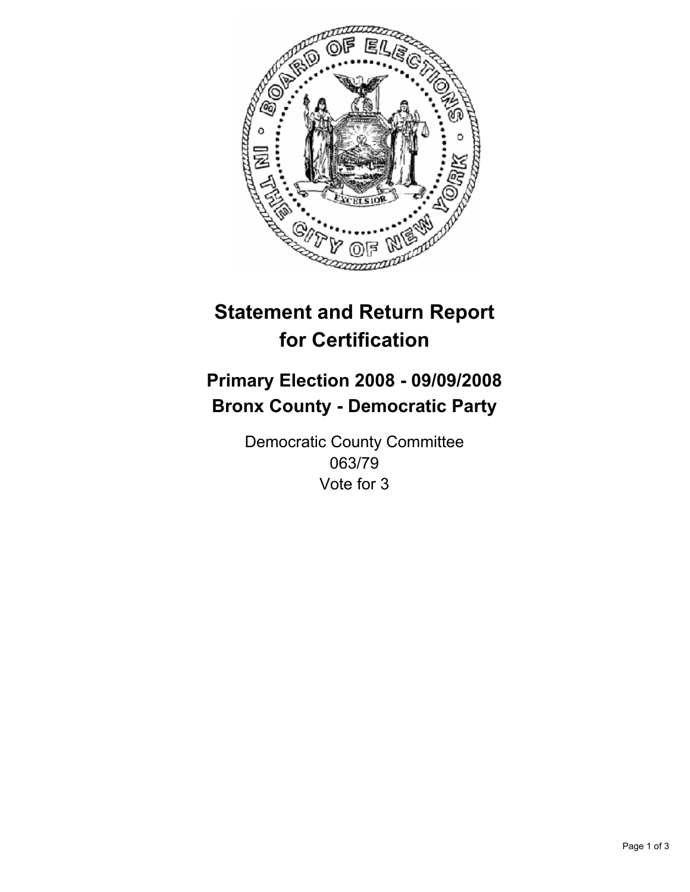# Statement and Return Report for Certification

## Primary Election 2008 - 09/09/2008
## Bronx County - Democratic Party

Democratic County Committee
063/79
Vote for 3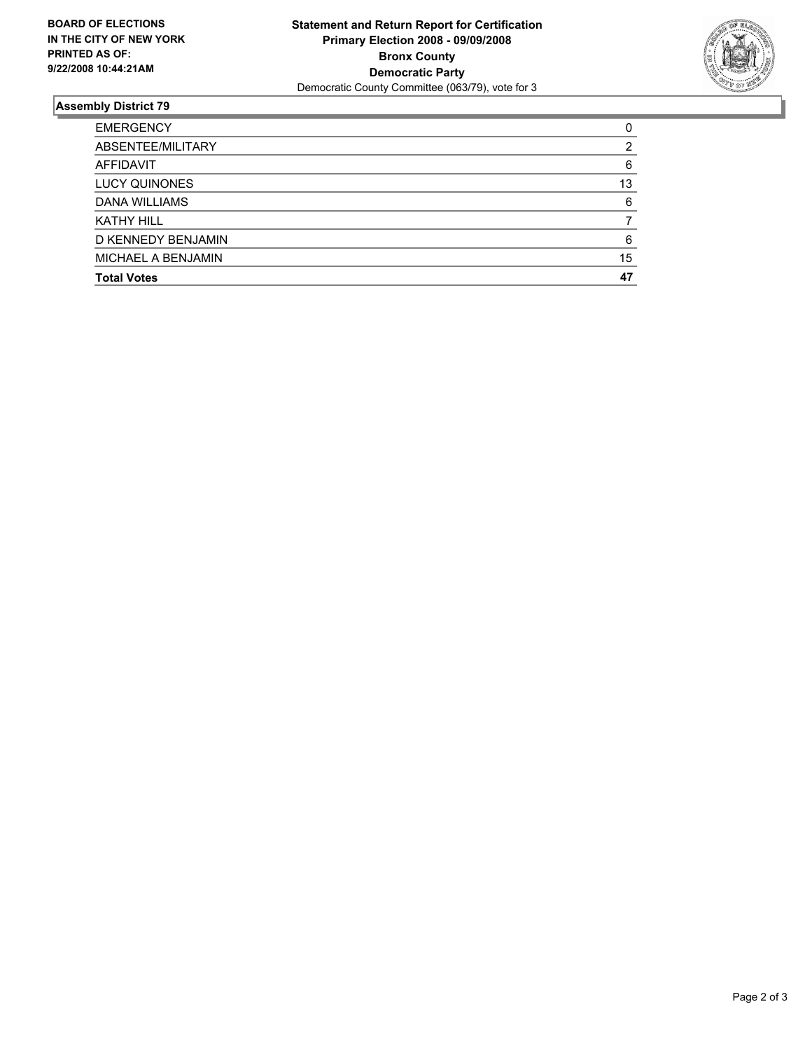**BOARD OF ELECTIONS IN THE CITY OF NEW YORK PRINTED AS OF: 9/22/2008 10:44:21AM**

**Statement and Return Report for Certification**
**Primary Election 2008 - 09/09/2008**
**Bronx County**
**Democratic Party**
Democratic County Committee (063/79), vote for 3

### Assembly District 79

| | |
|---|---|
| EMERGENCY | 0 |
| ABSENTEE/MILITARY | 2 |
| AFFIDAVIT | 6 |
| LUCY QUINONES | 13 |
| DANA WILLIAMS | 6 |
| KATHY HILL | 7 |
| D KENNEDY BENJAMIN | 6 |
| MICHAEL A BENJAMIN | 15 |
| **Total Votes** | **47** |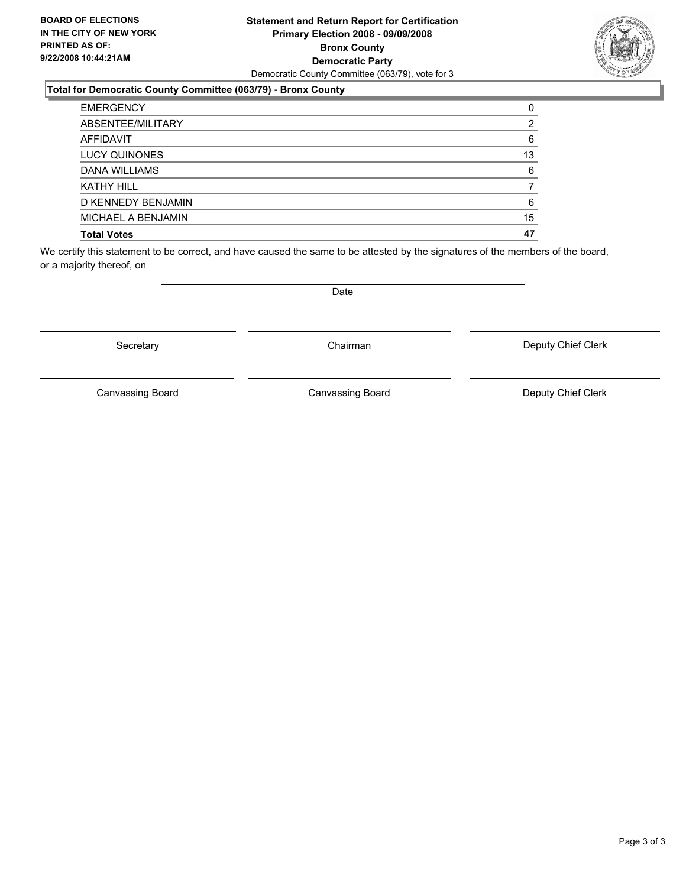**BOARD OF ELECTIONS IN THE CITY OF NEW YORK PRINTED AS OF: 9/22/2008 10:44:21AM**

**Statement and Return Report for Certification Primary Election 2008 - 09/09/2008 Bronx County Democratic Party**

Democratic County Committee (063/79), vote for 3

**Total for Democratic County Committee (063/79) - Bronx County**

| | |
|---|---|
| EMERGENCY | 0 |
| ABSENTEE/MILITARY | 2 |
| AFFIDAVIT | 6 |
| LUCY QUINONES | 13 |
| DANA WILLIAMS | 6 |
| KATHY HILL | 7 |
| D KENNEDY BENJAMIN | 6 |
| MICHAEL A BENJAMIN | 15 |
| **Total Votes** | **47** |

We certify this statement to be correct, and have caused the same to be attested by the signatures of the members of the board, or a majority thereof, on

Date

Secretary | Chairman | Deputy Chief Clerk

Canvassing Board | Canvassing Board | Deputy Chief Clerk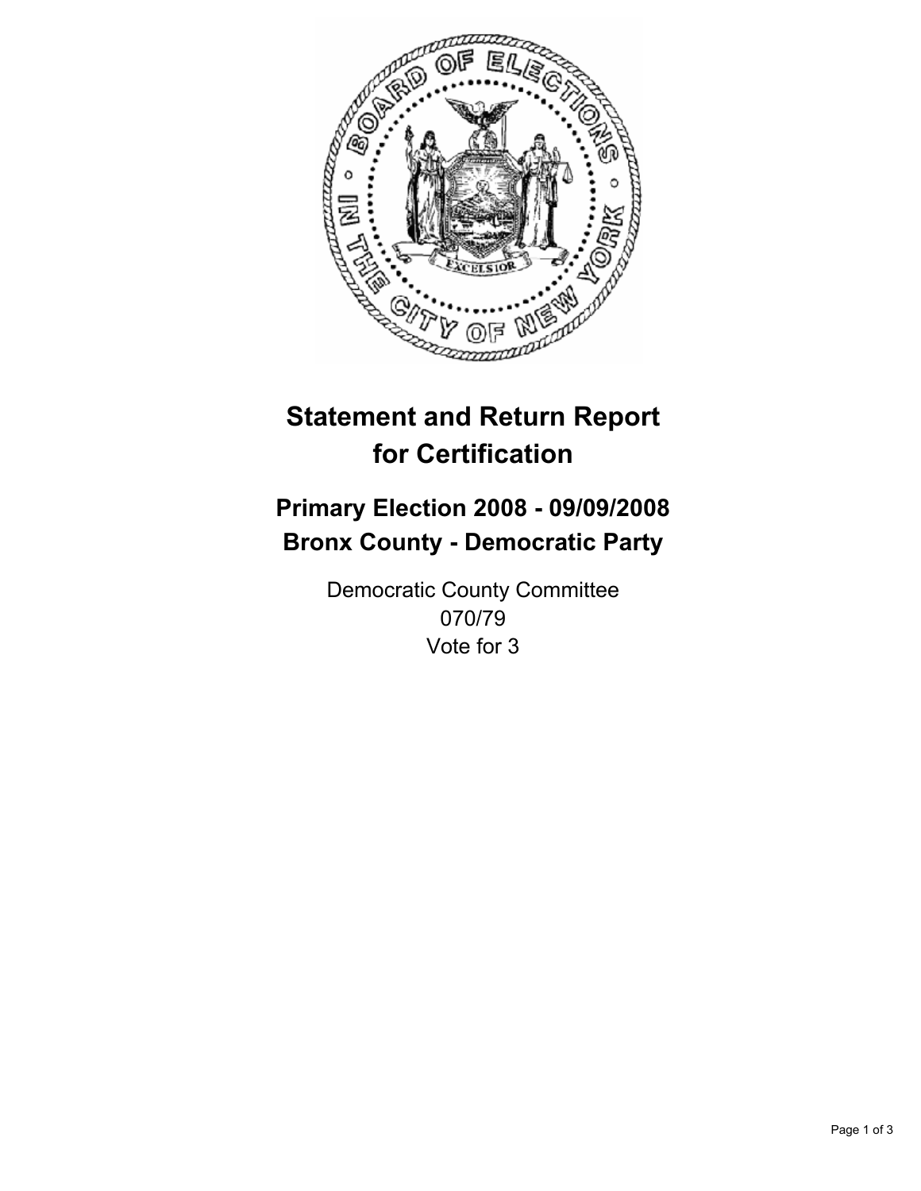# Statement and Return Report for Certification

## Primary Election 2008 - 09/09/2008
## Bronx County - Democratic Party

Democratic County Committee
070/79
Vote for 3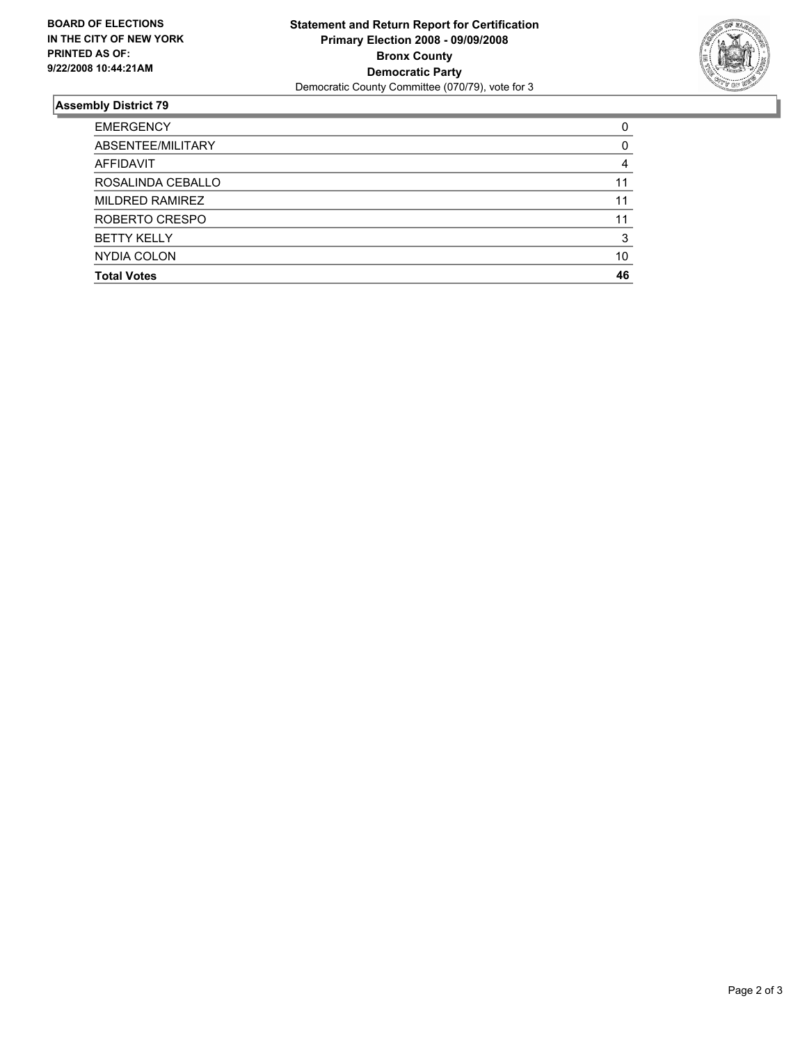**BOARD OF ELECTIONS IN THE CITY OF NEW YORK PRINTED AS OF: 9/22/2008 10:44:21AM**

**Statement and Return Report for Certification**
**Primary Election 2008 - 09/09/2008**
**Bronx County**
**Democratic Party**
Democratic County Committee (070/79), vote for 3

### Assembly District 79

| | |
|---|---|
| EMERGENCY | 0 |
| ABSENTEE/MILITARY | 0 |
| AFFIDAVIT | 4 |
| ROSALINDA CEBALLO | 11 |
| MILDRED RAMIREZ | 11 |
| ROBERTO CRESPO | 11 |
| BETTY KELLY | 3 |
| NYDIA COLON | 10 |
| **Total Votes** | **46** |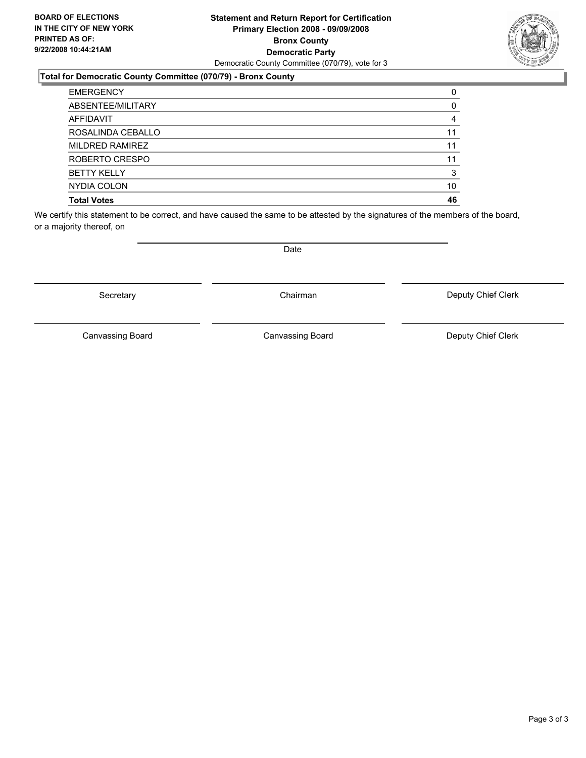**BOARD OF ELECTIONS IN THE CITY OF NEW YORK PRINTED AS OF: 9/22/2008 10:44:21AM**

**Statement and Return Report for Certification**
**Primary Election 2008 - 09/09/2008**
**Bronx County**
**Democratic Party**
Democratic County Committee (070/79), vote for 3

### Total for Democratic County Committee (070/79) - Bronx County

| | |
|---|---|
| EMERGENCY | 0 |
| ABSENTEE/MILITARY | 0 |
| AFFIDAVIT | 4 |
| ROSALINDA CEBALLO | 11 |
| MILDRED RAMIREZ | 11 |
| ROBERTO CRESPO | 11 |
| BETTY KELLY | 3 |
| NYDIA COLON | 10 |
| **Total Votes** | **46** |

We certify this statement to be correct, and have caused the same to be attested by the signatures of the members of the board, or a majority thereof, on

Date

| | | |
|---|---|---|
| Secretary | Chairman | Deputy Chief Clerk |
| Canvassing Board | Canvassing Board | Deputy Chief Clerk |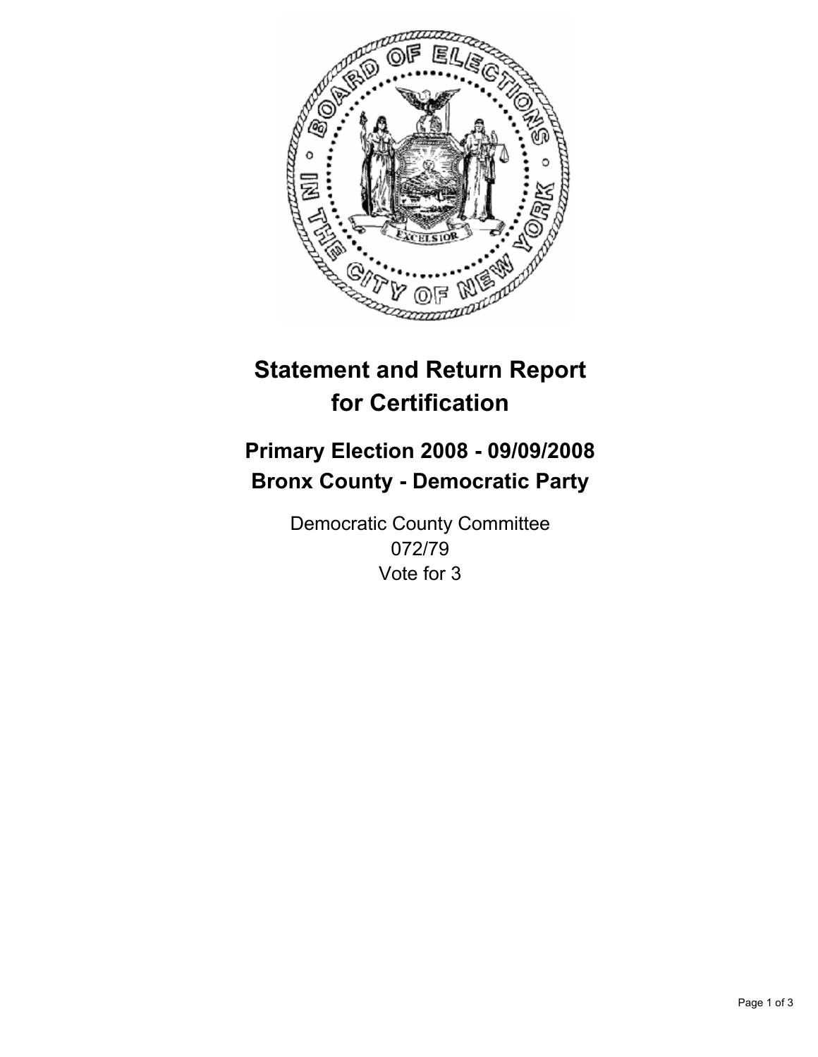# Statement and Return Report for Certification

## Primary Election 2008 - 09/09/2008
## Bronx County - Democratic Party

Democratic County Committee
072/79
Vote for 3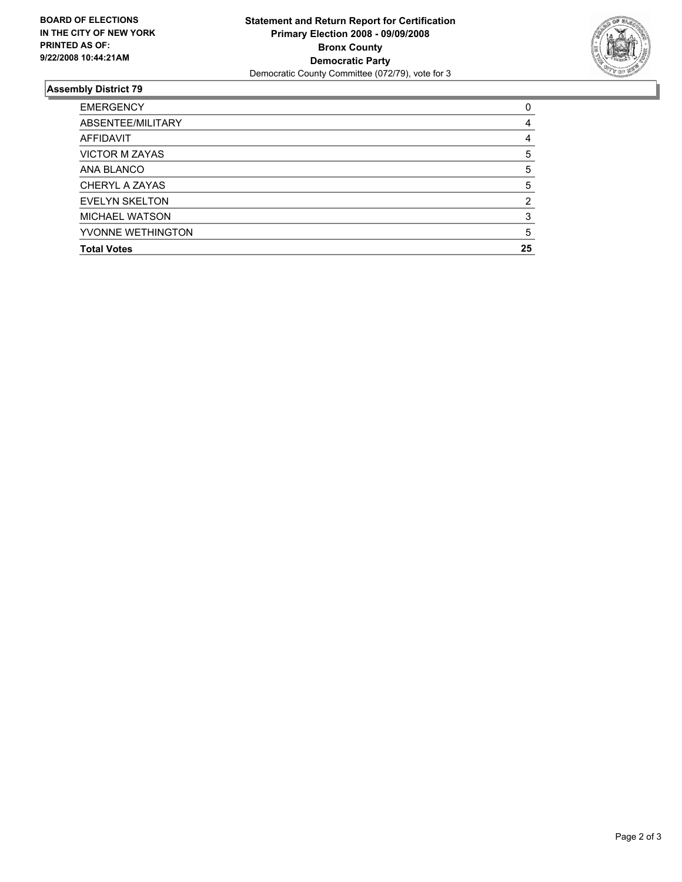**BOARD OF ELECTIONS IN THE CITY OF NEW YORK PRINTED AS OF: 9/22/2008 10:44:21AM**

**Statement and Return Report for Certification**
**Primary Election 2008 - 09/09/2008**
**Bronx County**
**Democratic Party**
Democratic County Committee (072/79), vote for 3

## Assembly District 79

| | |
|---|---|
| EMERGENCY | 0 |
| ABSENTEE/MILITARY | 4 |
| AFFIDAVIT | 4 |
| VICTOR M ZAYAS | 5 |
| ANA BLANCO | 5 |
| CHERYL A ZAYAS | 5 |
| EVELYN SKELTON | 2 |
| MICHAEL WATSON | 3 |
| YVONNE WETHINGTON | 5 |
| **Total Votes** | **25** |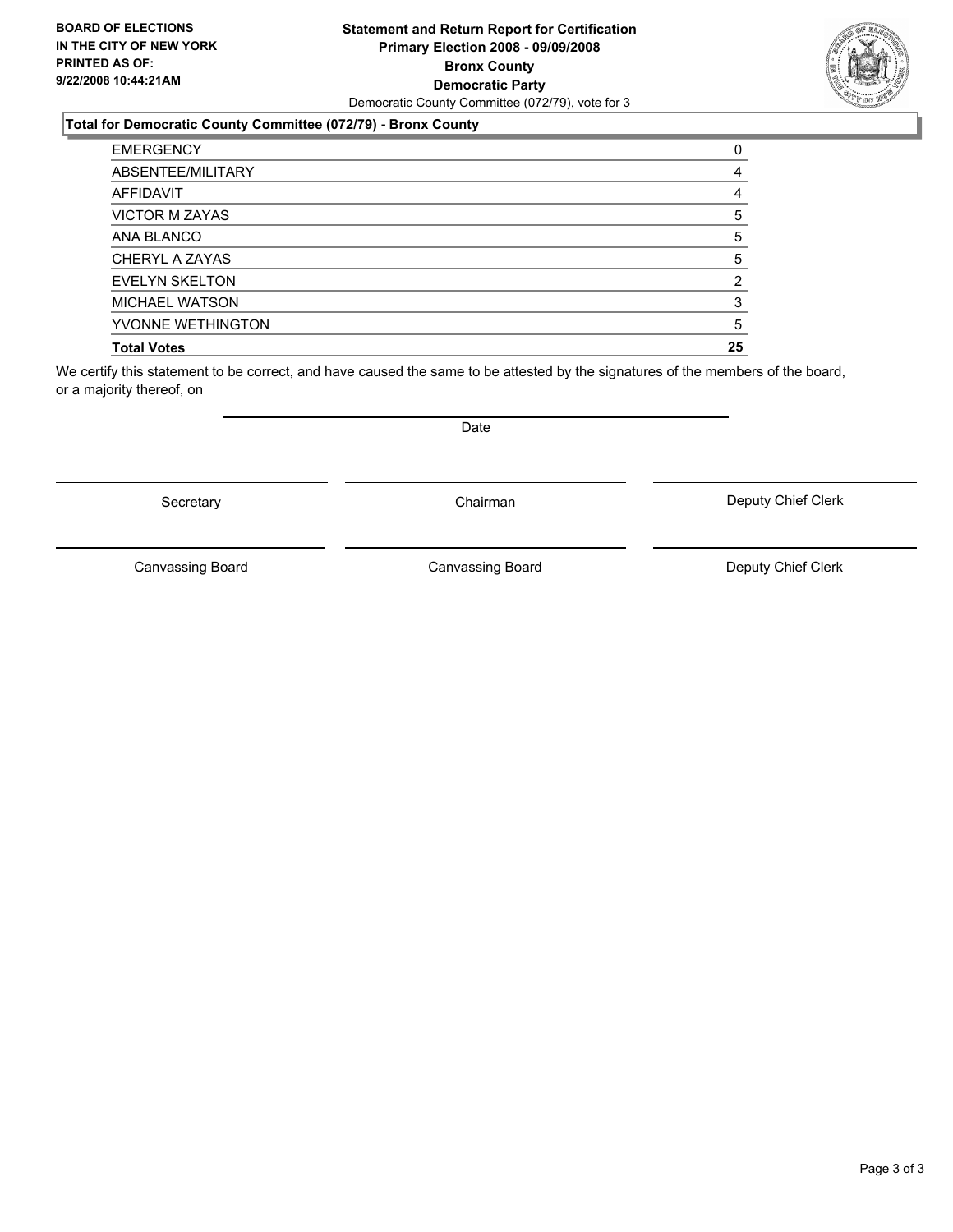**BOARD OF ELECTIONS IN THE CITY OF NEW YORK PRINTED AS OF: 9/22/2008 10:44:21AM**

**Statement and Return Report for Certification**
**Primary Election 2008 - 09/09/2008**
**Bronx County**
**Democratic Party**
Democratic County Committee (072/79), vote for 3

**Total for Democratic County Committee (072/79) - Bronx County**

| | |
|---|---|
| EMERGENCY | 0 |
| ABSENTEE/MILITARY | 4 |
| AFFIDAVIT | 4 |
| VICTOR M ZAYAS | 5 |
| ANA BLANCO | 5 |
| CHERYL A ZAYAS | 5 |
| EVELYN SKELTON | 2 |
| MICHAEL WATSON | 3 |
| YVONNE WETHINGTON | 5 |
| **Total Votes** | **25** |

We certify this statement to be correct, and have caused the same to be attested by the signatures of the members of the board, or a majority thereof, on

Date

Secretary | Chairman | Deputy Chief Clerk

Canvassing Board | Canvassing Board | Deputy Chief Clerk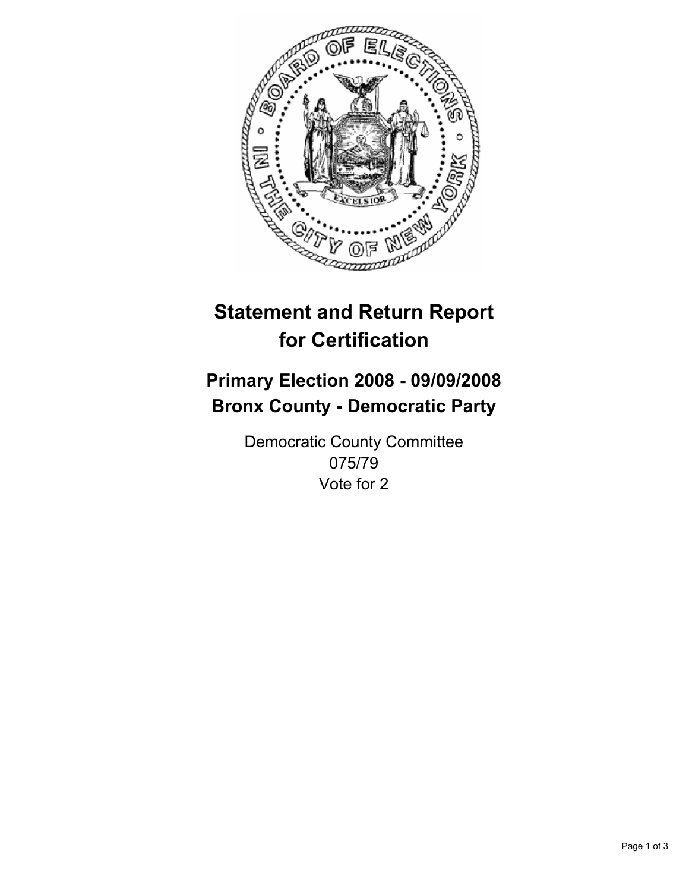# Statement and Return Report for Certification

## Primary Election 2008 - 09/09/2008
## Bronx County - Democratic Party

Democratic County Committee
075/79
Vote for 2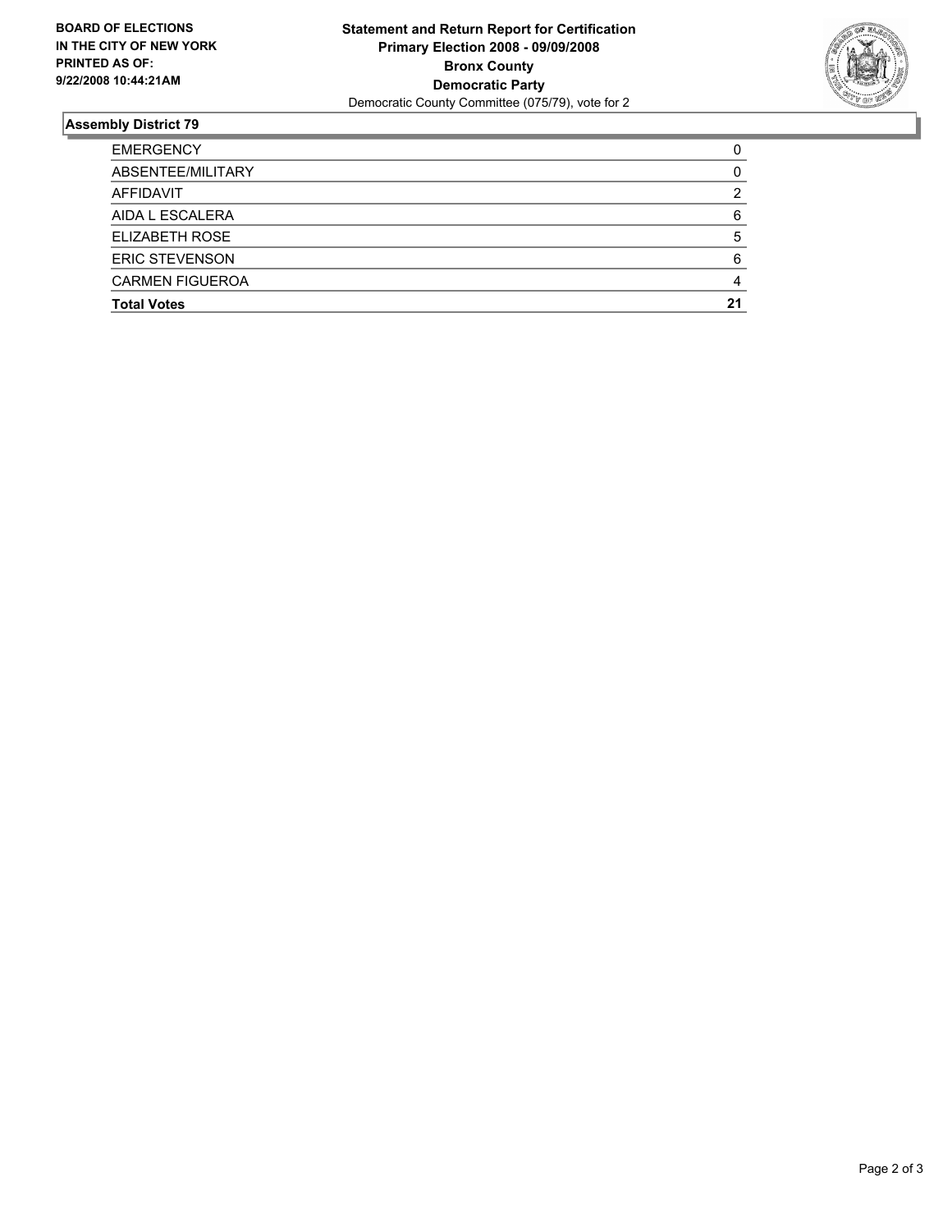**BOARD OF ELECTIONS IN THE CITY OF NEW YORK PRINTED AS OF: 9/22/2008 10:44:21AM**

**Statement and Return Report for Certification**
**Primary Election 2008 - 09/09/2008**
**Bronx County**
**Democratic Party**
Democratic County Committee (075/79), vote for 2

## Assembly District 79

| | |
|---|---|
| EMERGENCY | 0 |
| ABSENTEE/MILITARY | 0 |
| AFFIDAVIT | 2 |
| AIDA L ESCALERA | 6 |
| ELIZABETH ROSE | 5 |
| ERIC STEVENSON | 6 |
| CARMEN FIGUEROA | 4 |
| **Total Votes** | **21** |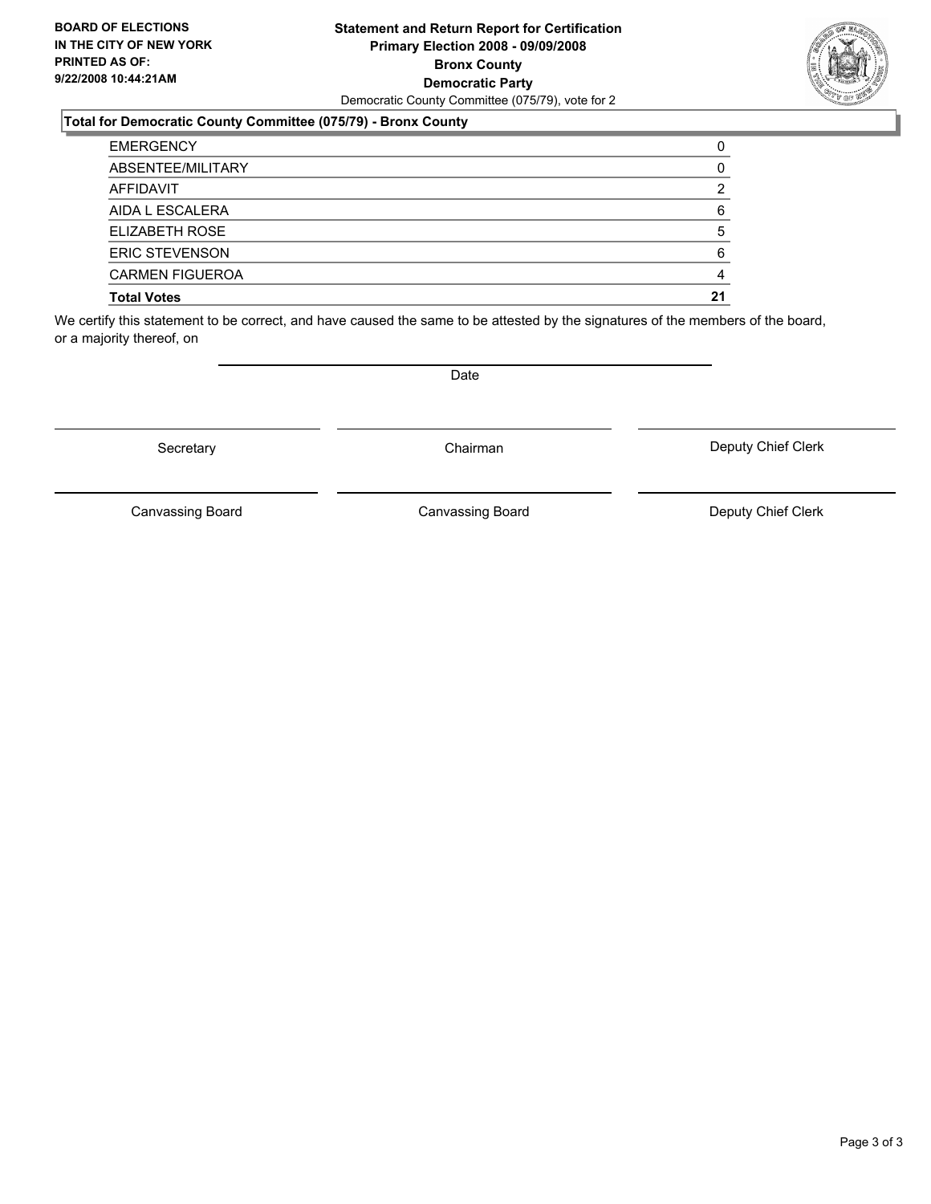**BOARD OF ELECTIONS IN THE CITY OF NEW YORK PRINTED AS OF: 9/22/2008 10:44:21AM**

**Statement and Return Report for Certification**
**Primary Election 2008 - 09/09/2008**
**Bronx County**
**Democratic Party**
Democratic County Committee (075/79), vote for 2

## Total for Democratic County Committee (075/79) - Bronx County

| | |
|---|---|
| EMERGENCY | 0 |
| ABSENTEE/MILITARY | 0 |
| AFFIDAVIT | 2 |
| AIDA L ESCALERA | 6 |
| ELIZABETH ROSE | 5 |
| ERIC STEVENSON | 6 |
| CARMEN FIGUEROA | 4 |
| **Total Votes** | **21** |

We certify this statement to be correct, and have caused the same to be attested by the signatures of the members of the board, or a majority thereof, on

Date

Secretary | Chairman | Deputy Chief Clerk

Canvassing Board | Canvassing Board | Deputy Chief Clerk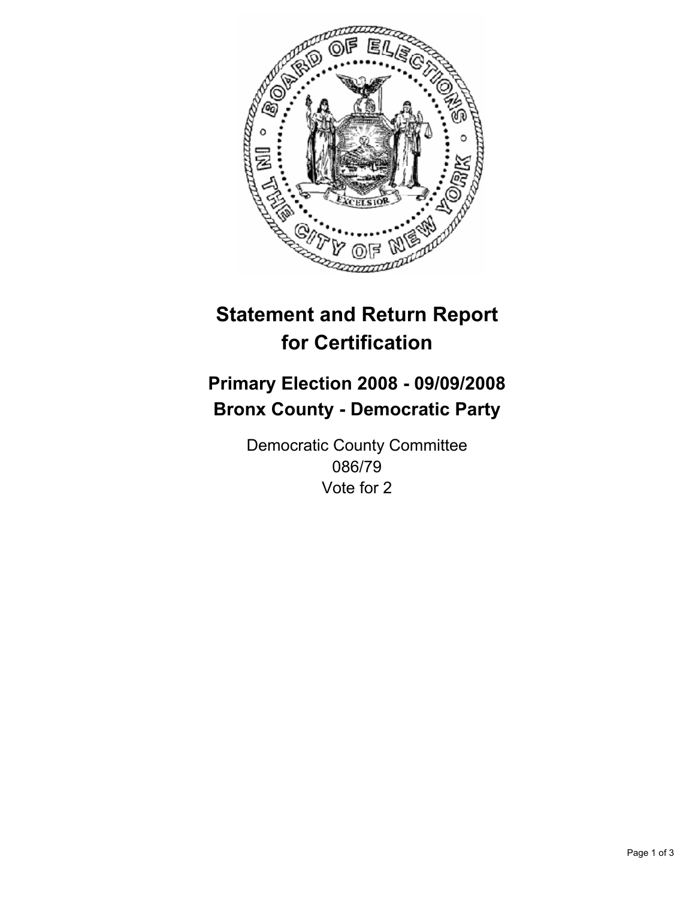# Statement and Return Report for Certification

## Primary Election 2008 - 09/09/2008
## Bronx County - Democratic Party

Democratic County Committee
086/79
Vote for 2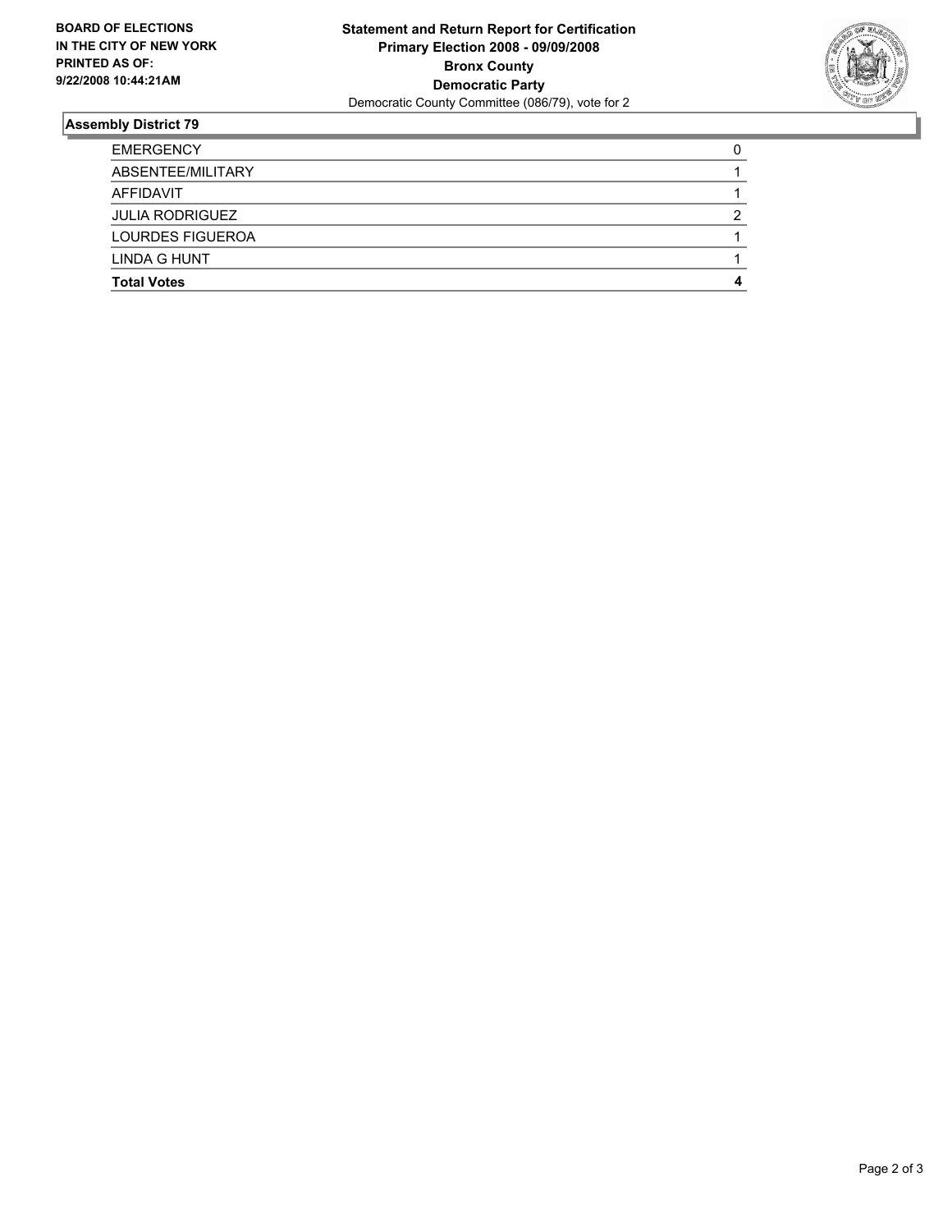**BOARD OF ELECTIONS IN THE CITY OF NEW YORK PRINTED AS OF: 9/22/2008 10:44:21AM**

**Statement and Return Report for Certification**
**Primary Election 2008 - 09/09/2008**
**Bronx County**
**Democratic Party**
Democratic County Committee (086/79), vote for 2

## Assembly District 79

| | |
|---|---|
| EMERGENCY | 0 |
| ABSENTEE/MILITARY | 1 |
| AFFIDAVIT | 1 |
| JULIA RODRIGUEZ | 2 |
| LOURDES FIGUEROA | 1 |
| LINDA G HUNT | 1 |
| **Total Votes** | **4** |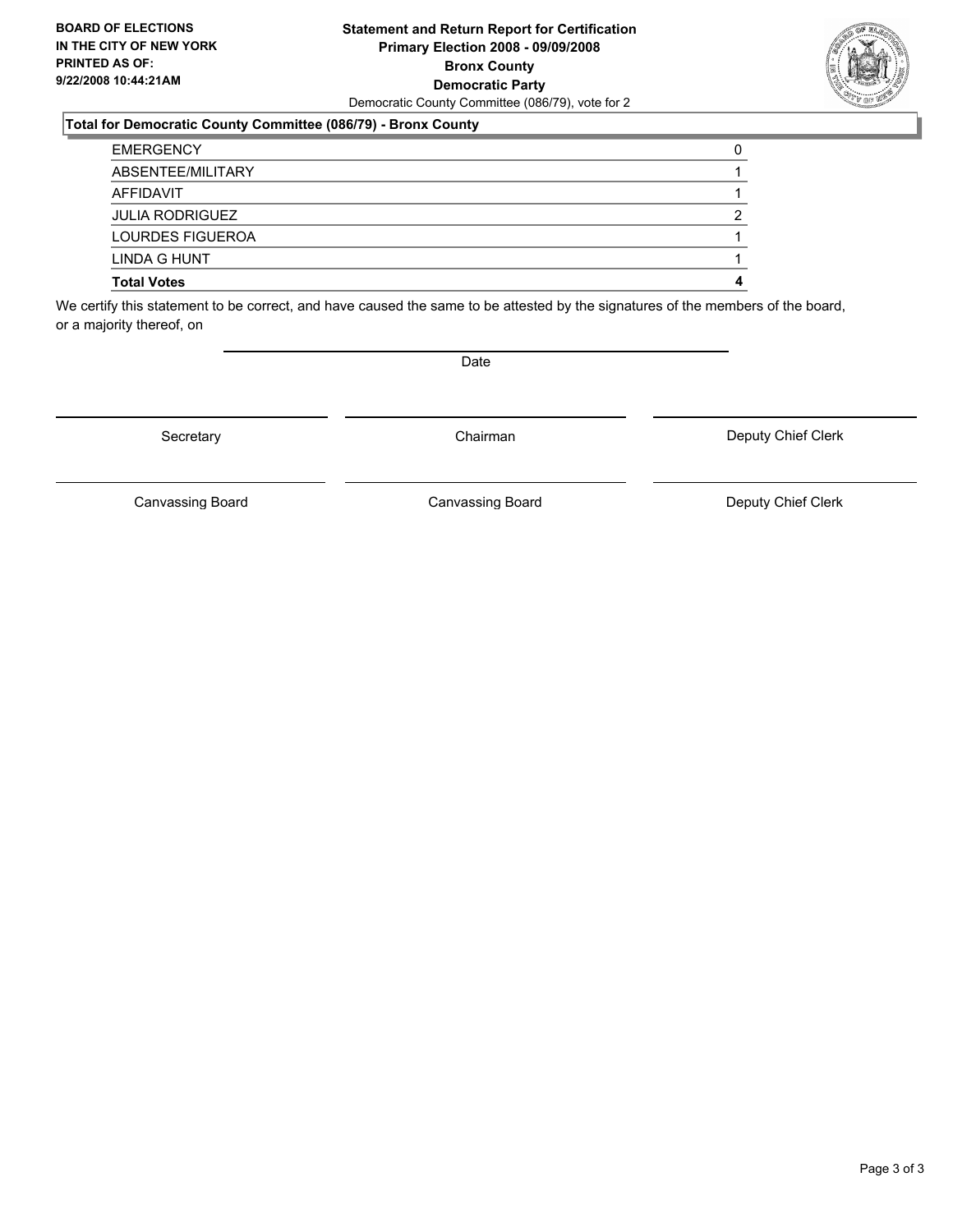**BOARD OF ELECTIONS IN THE CITY OF NEW YORK PRINTED AS OF: 9/22/2008 10:44:21AM**

**Statement and Return Report for Certification Primary Election 2008 - 09/09/2008 Bronx County Democratic Party**

Democratic County Committee (086/79), vote for 2

**Total for Democratic County Committee (086/79) - Bronx County**

| | |
|---|---|
| EMERGENCY | 0 |
| ABSENTEE/MILITARY | 1 |
| AFFIDAVIT | 1 |
| JULIA RODRIGUEZ | 2 |
| LOURDES FIGUEROA | 1 |
| LINDA G HUNT | 1 |
| **Total Votes** | **4** |

We certify this statement to be correct, and have caused the same to be attested by the signatures of the members of the board, or a majority thereof, on

Date

Secretary

Chairman

Deputy Chief Clerk

Canvassing Board

Canvassing Board

Deputy Chief Clerk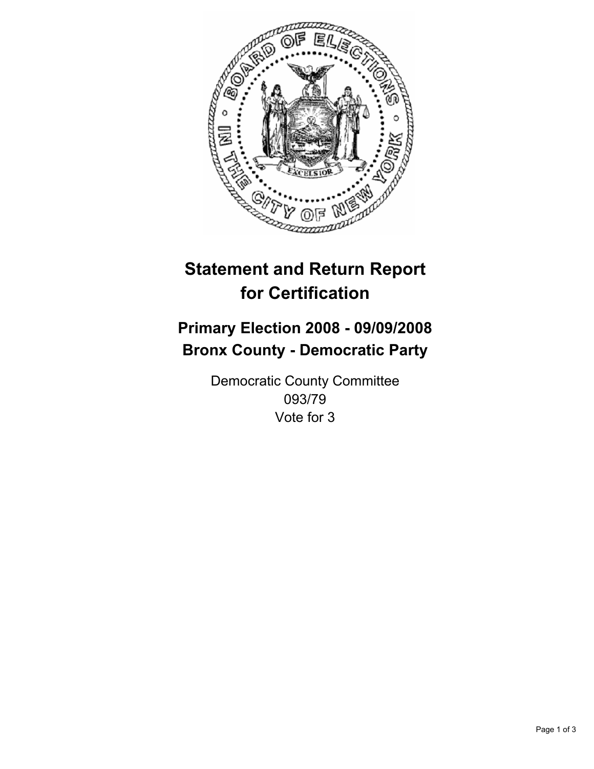# Statement and Return Report for Certification

## Primary Election 2008 - 09/09/2008
## Bronx County - Democratic Party

Democratic County Committee
093/79
Vote for 3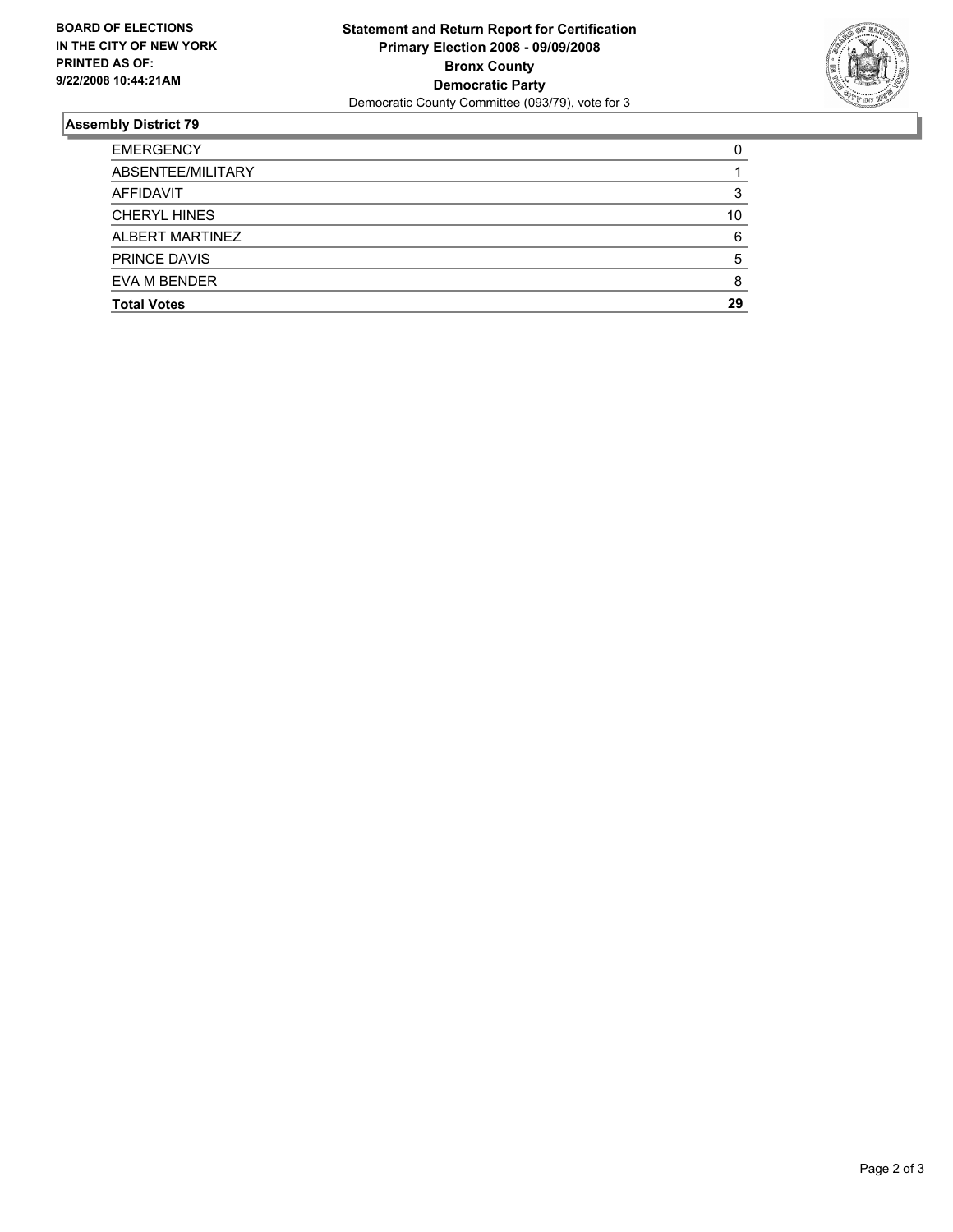**BOARD OF ELECTIONS IN THE CITY OF NEW YORK PRINTED AS OF: 9/22/2008 10:44:21AM**

**Statement and Return Report for Certification**
**Primary Election 2008 - 09/09/2008**
**Bronx County**
**Democratic Party**
Democratic County Committee (093/79), vote for 3

## Assembly District 79

| | |
|---|---|
| EMERGENCY | 0 |
| ABSENTEE/MILITARY | 1 |
| AFFIDAVIT | 3 |
| CHERYL HINES | 10 |
| ALBERT MARTINEZ | 6 |
| PRINCE DAVIS | 5 |
| EVA M BENDER | 8 |
| **Total Votes** | **29** |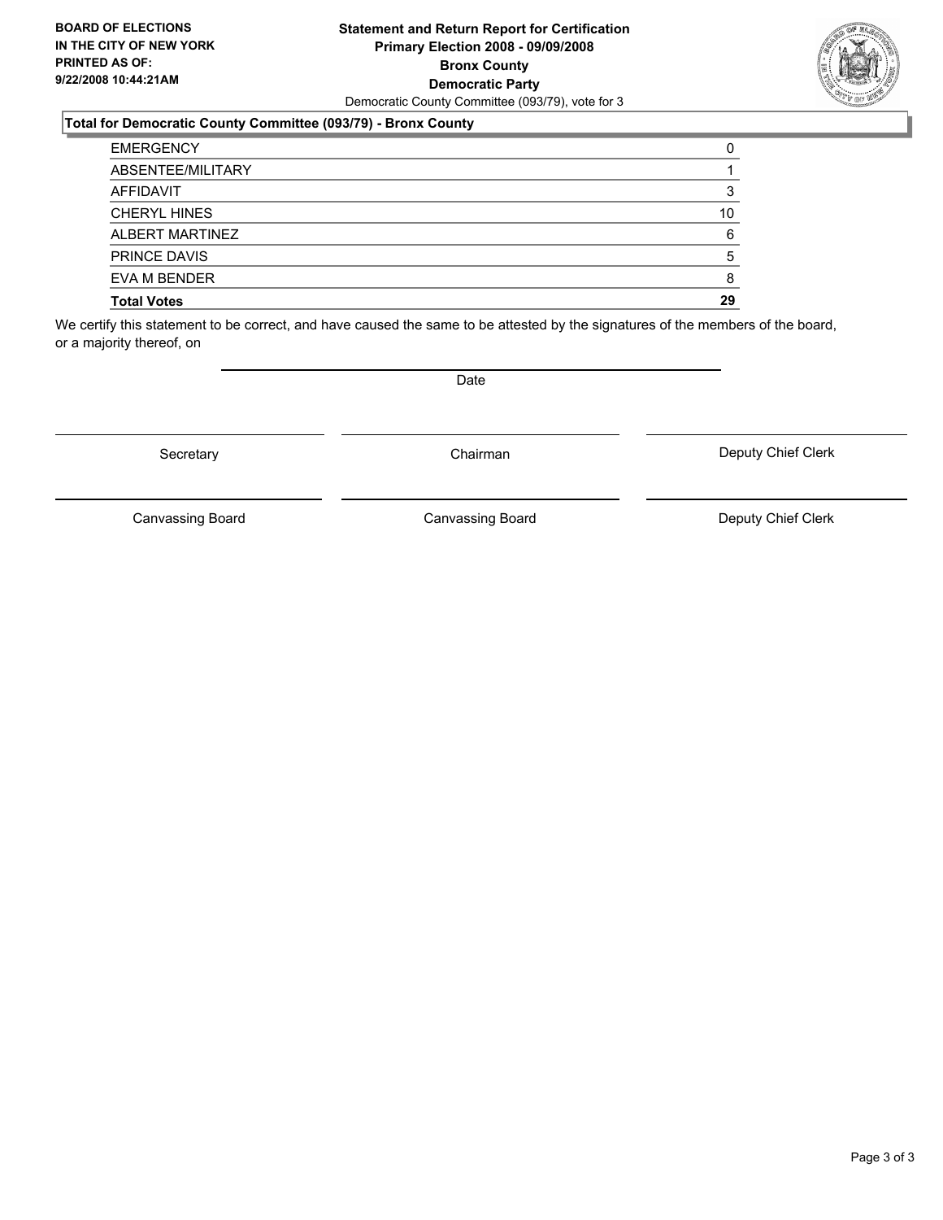**BOARD OF ELECTIONS IN THE CITY OF NEW YORK PRINTED AS OF: 9/22/2008 10:44:21AM**

**Statement and Return Report for Certification**
**Primary Election 2008 - 09/09/2008**
**Bronx County**
**Democratic Party**
Democratic County Committee (093/79), vote for 3

### Total for Democratic County Committee (093/79) - Bronx County

| | |
|---|---|
| EMERGENCY | 0 |
| ABSENTEE/MILITARY | 1 |
| AFFIDAVIT | 3 |
| CHERYL HINES | 10 |
| ALBERT MARTINEZ | 6 |
| PRINCE DAVIS | 5 |
| EVA M BENDER | 8 |
| **Total Votes** | **29** |

We certify this statement to be correct, and have caused the same to be attested by the signatures of the members of the board, or a majority thereof, on

Date

Secretary | Chairman | Deputy Chief Clerk

Canvassing Board | Canvassing Board | Deputy Chief Clerk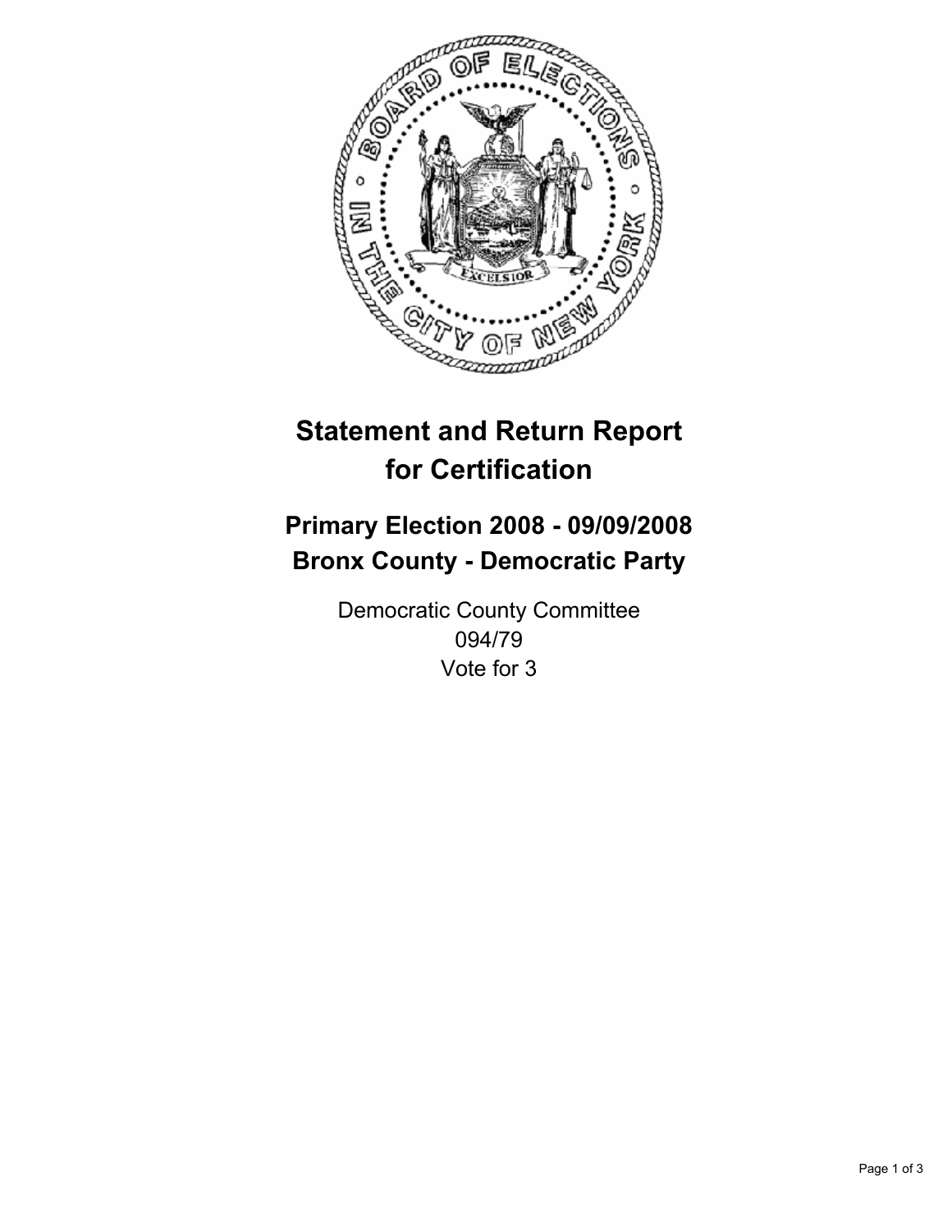# Statement and Return Report for Certification

## Primary Election 2008 - 09/09/2008
## Bronx County - Democratic Party

Democratic County Committee
094/79
Vote for 3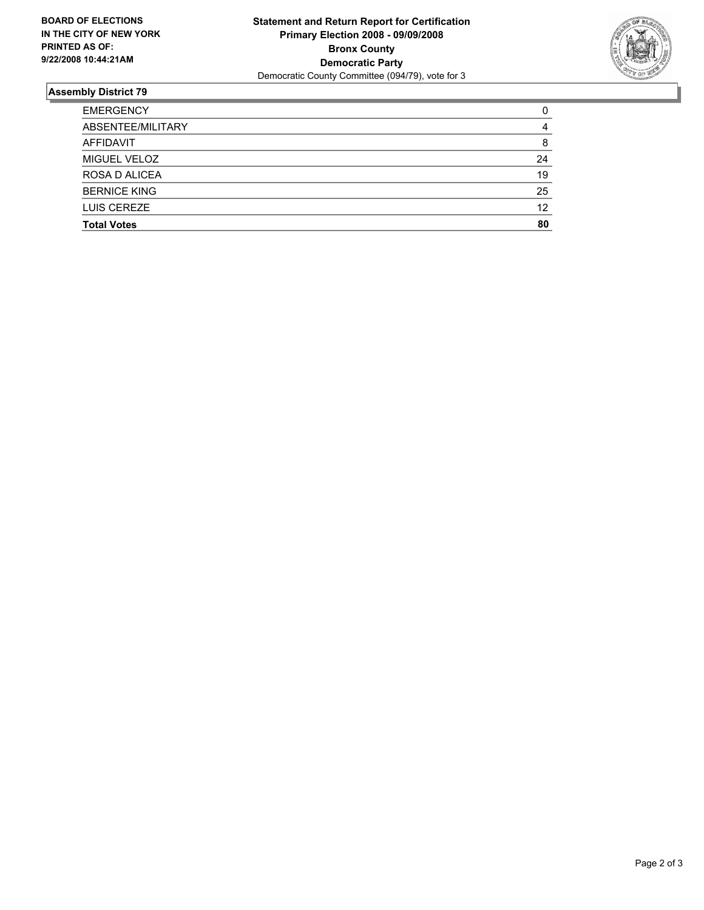**BOARD OF ELECTIONS IN THE CITY OF NEW YORK PRINTED AS OF: 9/22/2008 10:44:21AM**

**Statement and Return Report for Certification**
**Primary Election 2008 - 09/09/2008**
**Bronx County**
**Democratic Party**
Democratic County Committee (094/79), vote for 3

## Assembly District 79

| | |
|---|---|
| EMERGENCY | 0 |
| ABSENTEE/MILITARY | 4 |
| AFFIDAVIT | 8 |
| MIGUEL VELOZ | 24 |
| ROSA D ALICEA | 19 |
| BERNICE KING | 25 |
| LUIS CEREZE | 12 |
| **Total Votes** | **80** |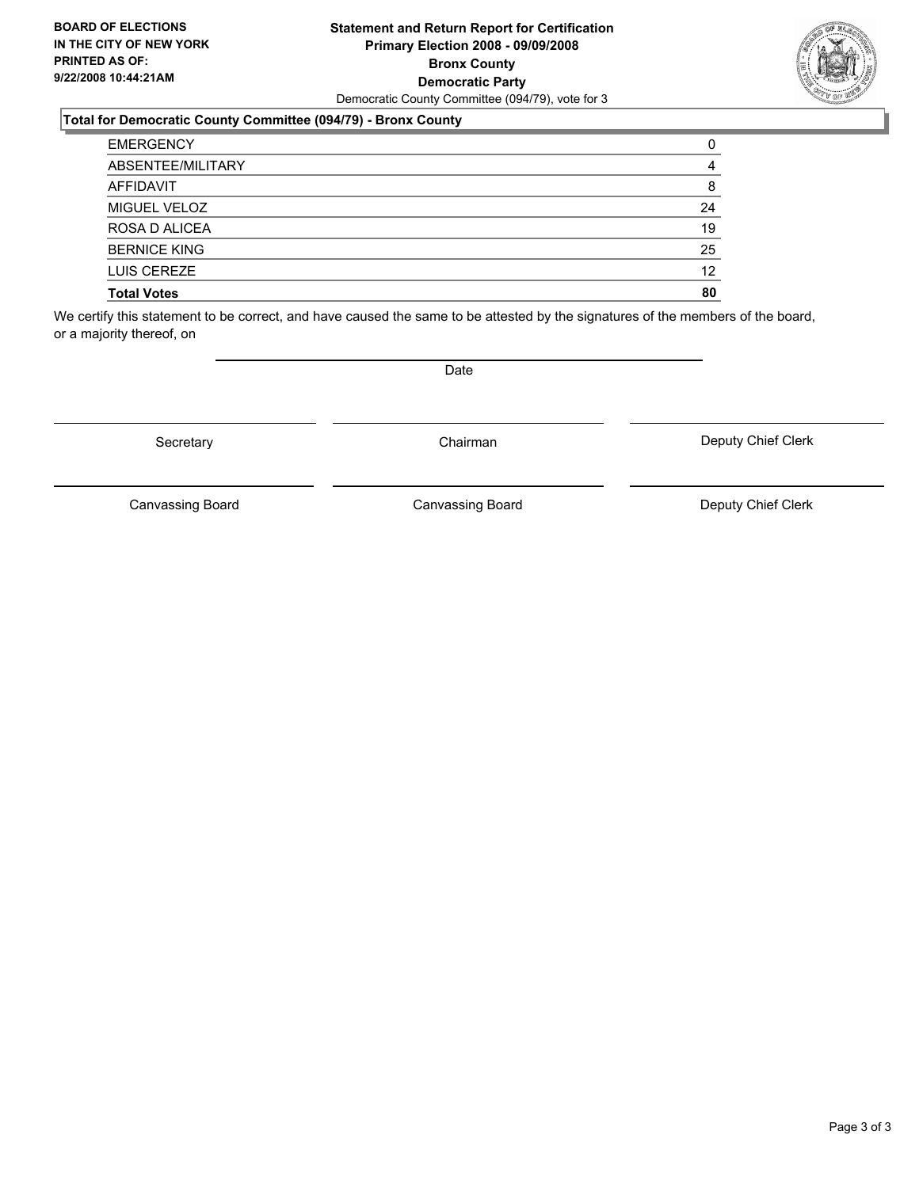**BOARD OF ELECTIONS IN THE CITY OF NEW YORK PRINTED AS OF: 9/22/2008 10:44:21AM**

# Statement and Return Report for Certification
## Primary Election 2008 - 09/09/2008
## Bronx County
## Democratic Party

Democratic County Committee (094/79), vote for 3

### Total for Democratic County Committee (094/79) - Bronx County

| | |
|---|---|
| EMERGENCY | 0 |
| ABSENTEE/MILITARY | 4 |
| AFFIDAVIT | 8 |
| MIGUEL VELOZ | 24 |
| ROSA D ALICEA | 19 |
| BERNICE KING | 25 |
| LUIS CEREZE | 12 |
| **Total Votes** | **80** |

We certify this statement to be correct, and have caused the same to be attested by the signatures of the members of the board, or a majority thereof, on

Date

| | | |
|---|---|---|
| Secretary | Chairman | Deputy Chief Clerk |
| Canvassing Board | Canvassing Board | Deputy Chief Clerk |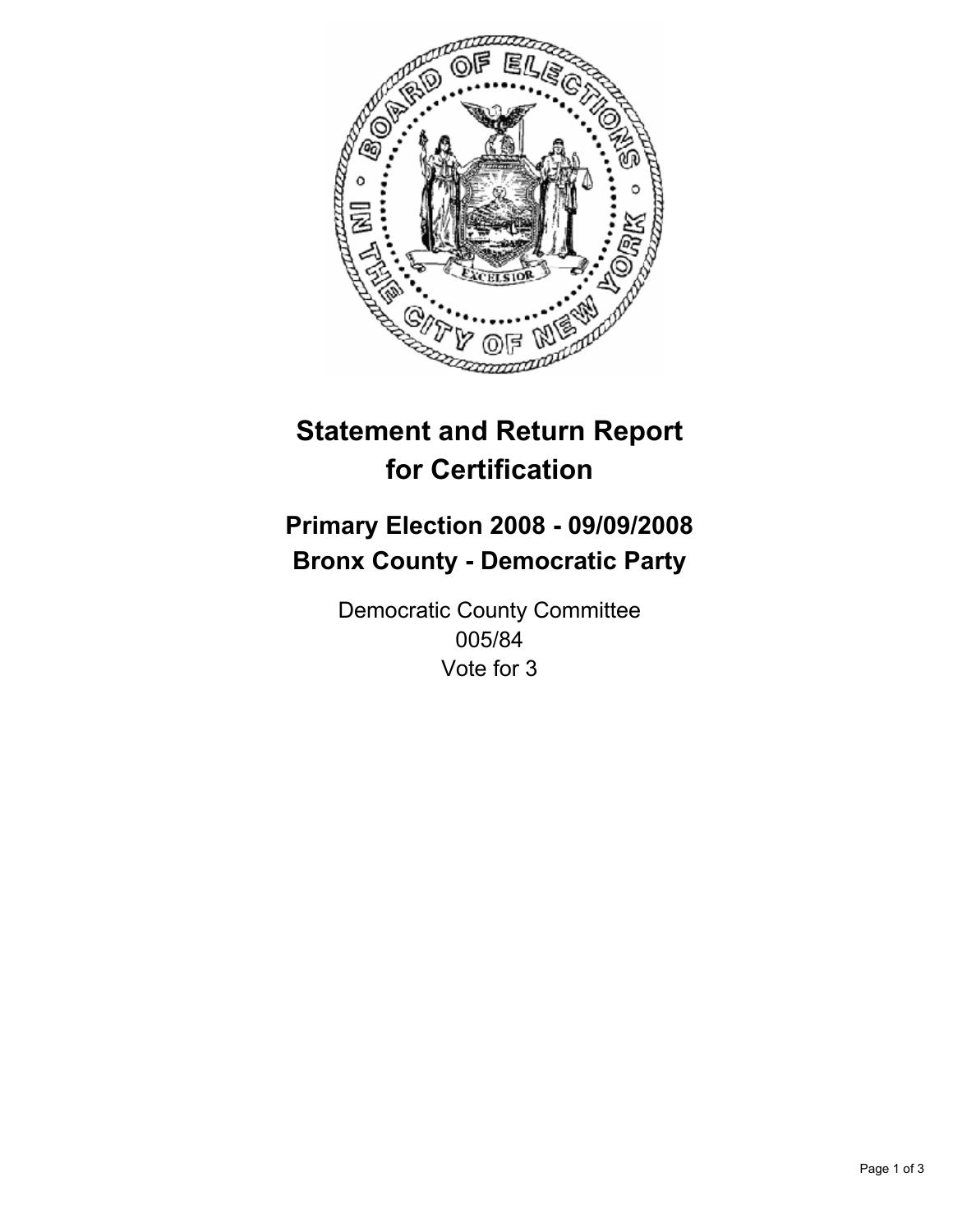# Statement and Return Report for Certification

## Primary Election 2008 - 09/09/2008
## Bronx County - Democratic Party

Democratic County Committee
005/84
Vote for 3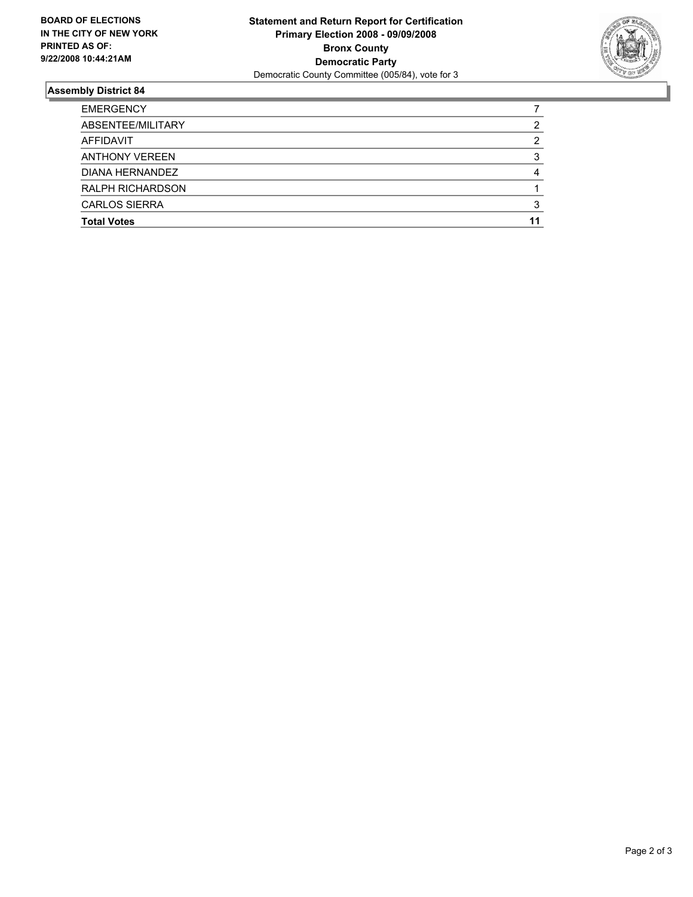**BOARD OF ELECTIONS IN THE CITY OF NEW YORK PRINTED AS OF: 9/22/2008 10:44:21AM**

# Statement and Return Report for Certification
## Primary Election 2008 - 09/09/2008
## Bronx County
## Democratic Party

Democratic County Committee (005/84), vote for 3

### Assembly District 84

| | |
|---|---|
| EMERGENCY | 7 |
| ABSENTEE/MILITARY | 2 |
| AFFIDAVIT | 2 |
| ANTHONY VEREEN | 3 |
| DIANA HERNANDEZ | 4 |
| RALPH RICHARDSON | 1 |
| CARLOS SIERRA | 3 |
| **Total Votes** | **11** |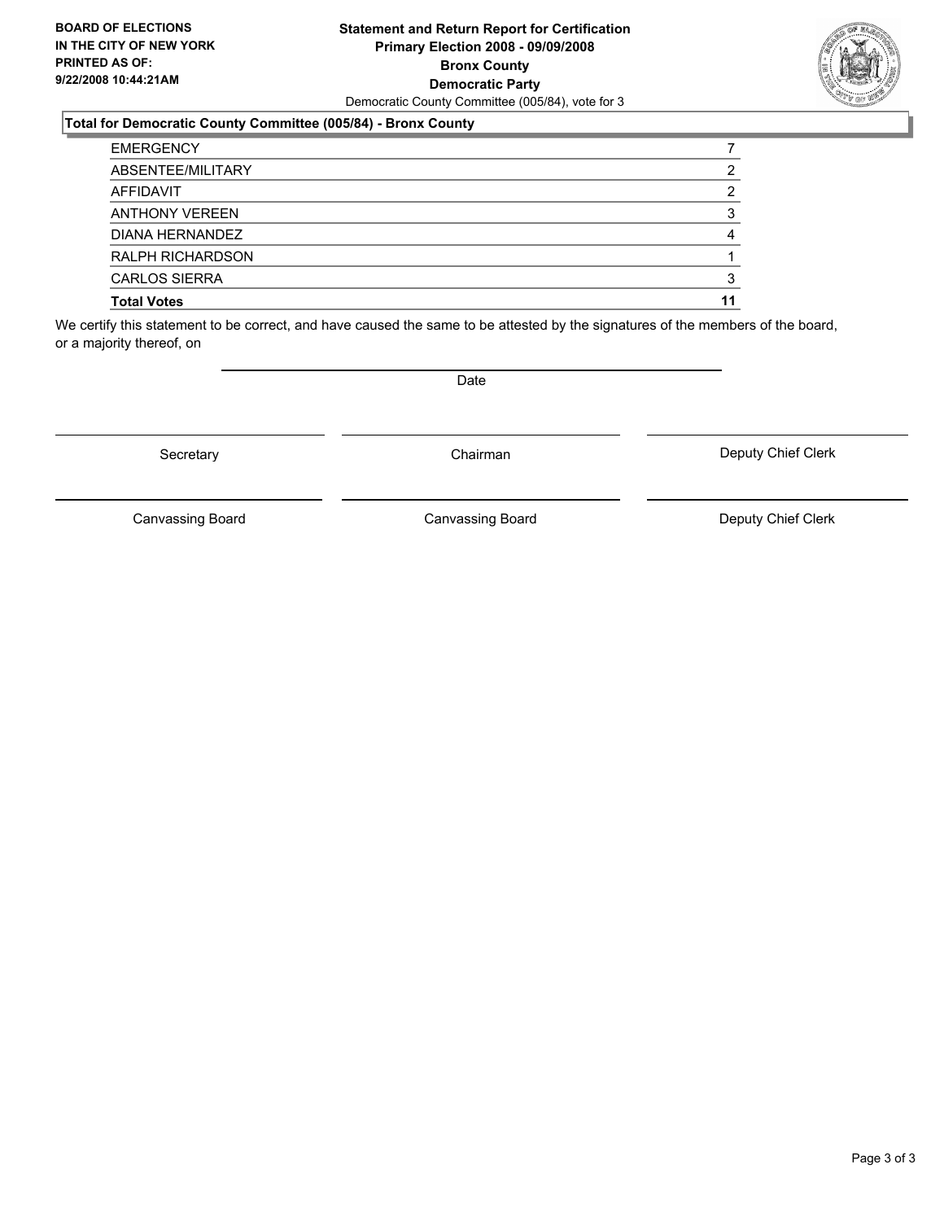**BOARD OF ELECTIONS IN THE CITY OF NEW YORK PRINTED AS OF: 9/22/2008 10:44:21AM**

**Statement and Return Report for Certification**
**Primary Election 2008 - 09/09/2008**
**Bronx County**
**Democratic Party**
Democratic County Committee (005/84), vote for 3

### Total for Democratic County Committee (005/84) - Bronx County

| | |
|---|---|
| EMERGENCY | 7 |
| ABSENTEE/MILITARY | 2 |
| AFFIDAVIT | 2 |
| ANTHONY VEREEN | 3 |
| DIANA HERNANDEZ | 4 |
| RALPH RICHARDSON | 1 |
| CARLOS SIERRA | 3 |
| **Total Votes** | **11** |

We certify this statement to be correct, and have caused the same to be attested by the signatures of the members of the board, or a majority thereof, on

Date

Secretary | Chairman | Deputy Chief Clerk

Canvassing Board | Canvassing Board | Deputy Chief Clerk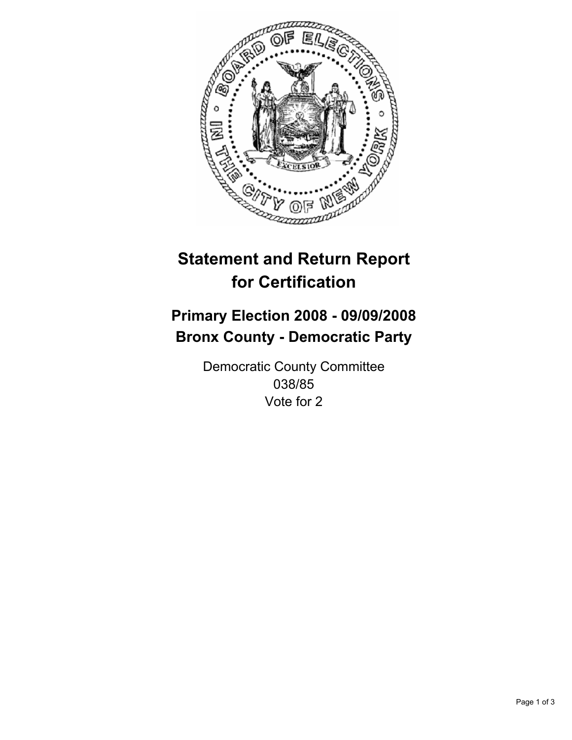# Statement and Return Report for Certification

## Primary Election 2008 - 09/09/2008
## Bronx County - Democratic Party

Democratic County Committee
038/85
Vote for 2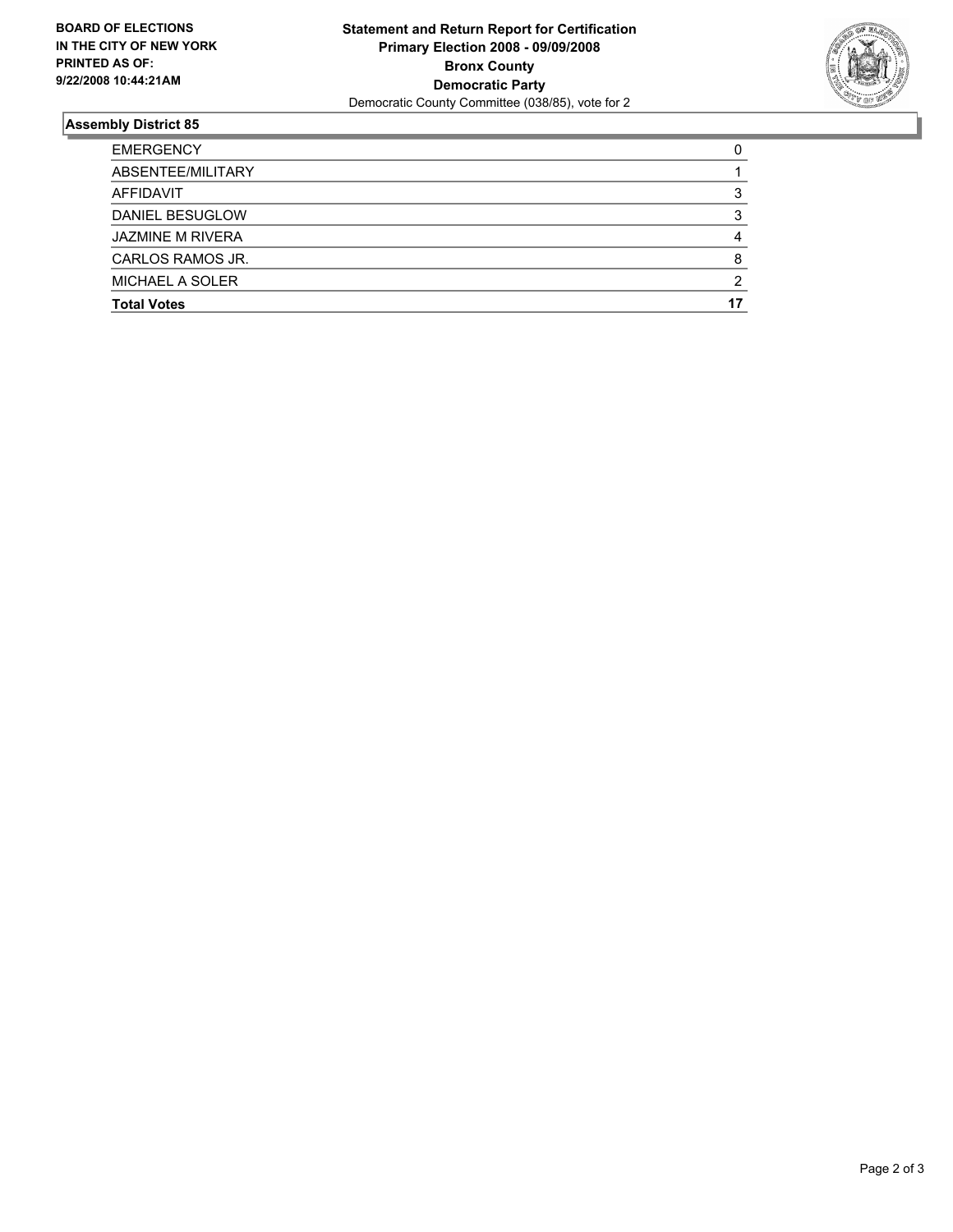**BOARD OF ELECTIONS IN THE CITY OF NEW YORK PRINTED AS OF: 9/22/2008 10:44:21AM**

**Statement and Return Report for Certification**
**Primary Election 2008 - 09/09/2008**
**Bronx County**
**Democratic Party**
Democratic County Committee (038/85), vote for 2

## Assembly District 85

| | |
|---|---|
| EMERGENCY | 0 |
| ABSENTEE/MILITARY | 1 |
| AFFIDAVIT | 3 |
| DANIEL BESUGLOW | 3 |
| JAZMINE M RIVERA | 4 |
| CARLOS RAMOS JR. | 8 |
| MICHAEL A SOLER | 2 |
| **Total Votes** | **17** |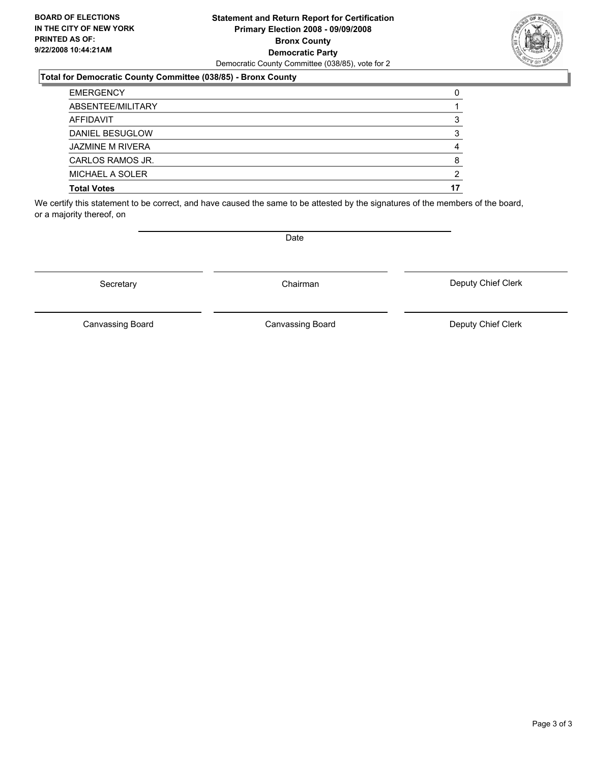**BOARD OF ELECTIONS IN THE CITY OF NEW YORK PRINTED AS OF: 9/22/2008 10:44:21AM**

**Statement and Return Report for Certification**
**Primary Election 2008 - 09/09/2008**
**Bronx County**
**Democratic Party**
Democratic County Committee (038/85), vote for 2

### Total for Democratic County Committee (038/85) - Bronx County

| | |
|---|---|
| EMERGENCY | 0 |
| ABSENTEE/MILITARY | 1 |
| AFFIDAVIT | 3 |
| DANIEL BESUGLOW | 3 |
| JAZMINE M RIVERA | 4 |
| CARLOS RAMOS JR. | 8 |
| MICHAEL A SOLER | 2 |
| **Total Votes** | **17** |

We certify this statement to be correct, and have caused the same to be attested by the signatures of the members of the board, or a majority thereof, on

Date

Secretary

Chairman

Deputy Chief Clerk

Canvassing Board

Canvassing Board

Deputy Chief Clerk